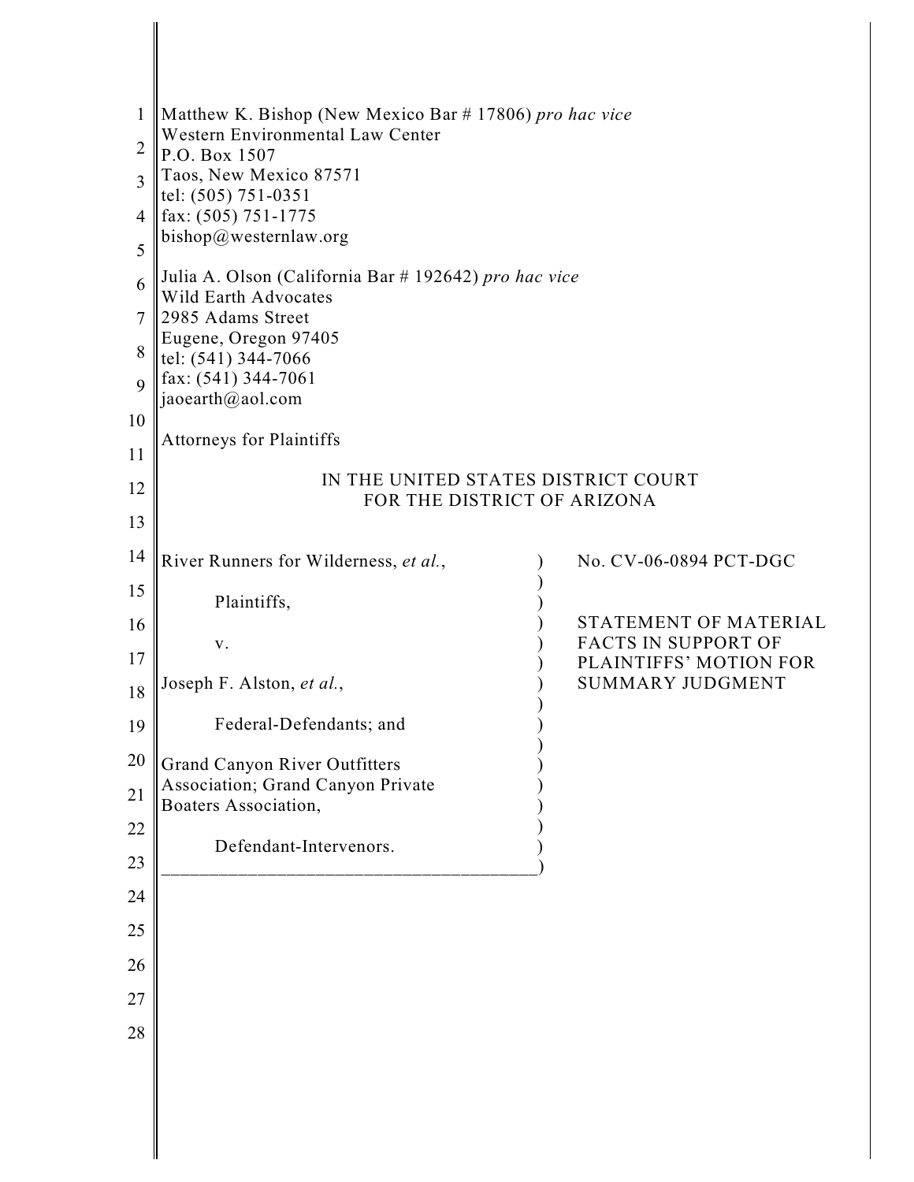Matthew K. Bishop (New Mexico Bar # 17806) *pro hac vice*
Western Environmental Law Center
P.O. Box 1507
Taos, New Mexico 87571
tel: (505) 751-0351
fax: (505) 751-1775
bishop@westernlaw.org

Julia A. Olson (California Bar # 192642) *pro hac vice*
Wild Earth Advocates
2985 Adams Street
Eugene, Oregon 97405
tel: (541) 344-7066
fax: (541) 344-7061
jaoearth@aol.com

Attorneys for Plaintiffs

IN THE UNITED STATES DISTRICT COURT
FOR THE DISTRICT OF ARIZONA

| | |
|---|---|
| River Runners for Wilderness, *et al.*,<br><br>Plaintiffs,<br><br>v.<br><br>Joseph F. Alston, *et al.*,<br><br>Federal-Defendants; and<br><br>Grand Canyon River Outfitters Association; Grand Canyon Private Boaters Association,<br><br>Defendant-Intervenors. | No. CV-06-0894 PCT-DGC<br><br>STATEMENT OF MATERIAL FACTS IN SUPPORT OF PLAINTIFFS' MOTION FOR SUMMARY JUDGMENT |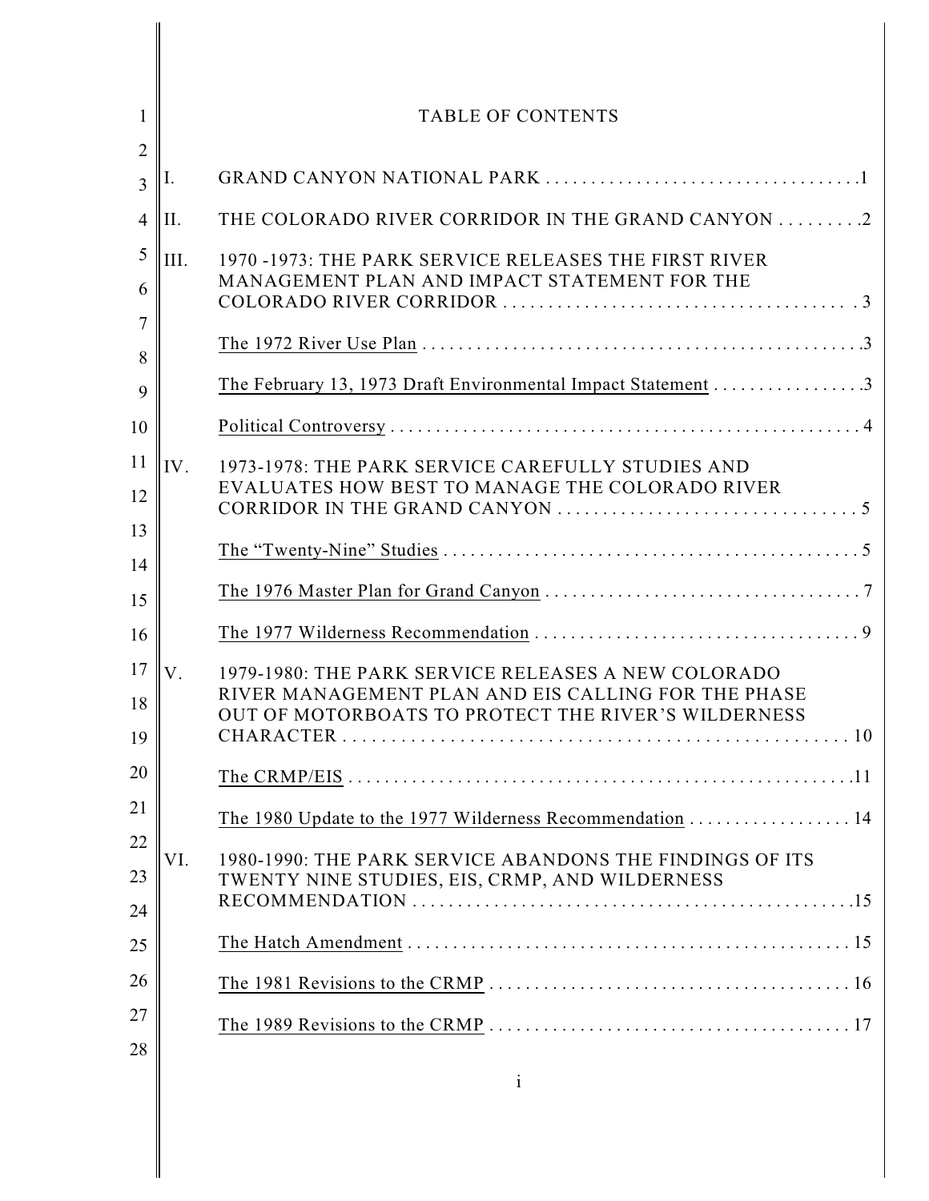# TABLE OF CONTENTS

I. GRAND CANYON NATIONAL PARK . . . . . . . . . . . . . . . . . . . . . . . . . . . . . . . . . . 1

II. THE COLORADO RIVER CORRIDOR IN THE GRAND CANYON . . . . . . . . . 2

III. 1970 -1973: THE PARK SERVICE RELEASES THE FIRST RIVER MANAGEMENT PLAN AND IMPACT STATEMENT FOR THE COLORADO RIVER CORRIDOR . . . . . . . . . . . . . . . . . . . . . . . . . . . . . . . . . . . . . 3

- The 1972 River Use Plan . . . . . . . . . . . . . . . . . . . . . . . . . . . . . . . . . . . . . . . . . . . . . . 3
- The February 13, 1973 Draft Environmental Impact Statement . . . . . . . . . . . . . . . . 3
- Political Controversy . . . . . . . . . . . . . . . . . . . . . . . . . . . . . . . . . . . . . . . . . . . . . . . . . 4

IV. 1973-1978: THE PARK SERVICE CAREFULLY STUDIES AND EVALUATES HOW BEST TO MANAGE THE COLORADO RIVER CORRIDOR IN THE GRAND CANYON . . . . . . . . . . . . . . . . . . . . . . . . . . . . . . . . 5

- The "Twenty-Nine" Studies . . . . . . . . . . . . . . . . . . . . . . . . . . . . . . . . . . . . . . . . . . . . 5
- The 1976 Master Plan for Grand Canyon . . . . . . . . . . . . . . . . . . . . . . . . . . . . . . . . . . 7
- The 1977 Wilderness Recommendation . . . . . . . . . . . . . . . . . . . . . . . . . . . . . . . . . . . 9

V. 1979-1980: THE PARK SERVICE RELEASES A NEW COLORADO RIVER MANAGEMENT PLAN AND EIS CALLING FOR THE PHASE OUT OF MOTORBOATS TO PROTECT THE RIVER'S WILDERNESS CHARACTER . . . . . . . . . . . . . . . . . . . . . . . . . . . . . . . . . . . . . . . . . . . . . . . . . . . . 10

- The CRMP/EIS . . . . . . . . . . . . . . . . . . . . . . . . . . . . . . . . . . . . . . . . . . . . . . . . . . . . . . 11
- The 1980 Update to the 1977 Wilderness Recommendation . . . . . . . . . . . . . . . . . . 14

VI. 1980-1990: THE PARK SERVICE ABANDONS THE FINDINGS OF ITS TWENTY NINE STUDIES, EIS, CRMP, AND WILDERNESS RECOMMENDATION . . . . . . . . . . . . . . . . . . . . . . . . . . . . . . . . . . . . . . . . . . . . . . . 15

- The Hatch Amendment . . . . . . . . . . . . . . . . . . . . . . . . . . . . . . . . . . . . . . . . . . . . . . . . 15
- The 1981 Revisions to the CRMP . . . . . . . . . . . . . . . . . . . . . . . . . . . . . . . . . . . . . . . 16
- The 1989 Revisions to the CRMP . . . . . . . . . . . . . . . . . . . . . . . . . . . . . . . . . . . . . . . 17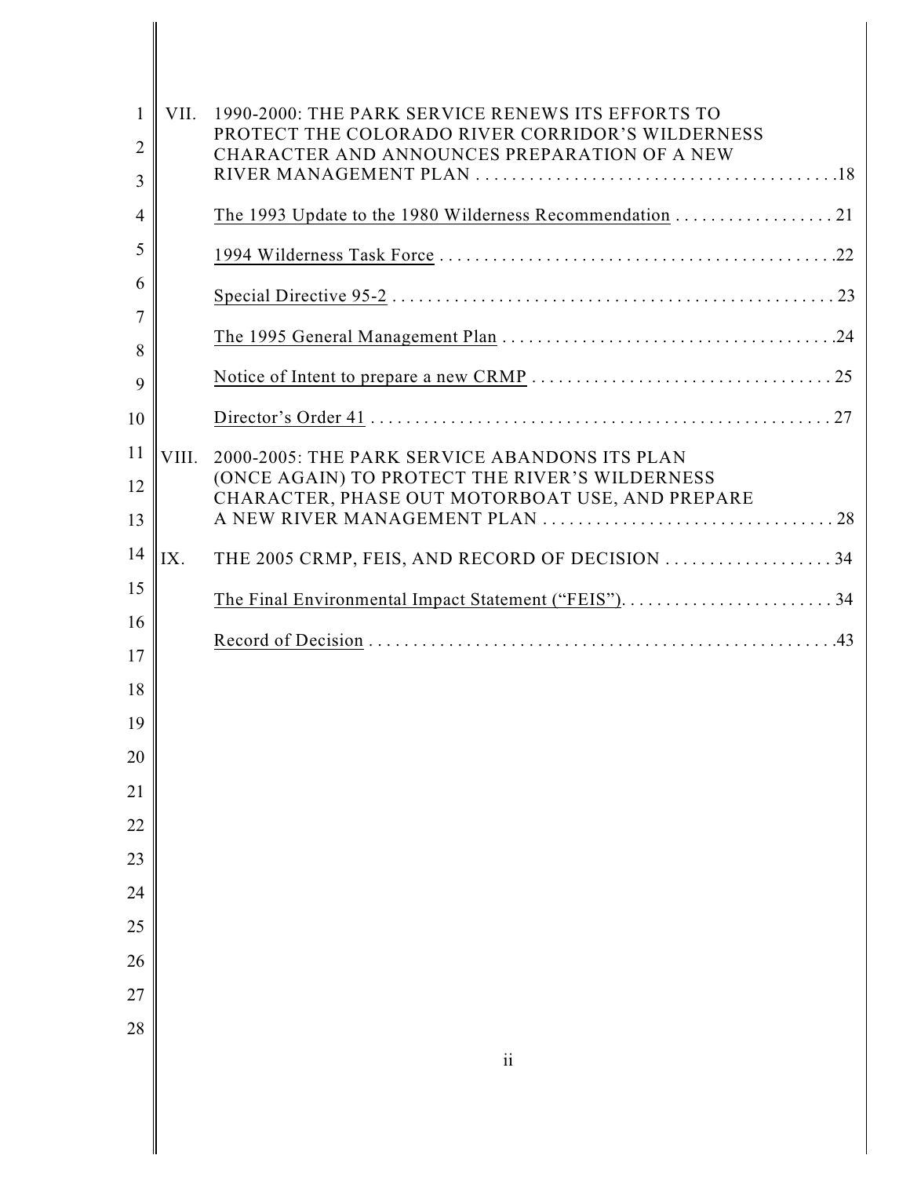VII. 1990-2000: THE PARK SERVICE RENEWS ITS EFFORTS TO PROTECT THE COLORADO RIVER CORRIDOR'S WILDERNESS CHARACTER AND ANNOUNCES PREPARATION OF A NEW RIVER MANAGEMENT PLAN . . . . . . . . . . . . . . . . . . . . . . . . . . . . . . . . . . . . . . . . 18

- The 1993 Update to the 1980 Wilderness Recommendation . . . . . . . . . . . . . . . . . . 21
- 1994 Wilderness Task Force . . . . . . . . . . . . . . . . . . . . . . . . . . . . . . . . . . . . . . . . . . . . 22
- Special Directive 95-2 . . . . . . . . . . . . . . . . . . . . . . . . . . . . . . . . . . . . . . . . . . . . . . . . . 23
- The 1995 General Management Plan . . . . . . . . . . . . . . . . . . . . . . . . . . . . . . . . . . . . . 24
- Notice of Intent to prepare a new CRMP . . . . . . . . . . . . . . . . . . . . . . . . . . . . . . . . . 25
- Director's Order 41 . . . . . . . . . . . . . . . . . . . . . . . . . . . . . . . . . . . . . . . . . . . . . . . . . . 27

VIII. 2000-2005: THE PARK SERVICE ABANDONS ITS PLAN (ONCE AGAIN) TO PROTECT THE RIVER'S WILDERNESS CHARACTER, PHASE OUT MOTORBOAT USE, AND PREPARE A NEW RIVER MANAGEMENT PLAN . . . . . . . . . . . . . . . . . . . . . . . . . . . . . . . . . 28

IX. THE 2005 CRMP, FEIS, AND RECORD OF DECISION . . . . . . . . . . . . . . . . . . . 34

- The Final Environmental Impact Statement ("FEIS"). . . . . . . . . . . . . . . . . . . . . . . . 34
- Record of Decision . . . . . . . . . . . . . . . . . . . . . . . . . . . . . . . . . . . . . . . . . . . . . . . . . . . 43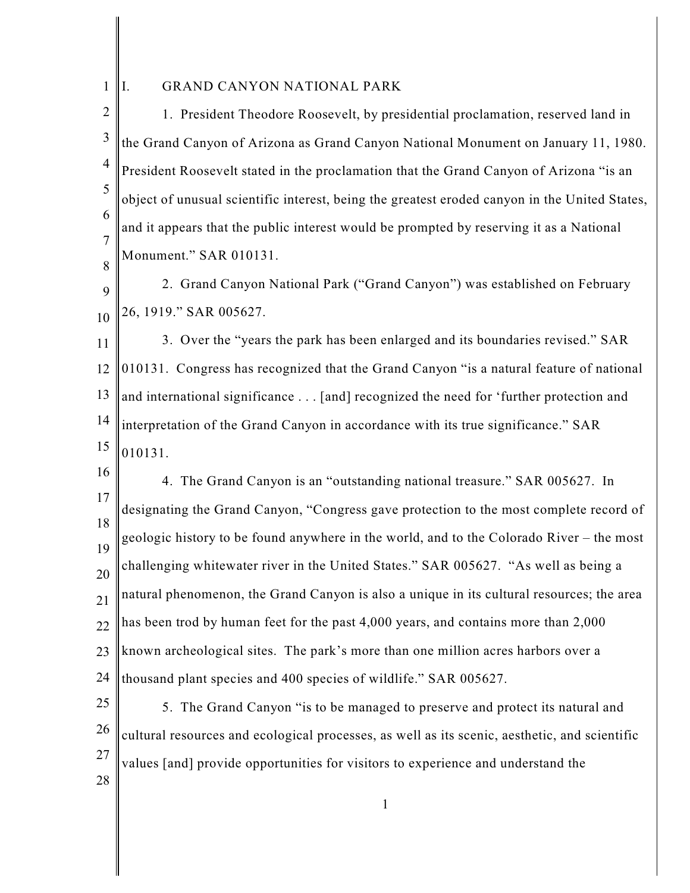# I. GRAND CANYON NATIONAL PARK

1. President Theodore Roosevelt, by presidential proclamation, reserved land in the Grand Canyon of Arizona as Grand Canyon National Monument on January 11, 1980. President Roosevelt stated in the proclamation that the Grand Canyon of Arizona "is an object of unusual scientific interest, being the greatest eroded canyon in the United States, and it appears that the public interest would be prompted by reserving it as a National Monument." SAR 010131.

2. Grand Canyon National Park ("Grand Canyon") was established on February 26, 1919." SAR 005627.

3. Over the "years the park has been enlarged and its boundaries revised." SAR 010131. Congress has recognized that the Grand Canyon "is a natural feature of national and international significance . . . [and] recognized the need for 'further protection and interpretation of the Grand Canyon in accordance with its true significance." SAR 010131.

4. The Grand Canyon is an "outstanding national treasure." SAR 005627. In designating the Grand Canyon, "Congress gave protection to the most complete record of geologic history to be found anywhere in the world, and to the Colorado River – the most challenging whitewater river in the United States." SAR 005627. "As well as being a natural phenomenon, the Grand Canyon is also a unique in its cultural resources; the area has been trod by human feet for the past 4,000 years, and contains more than 2,000 known archeological sites. The park's more than one million acres harbors over a thousand plant species and 400 species of wildlife." SAR 005627.

5. The Grand Canyon "is to be managed to preserve and protect its natural and cultural resources and ecological processes, as well as its scenic, aesthetic, and scientific values [and] provide opportunities for visitors to experience and understand the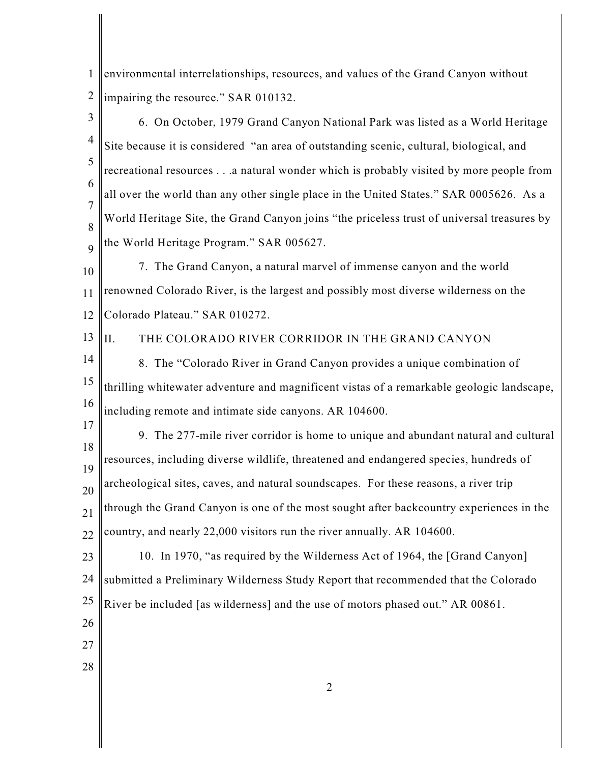environmental interrelationships, resources, and values of the Grand Canyon without impairing the resource." SAR 010132.

6. On October, 1979 Grand Canyon National Park was listed as a World Heritage Site because it is considered "an area of outstanding scenic, cultural, biological, and recreational resources . . .a natural wonder which is probably visited by more people from all over the world than any other single place in the United States." SAR 0005626. As a World Heritage Site, the Grand Canyon joins "the priceless trust of universal treasures by the World Heritage Program." SAR 005627.

7. The Grand Canyon, a natural marvel of immense canyon and the world renowned Colorado River, is the largest and possibly most diverse wilderness on the Colorado Plateau." SAR 010272.

## II. THE COLORADO RIVER CORRIDOR IN THE GRAND CANYON

8. The "Colorado River in Grand Canyon provides a unique combination of thrilling whitewater adventure and magnificent vistas of a remarkable geologic landscape, including remote and intimate side canyons. AR 104600.

9. The 277-mile river corridor is home to unique and abundant natural and cultural resources, including diverse wildlife, threatened and endangered species, hundreds of archeological sites, caves, and natural soundscapes. For these reasons, a river trip through the Grand Canyon is one of the most sought after backcountry experiences in the country, and nearly 22,000 visitors run the river annually. AR 104600.

10. In 1970, "as required by the Wilderness Act of 1964, the [Grand Canyon] submitted a Preliminary Wilderness Study Report that recommended that the Colorado River be included [as wilderness] and the use of motors phased out." AR 00861.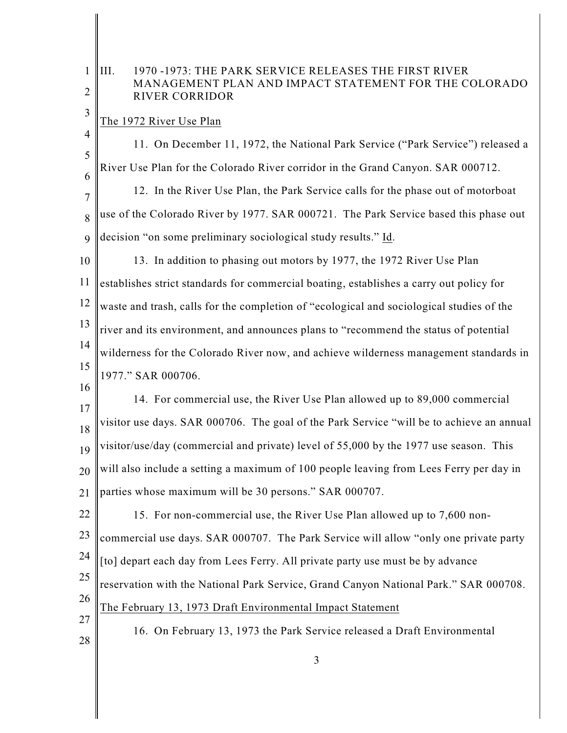## III. 1970 -1973: THE PARK SERVICE RELEASES THE FIRST RIVER MANAGEMENT PLAN AND IMPACT STATEMENT FOR THE COLORADO RIVER CORRIDOR

The 1972 River Use Plan

11. On December 11, 1972, the National Park Service ("Park Service") released a River Use Plan for the Colorado River corridor in the Grand Canyon. SAR 000712.

12. In the River Use Plan, the Park Service calls for the phase out of motorboat use of the Colorado River by 1977. SAR 000721. The Park Service based this phase out decision "on some preliminary sociological study results." Id.

13. In addition to phasing out motors by 1977, the 1972 River Use Plan establishes strict standards for commercial boating, establishes a carry out policy for waste and trash, calls for the completion of "ecological and sociological studies of the river and its environment, and announces plans to "recommend the status of potential wilderness for the Colorado River now, and achieve wilderness management standards in 1977." SAR 000706.

14. For commercial use, the River Use Plan allowed up to 89,000 commercial visitor use days. SAR 000706. The goal of the Park Service "will be to achieve an annual visitor/use/day (commercial and private) level of 55,000 by the 1977 use season. This will also include a setting a maximum of 100 people leaving from Lees Ferry per day in parties whose maximum will be 30 persons." SAR 000707.

15. For non-commercial use, the River Use Plan allowed up to 7,600 non-commercial use days. SAR 000707. The Park Service will allow "only one private party [to] depart each day from Lees Ferry. All private party use must be by advance reservation with the National Park Service, Grand Canyon National Park." SAR 000708.

The February 13, 1973 Draft Environmental Impact Statement

16. On February 13, 1973 the Park Service released a Draft Environmental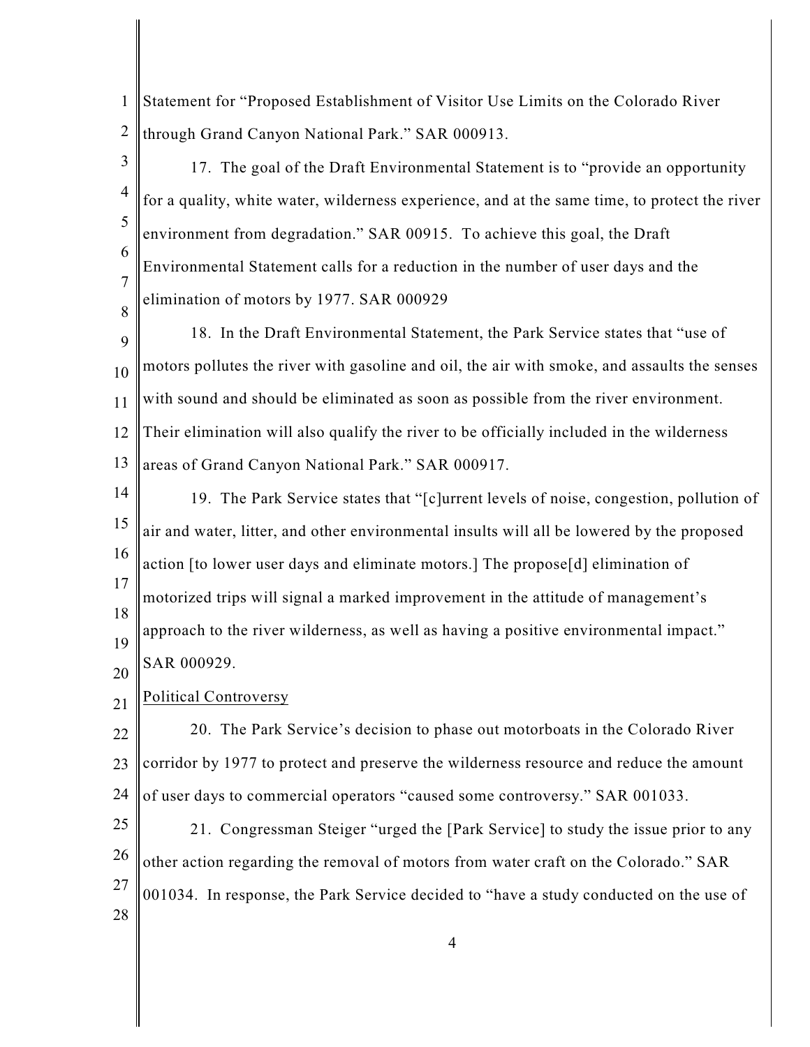Statement for "Proposed Establishment of Visitor Use Limits on the Colorado River through Grand Canyon National Park." SAR 000913.

17. The goal of the Draft Environmental Statement is to "provide an opportunity for a quality, white water, wilderness experience, and at the same time, to protect the river environment from degradation." SAR 00915. To achieve this goal, the Draft Environmental Statement calls for a reduction in the number of user days and the elimination of motors by 1977. SAR 000929

18. In the Draft Environmental Statement, the Park Service states that "use of motors pollutes the river with gasoline and oil, the air with smoke, and assaults the senses with sound and should be eliminated as soon as possible from the river environment. Their elimination will also qualify the river to be officially included in the wilderness areas of Grand Canyon National Park." SAR 000917.

19. The Park Service states that "[c]urrent levels of noise, congestion, pollution of air and water, litter, and other environmental insults will all be lowered by the proposed action [to lower user days and eliminate motors.] The propose[d] elimination of motorized trips will signal a marked improvement in the attitude of management's approach to the river wilderness, as well as having a positive environmental impact." SAR 000929.

Political Controversy

20. The Park Service's decision to phase out motorboats in the Colorado River corridor by 1977 to protect and preserve the wilderness resource and reduce the amount of user days to commercial operators "caused some controversy." SAR 001033.

21. Congressman Steiger "urged the [Park Service] to study the issue prior to any other action regarding the removal of motors from water craft on the Colorado." SAR 001034. In response, the Park Service decided to "have a study conducted on the use of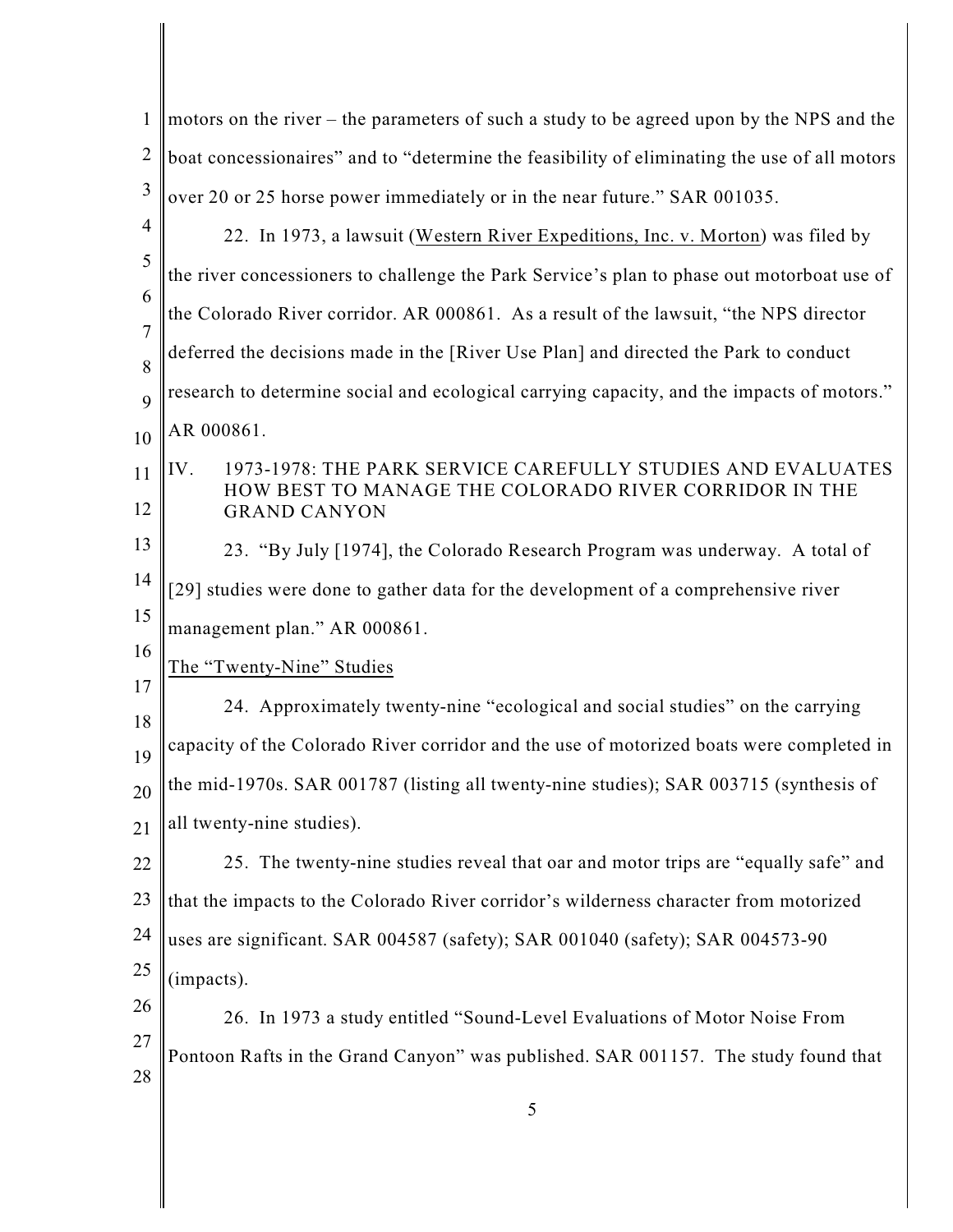motors on the river – the parameters of such a study to be agreed upon by the NPS and the boat concessionaires" and to "determine the feasibility of eliminating the use of all motors over 20 or 25 horse power immediately or in the near future." SAR 001035.

22. In 1973, a lawsuit (Western River Expeditions, Inc. v. Morton) was filed by the river concessioners to challenge the Park Service's plan to phase out motorboat use of the Colorado River corridor. AR 000861. As a result of the lawsuit, "the NPS director deferred the decisions made in the [River Use Plan] and directed the Park to conduct research to determine social and ecological carrying capacity, and the impacts of motors." AR 000861.

## IV. 1973-1978: THE PARK SERVICE CAREFULLY STUDIES AND EVALUATES HOW BEST TO MANAGE THE COLORADO RIVER CORRIDOR IN THE GRAND CANYON

23. "By July [1974], the Colorado Research Program was underway. A total of [29] studies were done to gather data for the development of a comprehensive river management plan." AR 000861.

### The "Twenty-Nine" Studies

24. Approximately twenty-nine "ecological and social studies" on the carrying capacity of the Colorado River corridor and the use of motorized boats were completed in the mid-1970s. SAR 001787 (listing all twenty-nine studies); SAR 003715 (synthesis of all twenty-nine studies).

25. The twenty-nine studies reveal that oar and motor trips are "equally safe" and that the impacts to the Colorado River corridor's wilderness character from motorized uses are significant. SAR 004587 (safety); SAR 001040 (safety); SAR 004573-90 (impacts).

26. In 1973 a study entitled "Sound-Level Evaluations of Motor Noise From Pontoon Rafts in the Grand Canyon" was published. SAR 001157. The study found that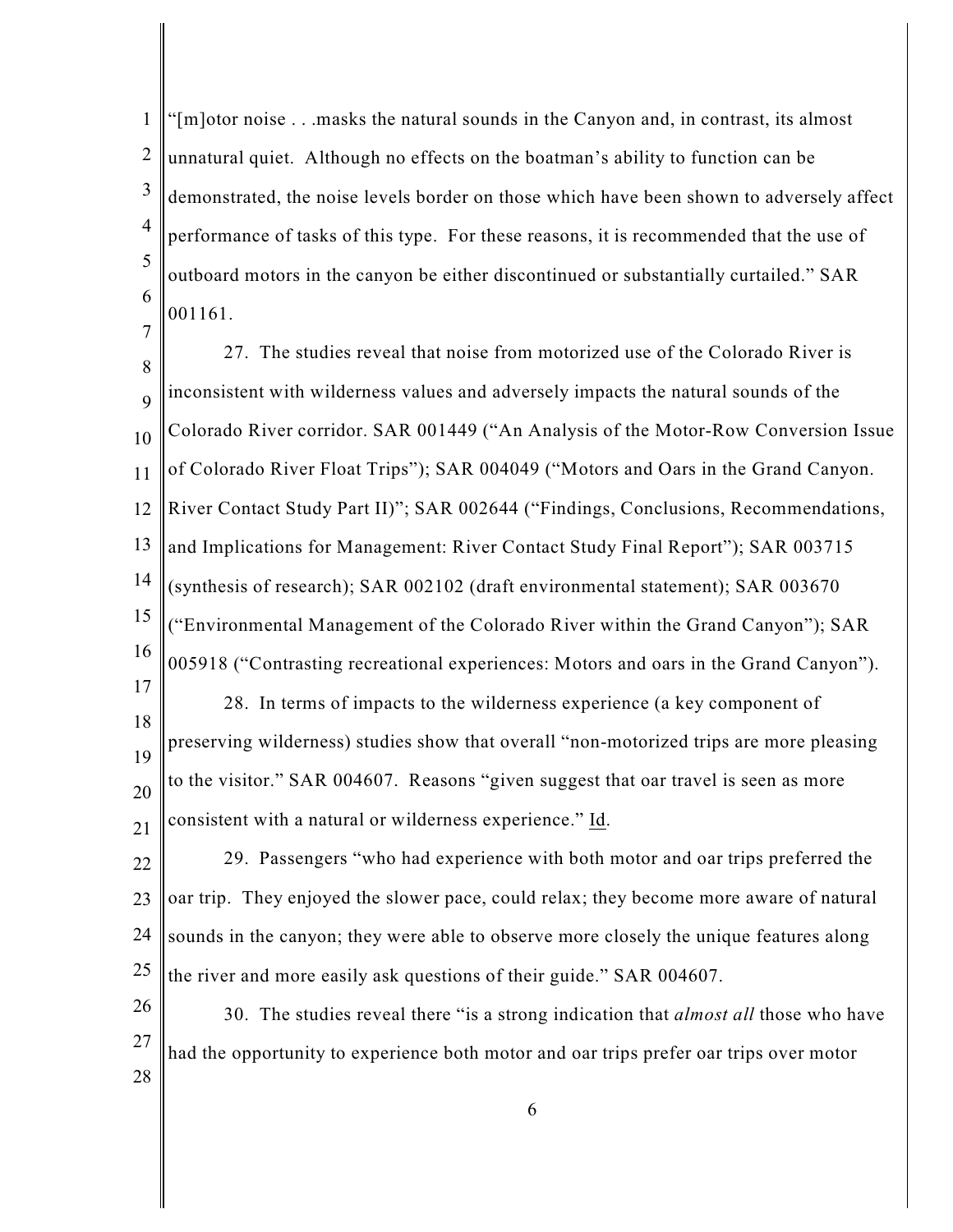"[m]otor noise . . .masks the natural sounds in the Canyon and, in contrast, its almost unnatural quiet. Although no effects on the boatman's ability to function can be demonstrated, the noise levels border on those which have been shown to adversely affect performance of tasks of this type. For these reasons, it is recommended that the use of outboard motors in the canyon be either discontinued or substantially curtailed." SAR 001161.

27. The studies reveal that noise from motorized use of the Colorado River is inconsistent with wilderness values and adversely impacts the natural sounds of the Colorado River corridor. SAR 001449 ("An Analysis of the Motor-Row Conversion Issue of Colorado River Float Trips"); SAR 004049 ("Motors and Oars in the Grand Canyon. River Contact Study Part II)"; SAR 002644 ("Findings, Conclusions, Recommendations, and Implications for Management: River Contact Study Final Report"); SAR 003715 (synthesis of research); SAR 002102 (draft environmental statement); SAR 003670 ("Environmental Management of the Colorado River within the Grand Canyon"); SAR 005918 ("Contrasting recreational experiences: Motors and oars in the Grand Canyon").

28. In terms of impacts to the wilderness experience (a key component of preserving wilderness) studies show that overall "non-motorized trips are more pleasing to the visitor." SAR 004607. Reasons "given suggest that oar travel is seen as more consistent with a natural or wilderness experience." Id.

29. Passengers "who had experience with both motor and oar trips preferred the oar trip. They enjoyed the slower pace, could relax; they become more aware of natural sounds in the canyon; they were able to observe more closely the unique features along the river and more easily ask questions of their guide." SAR 004607.

30. The studies reveal there "is a strong indication that *almost all* those who have had the opportunity to experience both motor and oar trips prefer oar trips over motor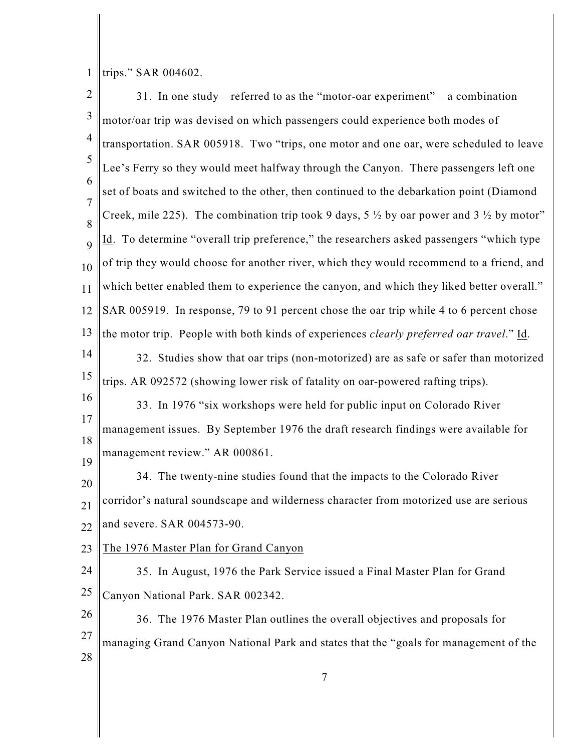trips." SAR 004602.

31. In one study – referred to as the "motor-oar experiment" – a combination motor/oar trip was devised on which passengers could experience both modes of transportation. SAR 005918. Two "trips, one motor and one oar, were scheduled to leave Lee's Ferry so they would meet halfway through the Canyon. There passengers left one set of boats and switched to the other, then continued to the debarkation point (Diamond Creek, mile 225). The combination trip took 9 days, 5 ½ by oar power and 3 ½ by motor" Id. To determine "overall trip preference," the researchers asked passengers "which type of trip they would choose for another river, which they would recommend to a friend, and which better enabled them to experience the canyon, and which they liked better overall." SAR 005919. In response, 79 to 91 percent chose the oar trip while 4 to 6 percent chose the motor trip. People with both kinds of experiences *clearly preferred oar travel*." Id.

32. Studies show that oar trips (non-motorized) are as safe or safer than motorized trips. AR 092572 (showing lower risk of fatality on oar-powered rafting trips).

33. In 1976 "six workshops were held for public input on Colorado River management issues. By September 1976 the draft research findings were available for management review." AR 000861.

34. The twenty-nine studies found that the impacts to the Colorado River corridor's natural soundscape and wilderness character from motorized use are serious and severe. SAR 004573-90.

The 1976 Master Plan for Grand Canyon

35. In August, 1976 the Park Service issued a Final Master Plan for Grand Canyon National Park. SAR 002342.

36. The 1976 Master Plan outlines the overall objectives and proposals for managing Grand Canyon National Park and states that the "goals for management of the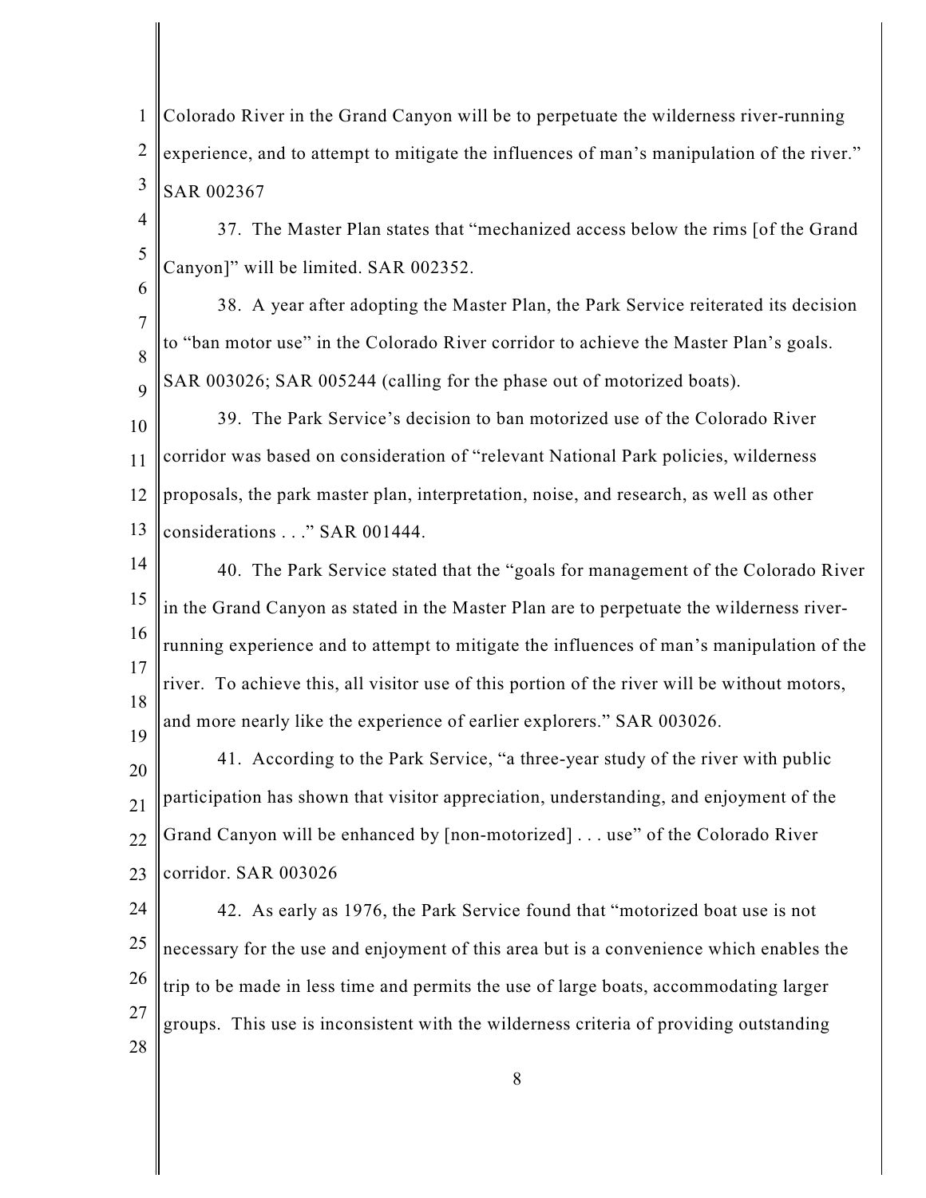Colorado River in the Grand Canyon will be to perpetuate the wilderness river-running experience, and to attempt to mitigate the influences of man's manipulation of the river." SAR 002367

37. The Master Plan states that "mechanized access below the rims [of the Grand Canyon]" will be limited. SAR 002352.

38. A year after adopting the Master Plan, the Park Service reiterated its decision to "ban motor use" in the Colorado River corridor to achieve the Master Plan's goals. SAR 003026; SAR 005244 (calling for the phase out of motorized boats).

39. The Park Service's decision to ban motorized use of the Colorado River corridor was based on consideration of "relevant National Park policies, wilderness proposals, the park master plan, interpretation, noise, and research, as well as other considerations . . ." SAR 001444.

40. The Park Service stated that the "goals for management of the Colorado River in the Grand Canyon as stated in the Master Plan are to perpetuate the wilderness river-running experience and to attempt to mitigate the influences of man's manipulation of the river. To achieve this, all visitor use of this portion of the river will be without motors, and more nearly like the experience of earlier explorers." SAR 003026.

41. According to the Park Service, "a three-year study of the river with public participation has shown that visitor appreciation, understanding, and enjoyment of the Grand Canyon will be enhanced by [non-motorized] . . . use" of the Colorado River corridor. SAR 003026

42. As early as 1976, the Park Service found that "motorized boat use is not necessary for the use and enjoyment of this area but is a convenience which enables the trip to be made in less time and permits the use of large boats, accommodating larger groups. This use is inconsistent with the wilderness criteria of providing outstanding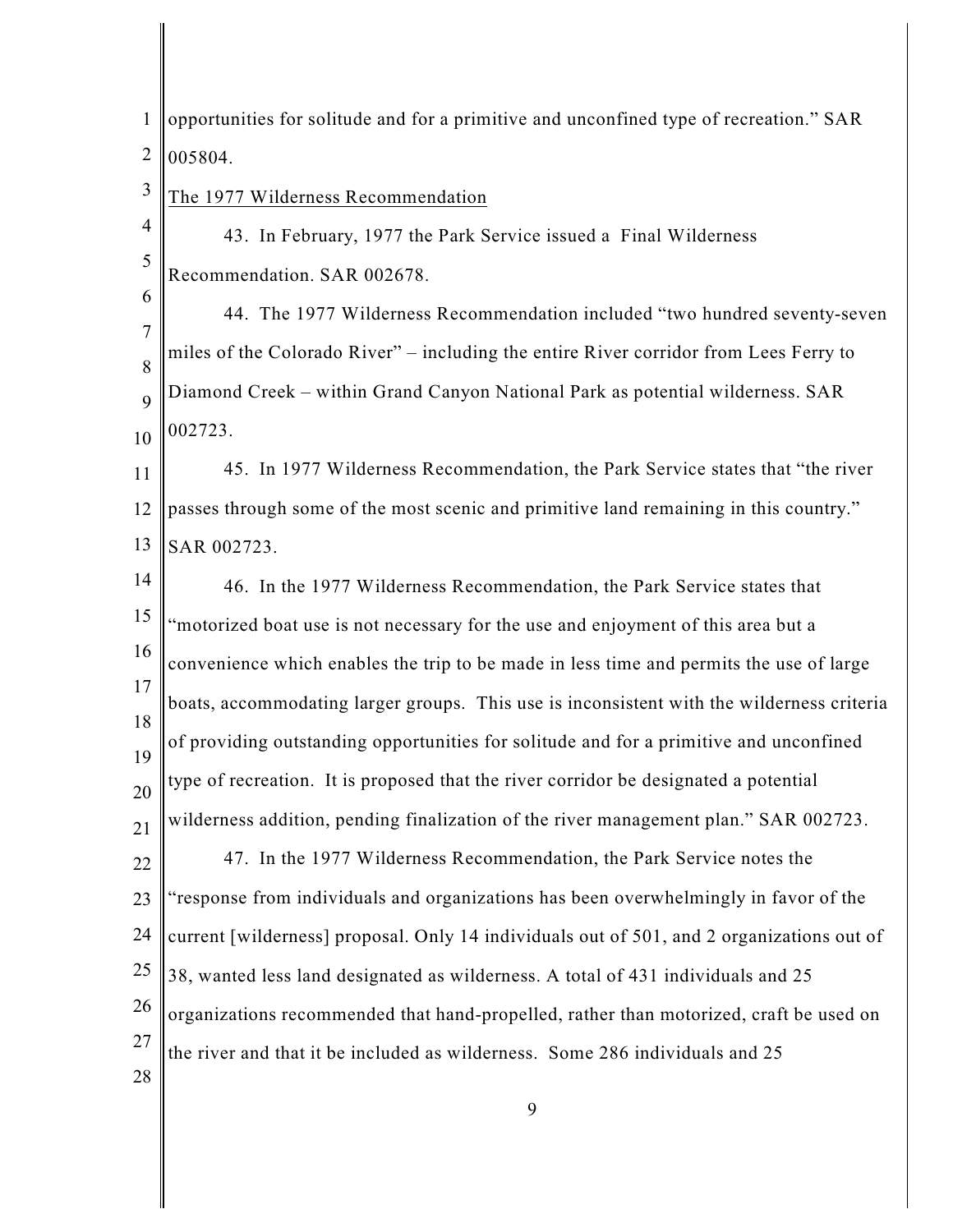opportunities for solitude and for a primitive and unconfined type of recreation." SAR 005804.

The 1977 Wilderness Recommendation

43. In February, 1977 the Park Service issued a Final Wilderness Recommendation. SAR 002678.

44. The 1977 Wilderness Recommendation included "two hundred seventy-seven miles of the Colorado River" – including the entire River corridor from Lees Ferry to Diamond Creek – within Grand Canyon National Park as potential wilderness. SAR 002723.

45. In 1977 Wilderness Recommendation, the Park Service states that "the river passes through some of the most scenic and primitive land remaining in this country." SAR 002723.

46. In the 1977 Wilderness Recommendation, the Park Service states that "motorized boat use is not necessary for the use and enjoyment of this area but a convenience which enables the trip to be made in less time and permits the use of large boats, accommodating larger groups. This use is inconsistent with the wilderness criteria of providing outstanding opportunities for solitude and for a primitive and unconfined type of recreation. It is proposed that the river corridor be designated a potential wilderness addition, pending finalization of the river management plan." SAR 002723.

47. In the 1977 Wilderness Recommendation, the Park Service notes the "response from individuals and organizations has been overwhelmingly in favor of the current [wilderness] proposal. Only 14 individuals out of 501, and 2 organizations out of 38, wanted less land designated as wilderness. A total of 431 individuals and 25 organizations recommended that hand-propelled, rather than motorized, craft be used on the river and that it be included as wilderness. Some 286 individuals and 25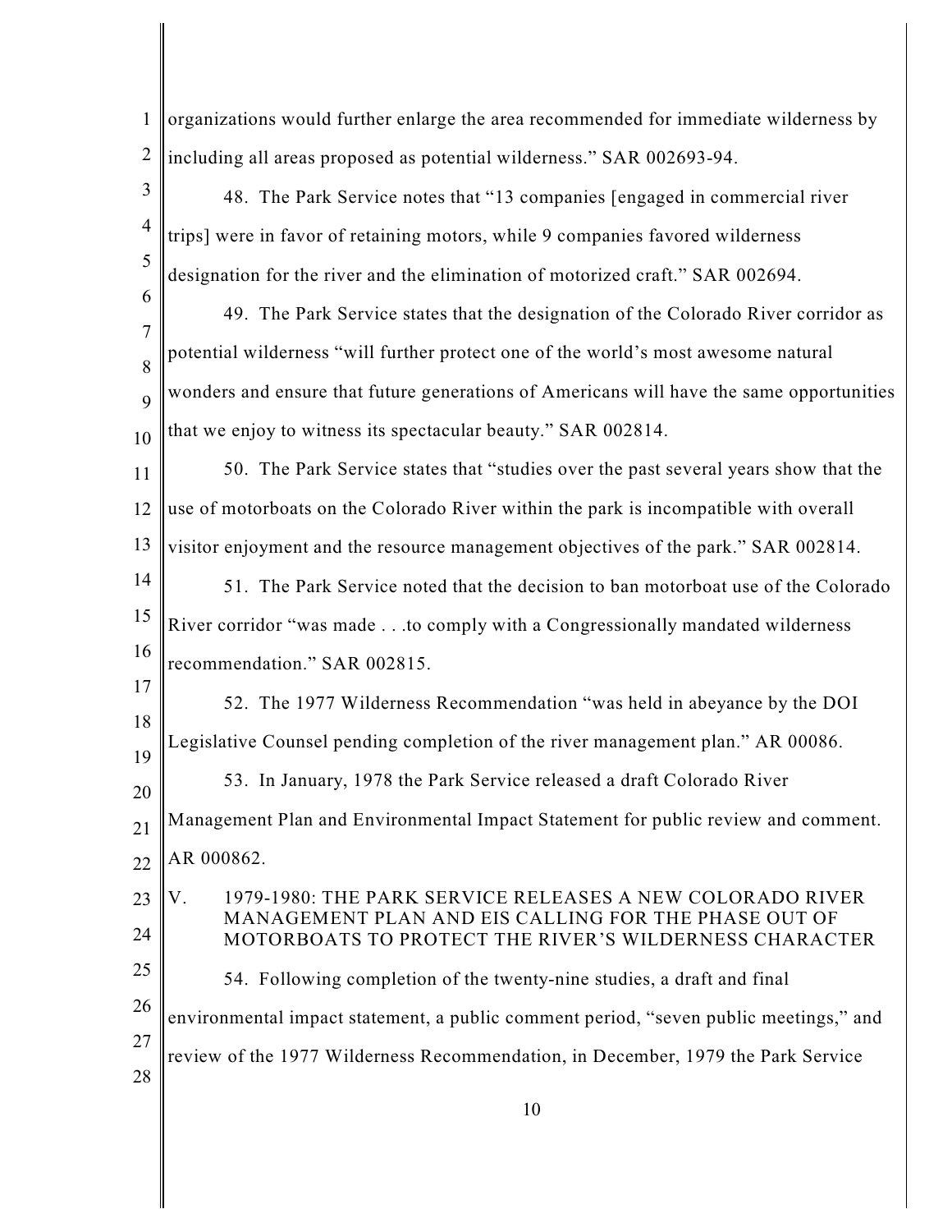organizations would further enlarge the area recommended for immediate wilderness by including all areas proposed as potential wilderness." SAR 002693-94.

48. The Park Service notes that "13 companies [engaged in commercial river trips] were in favor of retaining motors, while 9 companies favored wilderness designation for the river and the elimination of motorized craft." SAR 002694.

49. The Park Service states that the designation of the Colorado River corridor as potential wilderness "will further protect one of the world's most awesome natural wonders and ensure that future generations of Americans will have the same opportunities that we enjoy to witness its spectacular beauty." SAR 002814.

50. The Park Service states that "studies over the past several years show that the use of motorboats on the Colorado River within the park is incompatible with overall visitor enjoyment and the resource management objectives of the park." SAR 002814.

51. The Park Service noted that the decision to ban motorboat use of the Colorado River corridor "was made . . .to comply with a Congressionally mandated wilderness recommendation." SAR 002815.

52. The 1977 Wilderness Recommendation "was held in abeyance by the DOI Legislative Counsel pending completion of the river management plan." AR 00086.

53. In January, 1978 the Park Service released a draft Colorado River Management Plan and Environmental Impact Statement for public review and comment. AR 000862.

## V. 1979-1980: THE PARK SERVICE RELEASES A NEW COLORADO RIVER MANAGEMENT PLAN AND EIS CALLING FOR THE PHASE OUT OF MOTORBOATS TO PROTECT THE RIVER'S WILDERNESS CHARACTER

54. Following completion of the twenty-nine studies, a draft and final environmental impact statement, a public comment period, "seven public meetings," and review of the 1977 Wilderness Recommendation, in December, 1979 the Park Service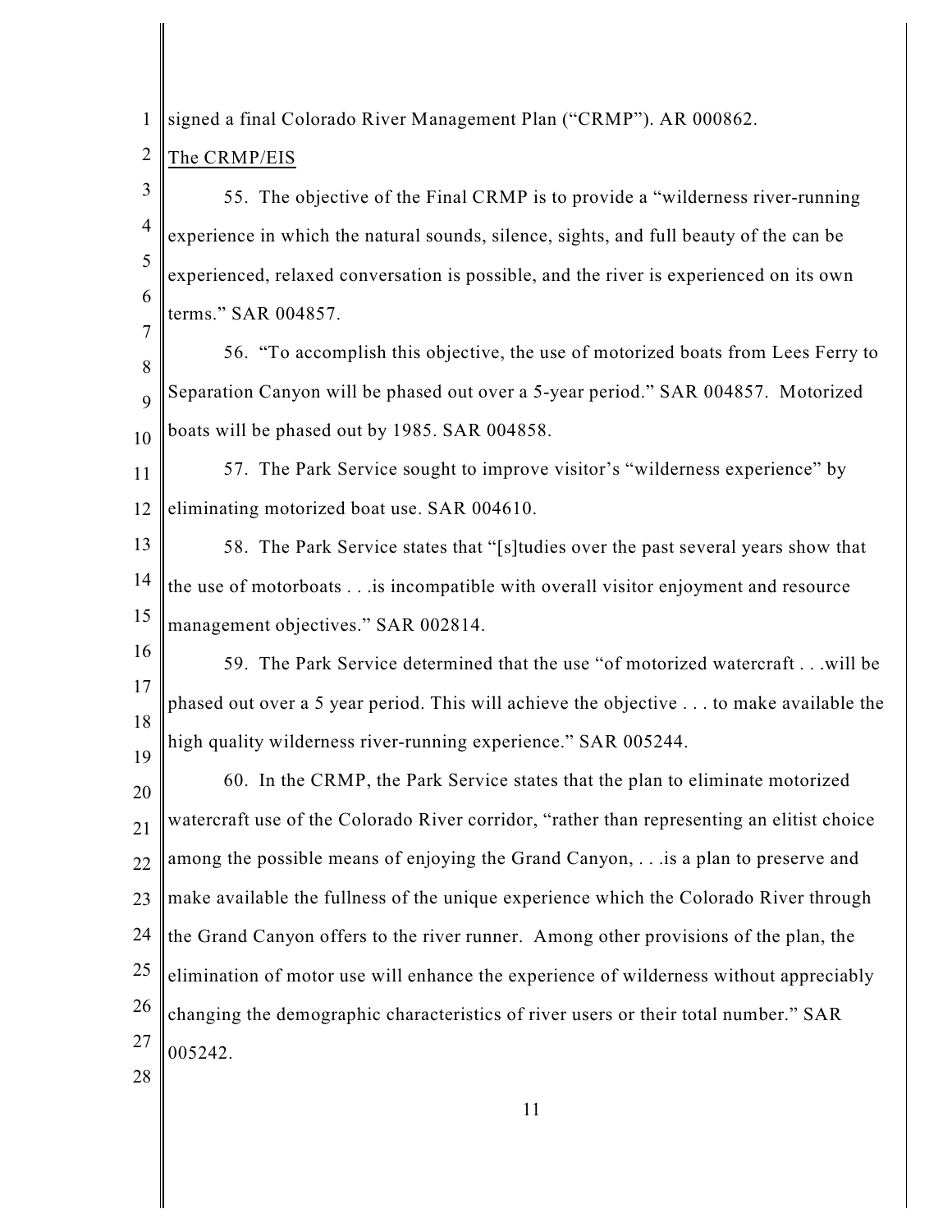signed a final Colorado River Management Plan ("CRMP"). AR 000862.

The CRMP/EIS

55. The objective of the Final CRMP is to provide a "wilderness river-running experience in which the natural sounds, silence, sights, and full beauty of the can be experienced, relaxed conversation is possible, and the river is experienced on its own terms." SAR 004857.

56. "To accomplish this objective, the use of motorized boats from Lees Ferry to Separation Canyon will be phased out over a 5-year period." SAR 004857. Motorized boats will be phased out by 1985. SAR 004858.

57. The Park Service sought to improve visitor's "wilderness experience" by eliminating motorized boat use. SAR 004610.

58. The Park Service states that "[s]tudies over the past several years show that the use of motorboats . . .is incompatible with overall visitor enjoyment and resource management objectives." SAR 002814.

59. The Park Service determined that the use "of motorized watercraft . . .will be phased out over a 5 year period. This will achieve the objective . . . to make available the high quality wilderness river-running experience." SAR 005244.

60. In the CRMP, the Park Service states that the plan to eliminate motorized watercraft use of the Colorado River corridor, "rather than representing an elitist choice among the possible means of enjoying the Grand Canyon, . . .is a plan to preserve and make available the fullness of the unique experience which the Colorado River through the Grand Canyon offers to the river runner. Among other provisions of the plan, the elimination of motor use will enhance the experience of wilderness without appreciably changing the demographic characteristics of river users or their total number." SAR 005242.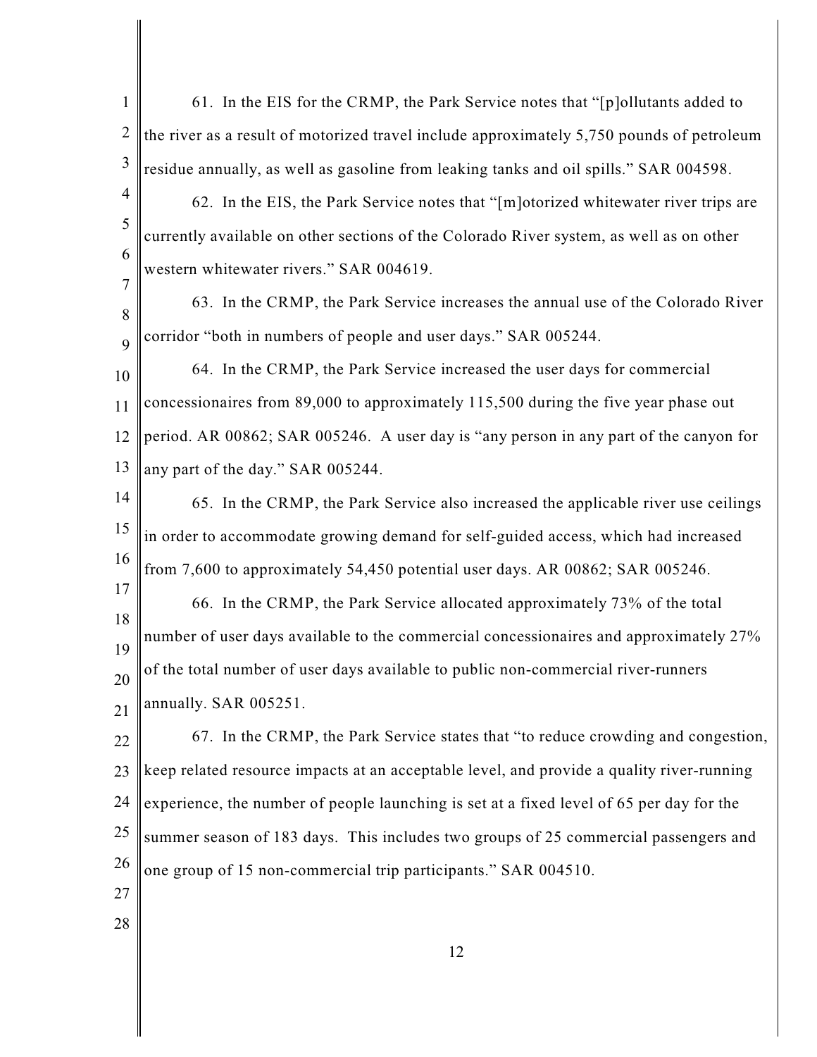61. In the EIS for the CRMP, the Park Service notes that "[p]ollutants added to the river as a result of motorized travel include approximately 5,750 pounds of petroleum residue annually, as well as gasoline from leaking tanks and oil spills." SAR 004598.

62. In the EIS, the Park Service notes that "[m]otorized whitewater river trips are currently available on other sections of the Colorado River system, as well as on other western whitewater rivers." SAR 004619.

63. In the CRMP, the Park Service increases the annual use of the Colorado River corridor "both in numbers of people and user days." SAR 005244.

64. In the CRMP, the Park Service increased the user days for commercial concessionaires from 89,000 to approximately 115,500 during the five year phase out period. AR 00862; SAR 005246. A user day is "any person in any part of the canyon for any part of the day." SAR 005244.

65. In the CRMP, the Park Service also increased the applicable river use ceilings in order to accommodate growing demand for self-guided access, which had increased from 7,600 to approximately 54,450 potential user days. AR 00862; SAR 005246.

66. In the CRMP, the Park Service allocated approximately 73% of the total number of user days available to the commercial concessionaires and approximately 27% of the total number of user days available to public non-commercial river-runners annually. SAR 005251.

67. In the CRMP, the Park Service states that "to reduce crowding and congestion, keep related resource impacts at an acceptable level, and provide a quality river-running experience, the number of people launching is set at a fixed level of 65 per day for the summer season of 183 days. This includes two groups of 25 commercial passengers and one group of 15 non-commercial trip participants." SAR 004510.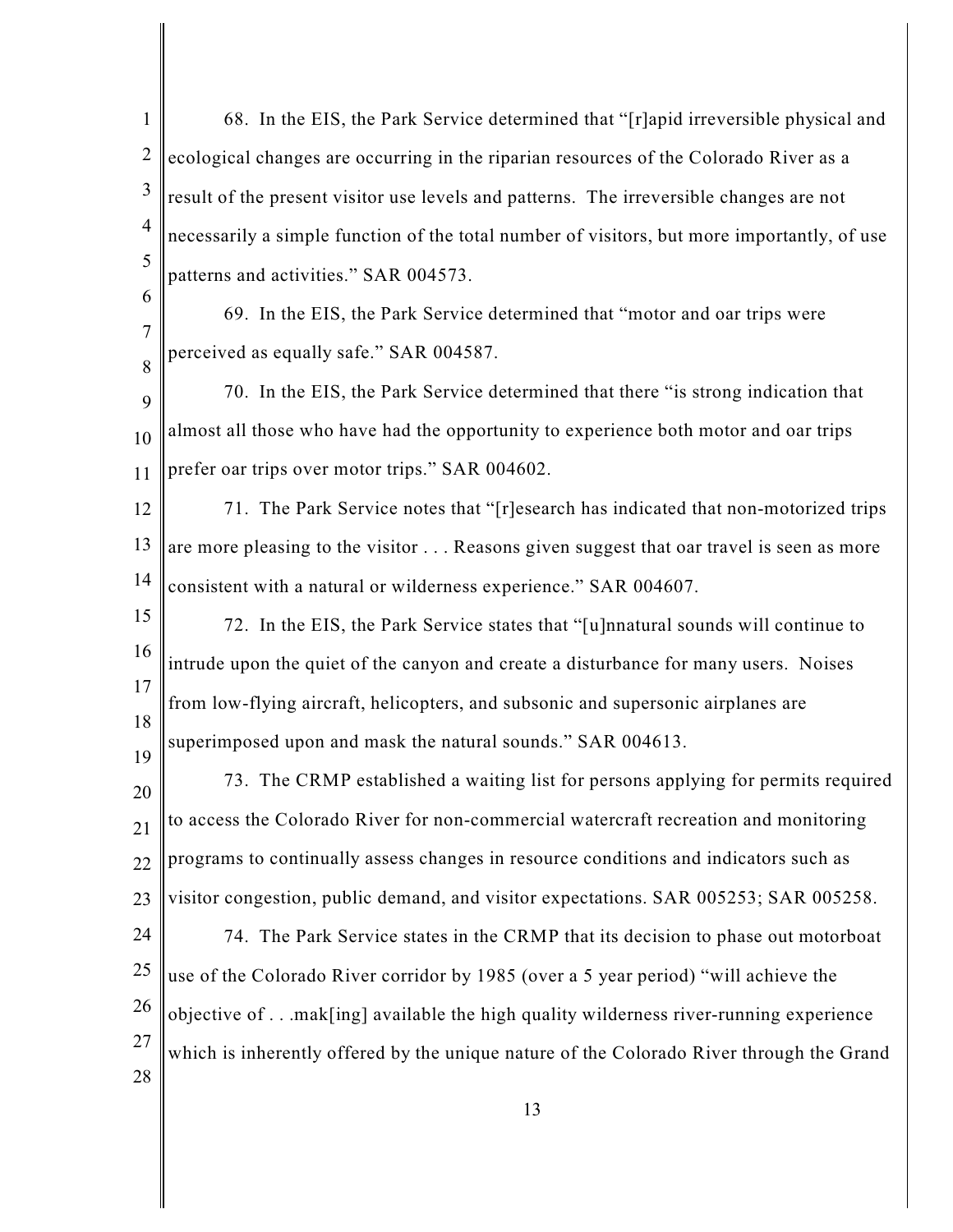68. In the EIS, the Park Service determined that "[r]apid irreversible physical and ecological changes are occurring in the riparian resources of the Colorado River as a result of the present visitor use levels and patterns. The irreversible changes are not necessarily a simple function of the total number of visitors, but more importantly, of use patterns and activities." SAR 004573.

69. In the EIS, the Park Service determined that "motor and oar trips were perceived as equally safe." SAR 004587.

70. In the EIS, the Park Service determined that there "is strong indication that almost all those who have had the opportunity to experience both motor and oar trips prefer oar trips over motor trips." SAR 004602.

71. The Park Service notes that "[r]esearch has indicated that non-motorized trips are more pleasing to the visitor . . . Reasons given suggest that oar travel is seen as more consistent with a natural or wilderness experience." SAR 004607.

72. In the EIS, the Park Service states that "[u]nnatural sounds will continue to intrude upon the quiet of the canyon and create a disturbance for many users. Noises from low-flying aircraft, helicopters, and subsonic and supersonic airplanes are superimposed upon and mask the natural sounds." SAR 004613.

73. The CRMP established a waiting list for persons applying for permits required to access the Colorado River for non-commercial watercraft recreation and monitoring programs to continually assess changes in resource conditions and indicators such as visitor congestion, public demand, and visitor expectations. SAR 005253; SAR 005258.

74. The Park Service states in the CRMP that its decision to phase out motorboat use of the Colorado River corridor by 1985 (over a 5 year period) "will achieve the objective of . . .mak[ing] available the high quality wilderness river-running experience which is inherently offered by the unique nature of the Colorado River through the Grand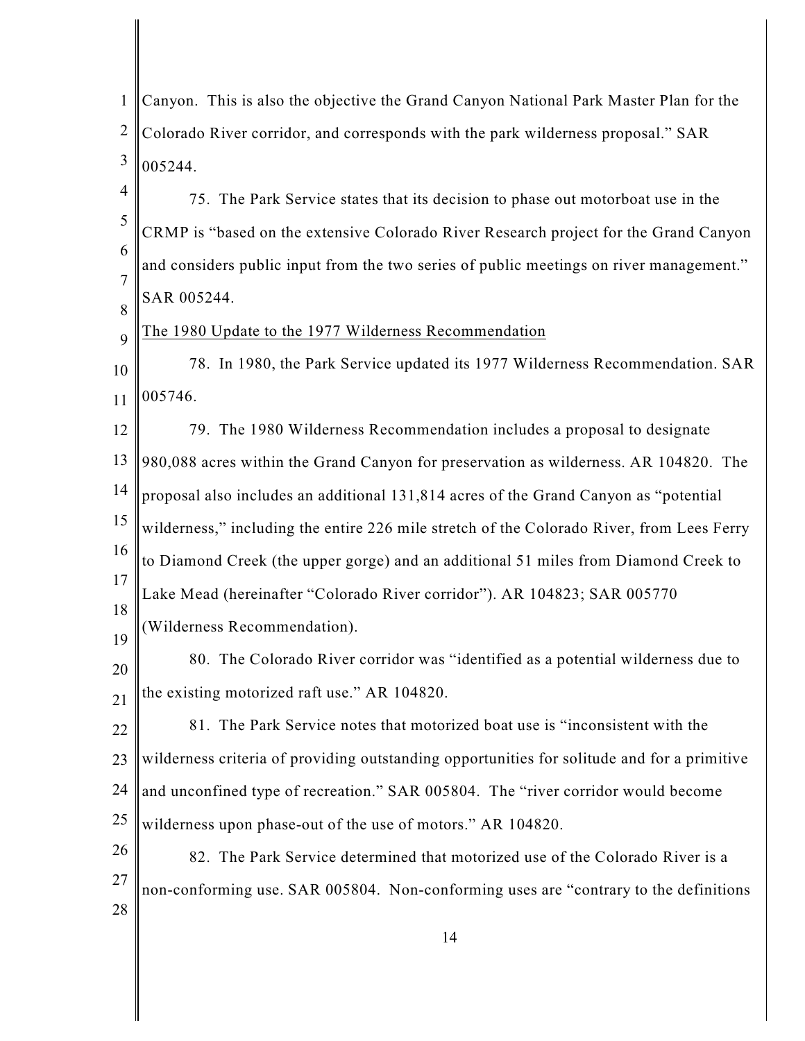Canyon. This is also the objective the Grand Canyon National Park Master Plan for the Colorado River corridor, and corresponds with the park wilderness proposal." SAR 005244.

75. The Park Service states that its decision to phase out motorboat use in the CRMP is "based on the extensive Colorado River Research project for the Grand Canyon and considers public input from the two series of public meetings on river management." SAR 005244.

The 1980 Update to the 1977 Wilderness Recommendation

78. In 1980, the Park Service updated its 1977 Wilderness Recommendation. SAR 005746.

79. The 1980 Wilderness Recommendation includes a proposal to designate 980,088 acres within the Grand Canyon for preservation as wilderness. AR 104820. The proposal also includes an additional 131,814 acres of the Grand Canyon as "potential wilderness," including the entire 226 mile stretch of the Colorado River, from Lees Ferry to Diamond Creek (the upper gorge) and an additional 51 miles from Diamond Creek to Lake Mead (hereinafter "Colorado River corridor"). AR 104823; SAR 005770 (Wilderness Recommendation).

80. The Colorado River corridor was "identified as a potential wilderness due to the existing motorized raft use." AR 104820.

81. The Park Service notes that motorized boat use is "inconsistent with the wilderness criteria of providing outstanding opportunities for solitude and for a primitive and unconfined type of recreation." SAR 005804. The "river corridor would become wilderness upon phase-out of the use of motors." AR 104820.

82. The Park Service determined that motorized use of the Colorado River is a non-conforming use. SAR 005804. Non-conforming uses are "contrary to the definitions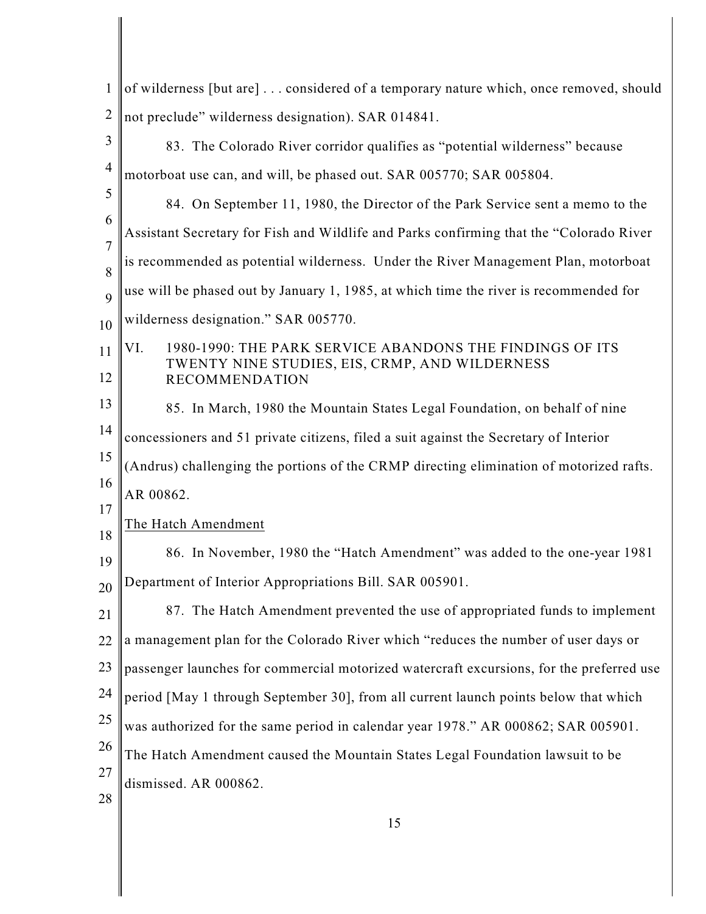of wilderness [but are] . . . considered of a temporary nature which, once removed, should not preclude" wilderness designation). SAR 014841.

83. The Colorado River corridor qualifies as "potential wilderness" because motorboat use can, and will, be phased out. SAR 005770; SAR 005804.

84. On September 11, 1980, the Director of the Park Service sent a memo to the Assistant Secretary for Fish and Wildlife and Parks confirming that the "Colorado River is recommended as potential wilderness. Under the River Management Plan, motorboat use will be phased out by January 1, 1985, at which time the river is recommended for wilderness designation." SAR 005770.

## VI. 1980-1990: THE PARK SERVICE ABANDONS THE FINDINGS OF ITS TWENTY NINE STUDIES, EIS, CRMP, AND WILDERNESS RECOMMENDATION

85. In March, 1980 the Mountain States Legal Foundation, on behalf of nine concessioners and 51 private citizens, filed a suit against the Secretary of Interior (Andrus) challenging the portions of the CRMP directing elimination of motorized rafts. AR 00862.

### The Hatch Amendment

86. In November, 1980 the "Hatch Amendment" was added to the one-year 1981 Department of Interior Appropriations Bill. SAR 005901.

87. The Hatch Amendment prevented the use of appropriated funds to implement a management plan for the Colorado River which "reduces the number of user days or passenger launches for commercial motorized watercraft excursions, for the preferred use period [May 1 through September 30], from all current launch points below that which was authorized for the same period in calendar year 1978." AR 000862; SAR 005901. The Hatch Amendment caused the Mountain States Legal Foundation lawsuit to be dismissed. AR 000862.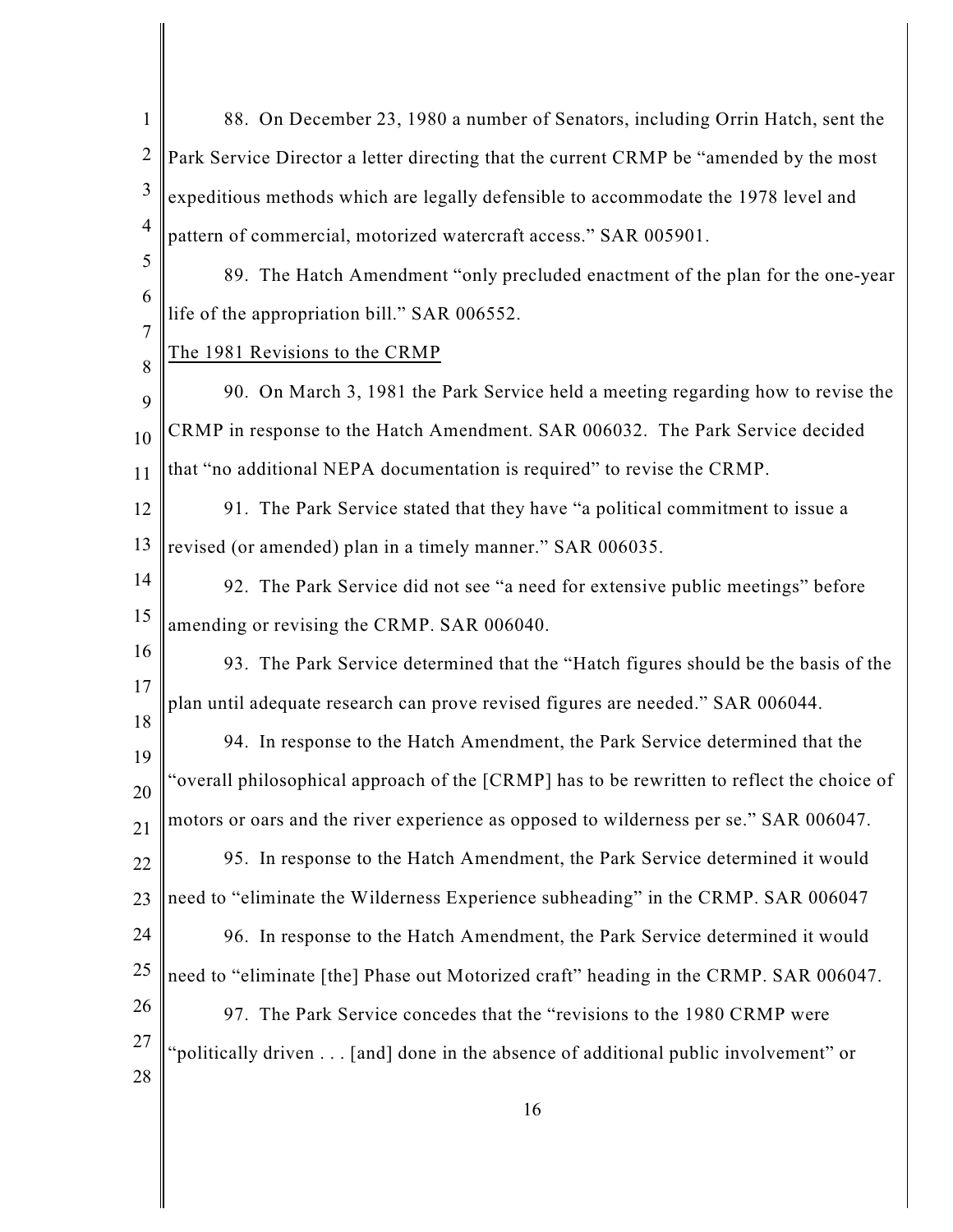88. On December 23, 1980 a number of Senators, including Orrin Hatch, sent the Park Service Director a letter directing that the current CRMP be "amended by the most expeditious methods which are legally defensible to accommodate the 1978 level and pattern of commercial, motorized watercraft access." SAR 005901.

89. The Hatch Amendment "only precluded enactment of the plan for the one-year life of the appropriation bill." SAR 006552.

The 1981 Revisions to the CRMP

90. On March 3, 1981 the Park Service held a meeting regarding how to revise the CRMP in response to the Hatch Amendment. SAR 006032. The Park Service decided that "no additional NEPA documentation is required" to revise the CRMP.

91. The Park Service stated that they have "a political commitment to issue a revised (or amended) plan in a timely manner." SAR 006035.

92. The Park Service did not see "a need for extensive public meetings" before amending or revising the CRMP. SAR 006040.

93. The Park Service determined that the "Hatch figures should be the basis of the plan until adequate research can prove revised figures are needed." SAR 006044.

94. In response to the Hatch Amendment, the Park Service determined that the "overall philosophical approach of the [CRMP] has to be rewritten to reflect the choice of motors or oars and the river experience as opposed to wilderness per se." SAR 006047.

95. In response to the Hatch Amendment, the Park Service determined it would need to "eliminate the Wilderness Experience subheading" in the CRMP. SAR 006047

96. In response to the Hatch Amendment, the Park Service determined it would need to "eliminate [the] Phase out Motorized craft" heading in the CRMP. SAR 006047.

97. The Park Service concedes that the "revisions to the 1980 CRMP were "politically driven . . . [and] done in the absence of additional public involvement" or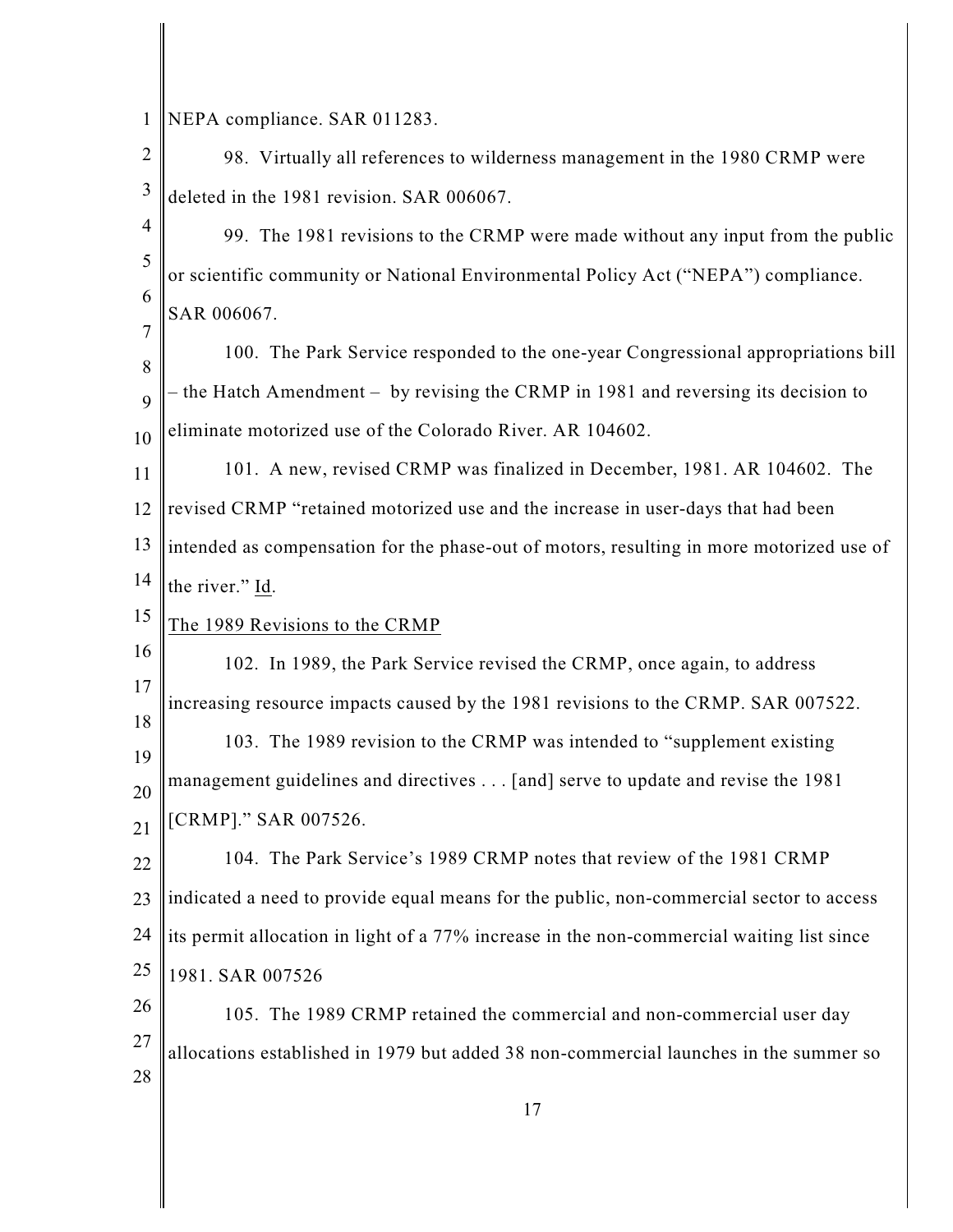NEPA compliance. SAR 011283.

98. Virtually all references to wilderness management in the 1980 CRMP were deleted in the 1981 revision. SAR 006067.

99. The 1981 revisions to the CRMP were made without any input from the public or scientific community or National Environmental Policy Act ("NEPA") compliance. SAR 006067.

100. The Park Service responded to the one-year Congressional appropriations bill – the Hatch Amendment – by revising the CRMP in 1981 and reversing its decision to eliminate motorized use of the Colorado River. AR 104602.

101. A new, revised CRMP was finalized in December, 1981. AR 104602. The revised CRMP "retained motorized use and the increase in user-days that had been intended as compensation for the phase-out of motors, resulting in more motorized use of the river." Id.

The 1989 Revisions to the CRMP

102. In 1989, the Park Service revised the CRMP, once again, to address increasing resource impacts caused by the 1981 revisions to the CRMP. SAR 007522.

103. The 1989 revision to the CRMP was intended to "supplement existing management guidelines and directives . . . [and] serve to update and revise the 1981 [CRMP]." SAR 007526.

104. The Park Service's 1989 CRMP notes that review of the 1981 CRMP indicated a need to provide equal means for the public, non-commercial sector to access its permit allocation in light of a 77% increase in the non-commercial waiting list since 1981. SAR 007526

105. The 1989 CRMP retained the commercial and non-commercial user day allocations established in 1979 but added 38 non-commercial launches in the summer so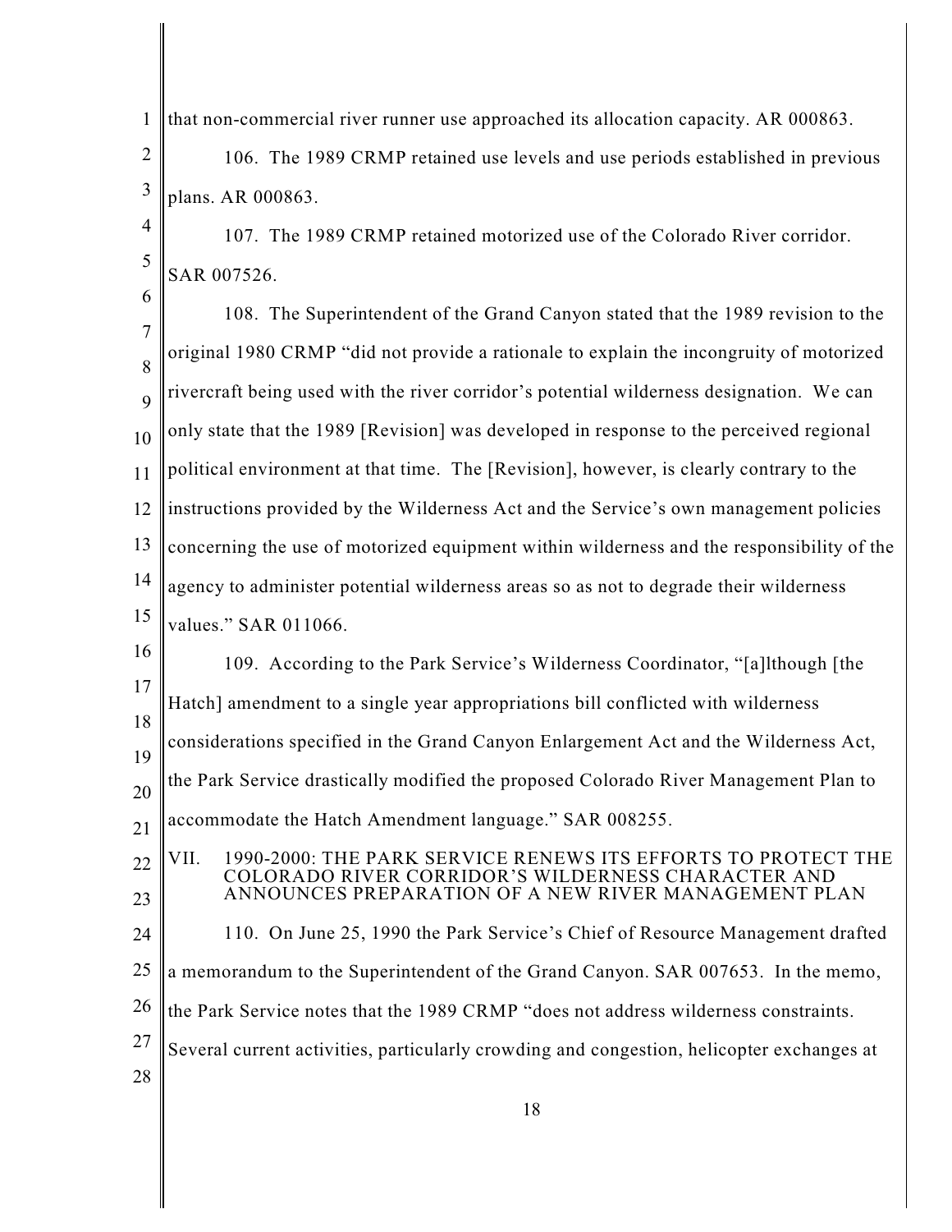that non-commercial river runner use approached its allocation capacity. AR 000863.

106. The 1989 CRMP retained use levels and use periods established in previous plans. AR 000863.

107. The 1989 CRMP retained motorized use of the Colorado River corridor. SAR 007526.

108. The Superintendent of the Grand Canyon stated that the 1989 revision to the original 1980 CRMP "did not provide a rationale to explain the incongruity of motorized rivercraft being used with the river corridor's potential wilderness designation. We can only state that the 1989 [Revision] was developed in response to the perceived regional political environment at that time. The [Revision], however, is clearly contrary to the instructions provided by the Wilderness Act and the Service's own management policies concerning the use of motorized equipment within wilderness and the responsibility of the agency to administer potential wilderness areas so as not to degrade their wilderness values." SAR 011066.

109. According to the Park Service's Wilderness Coordinator, "[a]lthough [the Hatch] amendment to a single year appropriations bill conflicted with wilderness considerations specified in the Grand Canyon Enlargement Act and the Wilderness Act, the Park Service drastically modified the proposed Colorado River Management Plan to accommodate the Hatch Amendment language." SAR 008255.

## VII. 1990-2000: THE PARK SERVICE RENEWS ITS EFFORTS TO PROTECT THE COLORADO RIVER CORRIDOR'S WILDERNESS CHARACTER AND ANNOUNCES PREPARATION OF A NEW RIVER MANAGEMENT PLAN

110. On June 25, 1990 the Park Service's Chief of Resource Management drafted a memorandum to the Superintendent of the Grand Canyon. SAR 007653. In the memo, the Park Service notes that the 1989 CRMP "does not address wilderness constraints. Several current activities, particularly crowding and congestion, helicopter exchanges at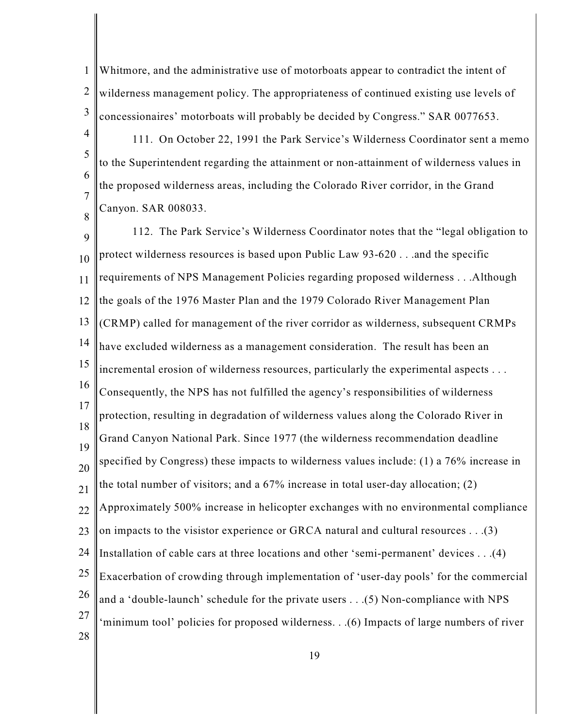Whitmore, and the administrative use of motorboats appear to contradict the intent of wilderness management policy. The appropriateness of continued existing use levels of concessionaires' motorboats will probably be decided by Congress." SAR 0077653.

111. On October 22, 1991 the Park Service's Wilderness Coordinator sent a memo to the Superintendent regarding the attainment or non-attainment of wilderness values in the proposed wilderness areas, including the Colorado River corridor, in the Grand Canyon. SAR 008033.

112. The Park Service's Wilderness Coordinator notes that the "legal obligation to protect wilderness resources is based upon Public Law 93-620 . . .and the specific requirements of NPS Management Policies regarding proposed wilderness . . .Although the goals of the 1976 Master Plan and the 1979 Colorado River Management Plan (CRMP) called for management of the river corridor as wilderness, subsequent CRMPs have excluded wilderness as a management consideration. The result has been an incremental erosion of wilderness resources, particularly the experimental aspects . . . Consequently, the NPS has not fulfilled the agency's responsibilities of wilderness protection, resulting in degradation of wilderness values along the Colorado River in Grand Canyon National Park. Since 1977 (the wilderness recommendation deadline specified by Congress) these impacts to wilderness values include: (1) a 76% increase in the total number of visitors; and a 67% increase in total user-day allocation; (2) Approximately 500% increase in helicopter exchanges with no environmental compliance on impacts to the visistor experience or GRCA natural and cultural resources . . .(3) Installation of cable cars at three locations and other 'semi-permanent' devices . . .(4) Exacerbation of crowding through implementation of 'user-day pools' for the commercial and a 'double-launch' schedule for the private users . . .(5) Non-compliance with NPS 'minimum tool' policies for proposed wilderness. . .(6) Impacts of large numbers of river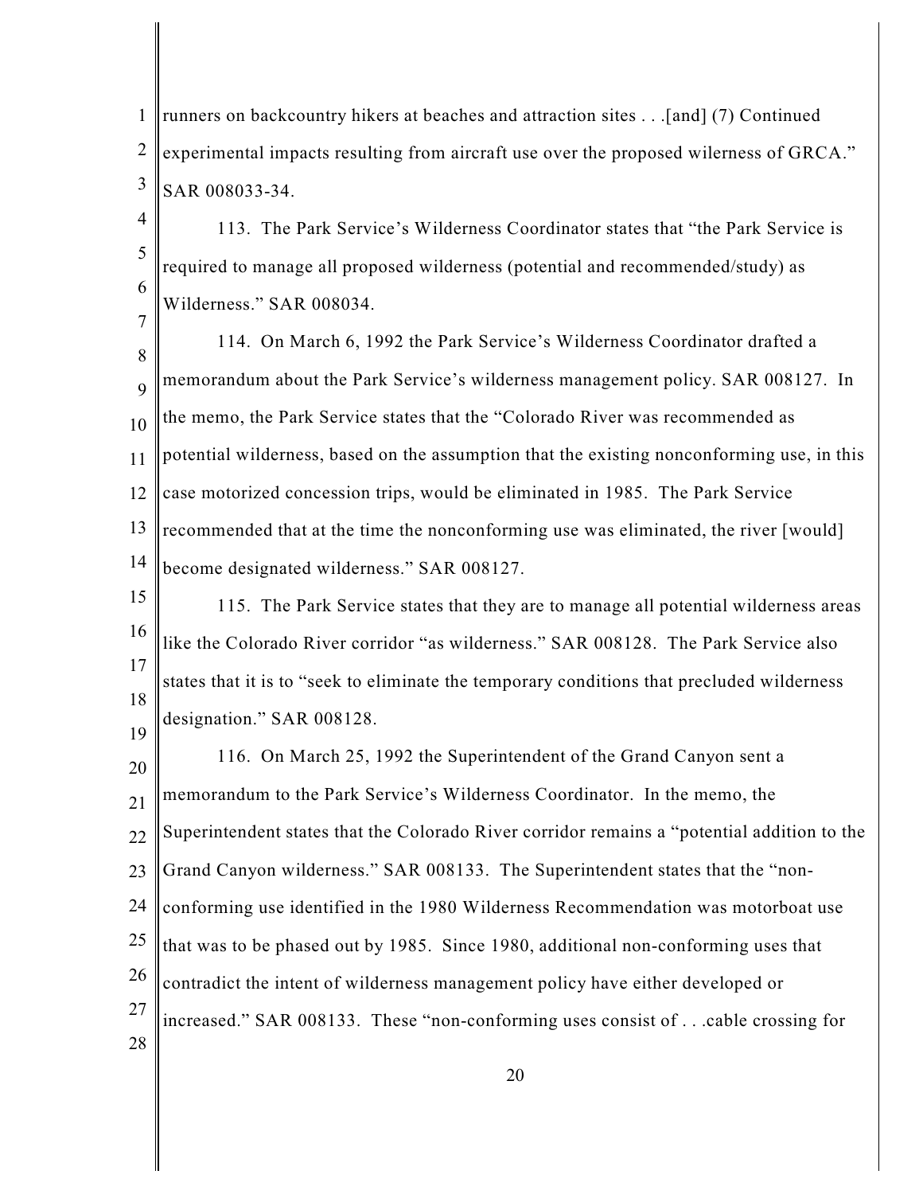runners on backcountry hikers at beaches and attraction sites . . .[and] (7) Continued experimental impacts resulting from aircraft use over the proposed wilerness of GRCA." SAR 008033-34.

113. The Park Service's Wilderness Coordinator states that "the Park Service is required to manage all proposed wilderness (potential and recommended/study) as Wilderness." SAR 008034.

114. On March 6, 1992 the Park Service's Wilderness Coordinator drafted a memorandum about the Park Service's wilderness management policy. SAR 008127. In the memo, the Park Service states that the "Colorado River was recommended as potential wilderness, based on the assumption that the existing nonconforming use, in this case motorized concession trips, would be eliminated in 1985. The Park Service recommended that at the time the nonconforming use was eliminated, the river [would] become designated wilderness." SAR 008127.

115. The Park Service states that they are to manage all potential wilderness areas like the Colorado River corridor "as wilderness." SAR 008128. The Park Service also states that it is to "seek to eliminate the temporary conditions that precluded wilderness designation." SAR 008128.

116. On March 25, 1992 the Superintendent of the Grand Canyon sent a memorandum to the Park Service's Wilderness Coordinator. In the memo, the Superintendent states that the Colorado River corridor remains a "potential addition to the Grand Canyon wilderness." SAR 008133. The Superintendent states that the "non-conforming use identified in the 1980 Wilderness Recommendation was motorboat use that was to be phased out by 1985. Since 1980, additional non-conforming uses that contradict the intent of wilderness management policy have either developed or increased." SAR 008133. These "non-conforming uses consist of . . .cable crossing for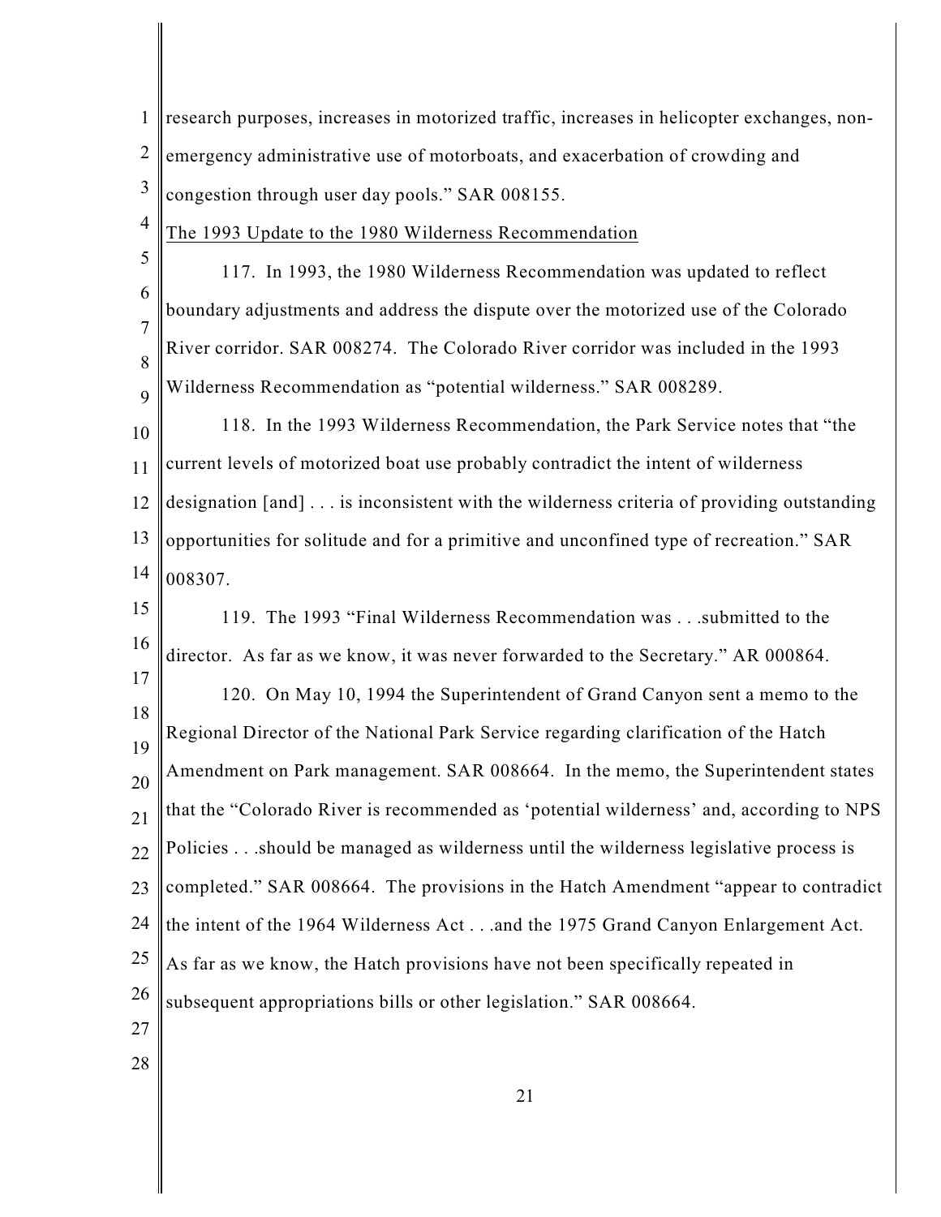research purposes, increases in motorized traffic, increases in helicopter exchanges, non-emergency administrative use of motorboats, and exacerbation of crowding and congestion through user day pools." SAR 008155.

The 1993 Update to the 1980 Wilderness Recommendation

117. In 1993, the 1980 Wilderness Recommendation was updated to reflect boundary adjustments and address the dispute over the motorized use of the Colorado River corridor. SAR 008274. The Colorado River corridor was included in the 1993 Wilderness Recommendation as "potential wilderness." SAR 008289.

118. In the 1993 Wilderness Recommendation, the Park Service notes that "the current levels of motorized boat use probably contradict the intent of wilderness designation [and] . . . is inconsistent with the wilderness criteria of providing outstanding opportunities for solitude and for a primitive and unconfined type of recreation." SAR 008307.

119. The 1993 "Final Wilderness Recommendation was . . .submitted to the director. As far as we know, it was never forwarded to the Secretary." AR 000864.

120. On May 10, 1994 the Superintendent of Grand Canyon sent a memo to the Regional Director of the National Park Service regarding clarification of the Hatch Amendment on Park management. SAR 008664. In the memo, the Superintendent states that the "Colorado River is recommended as 'potential wilderness' and, according to NPS Policies . . .should be managed as wilderness until the wilderness legislative process is completed." SAR 008664. The provisions in the Hatch Amendment "appear to contradict the intent of the 1964 Wilderness Act . . .and the 1975 Grand Canyon Enlargement Act. As far as we know, the Hatch provisions have not been specifically repeated in subsequent appropriations bills or other legislation." SAR 008664.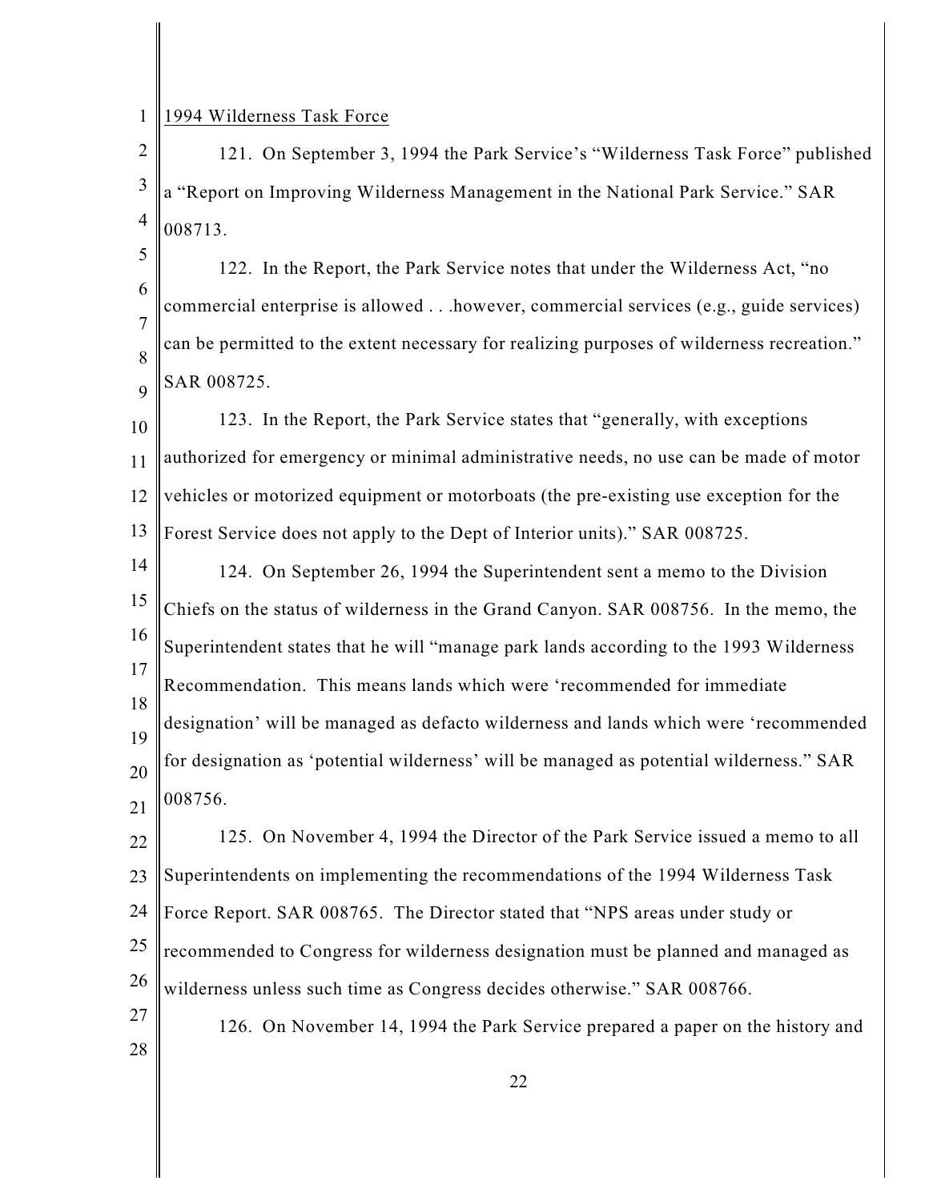1994 Wilderness Task Force

121. On September 3, 1994 the Park Service's "Wilderness Task Force" published a "Report on Improving Wilderness Management in the National Park Service." SAR 008713.

122. In the Report, the Park Service notes that under the Wilderness Act, "no commercial enterprise is allowed . . .however, commercial services (e.g., guide services) can be permitted to the extent necessary for realizing purposes of wilderness recreation." SAR 008725.

123. In the Report, the Park Service states that "generally, with exceptions authorized for emergency or minimal administrative needs, no use can be made of motor vehicles or motorized equipment or motorboats (the pre-existing use exception for the Forest Service does not apply to the Dept of Interior units)." SAR 008725.

124. On September 26, 1994 the Superintendent sent a memo to the Division Chiefs on the status of wilderness in the Grand Canyon. SAR 008756. In the memo, the Superintendent states that he will "manage park lands according to the 1993 Wilderness Recommendation. This means lands which were 'recommended for immediate designation' will be managed as defacto wilderness and lands which were 'recommended for designation as 'potential wilderness' will be managed as potential wilderness." SAR 008756.

125. On November 4, 1994 the Director of the Park Service issued a memo to all Superintendents on implementing the recommendations of the 1994 Wilderness Task Force Report. SAR 008765. The Director stated that "NPS areas under study or recommended to Congress for wilderness designation must be planned and managed as wilderness unless such time as Congress decides otherwise." SAR 008766.

126. On November 14, 1994 the Park Service prepared a paper on the history and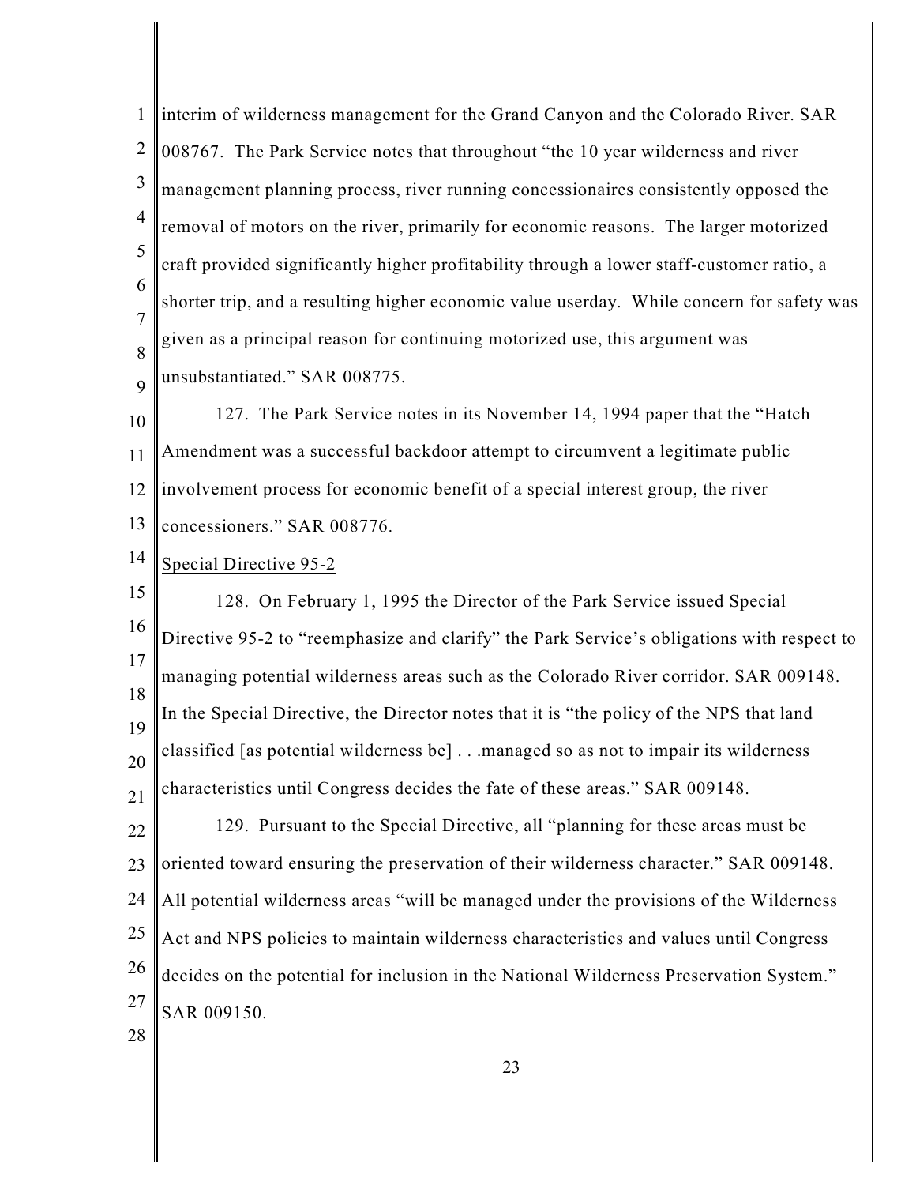interim of wilderness management for the Grand Canyon and the Colorado River. SAR 008767. The Park Service notes that throughout "the 10 year wilderness and river management planning process, river running concessionaires consistently opposed the removal of motors on the river, primarily for economic reasons. The larger motorized craft provided significantly higher profitability through a lower staff-customer ratio, a shorter trip, and a resulting higher economic value userday. While concern for safety was given as a principal reason for continuing motorized use, this argument was unsubstantiated." SAR 008775.

127. The Park Service notes in its November 14, 1994 paper that the "Hatch Amendment was a successful backdoor attempt to circumvent a legitimate public involvement process for economic benefit of a special interest group, the river concessioners." SAR 008776.

<u>Special Directive 95-2</u>

128. On February 1, 1995 the Director of the Park Service issued Special Directive 95-2 to "reemphasize and clarify" the Park Service's obligations with respect to managing potential wilderness areas such as the Colorado River corridor. SAR 009148. In the Special Directive, the Director notes that it is "the policy of the NPS that land classified [as potential wilderness be] . . .managed so as not to impair its wilderness characteristics until Congress decides the fate of these areas." SAR 009148.

129. Pursuant to the Special Directive, all "planning for these areas must be oriented toward ensuring the preservation of their wilderness character." SAR 009148. All potential wilderness areas "will be managed under the provisions of the Wilderness Act and NPS policies to maintain wilderness characteristics and values until Congress decides on the potential for inclusion in the National Wilderness Preservation System." SAR 009150.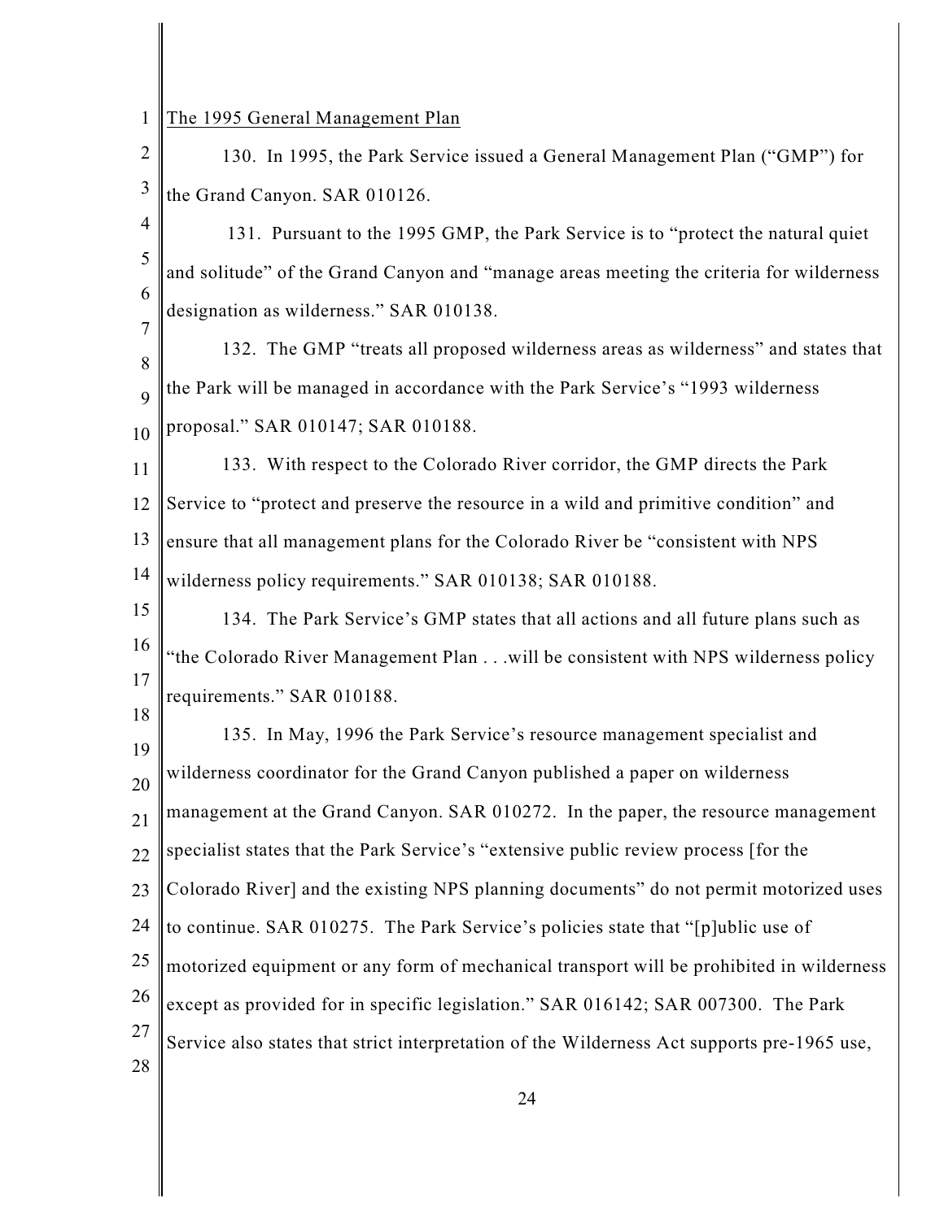The 1995 General Management Plan

130. In 1995, the Park Service issued a General Management Plan ("GMP") for the Grand Canyon. SAR 010126.

131. Pursuant to the 1995 GMP, the Park Service is to "protect the natural quiet and solitude" of the Grand Canyon and "manage areas meeting the criteria for wilderness designation as wilderness." SAR 010138.

132. The GMP "treats all proposed wilderness areas as wilderness" and states that the Park will be managed in accordance with the Park Service's "1993 wilderness proposal." SAR 010147; SAR 010188.

133. With respect to the Colorado River corridor, the GMP directs the Park Service to "protect and preserve the resource in a wild and primitive condition" and ensure that all management plans for the Colorado River be "consistent with NPS wilderness policy requirements." SAR 010138; SAR 010188.

134. The Park Service's GMP states that all actions and all future plans such as "the Colorado River Management Plan . . .will be consistent with NPS wilderness policy requirements." SAR 010188.

135. In May, 1996 the Park Service's resource management specialist and wilderness coordinator for the Grand Canyon published a paper on wilderness management at the Grand Canyon. SAR 010272. In the paper, the resource management specialist states that the Park Service's "extensive public review process [for the Colorado River] and the existing NPS planning documents" do not permit motorized uses to continue. SAR 010275. The Park Service's policies state that "[p]ublic use of motorized equipment or any form of mechanical transport will be prohibited in wilderness except as provided for in specific legislation." SAR 016142; SAR 007300. The Park Service also states that strict interpretation of the Wilderness Act supports pre-1965 use,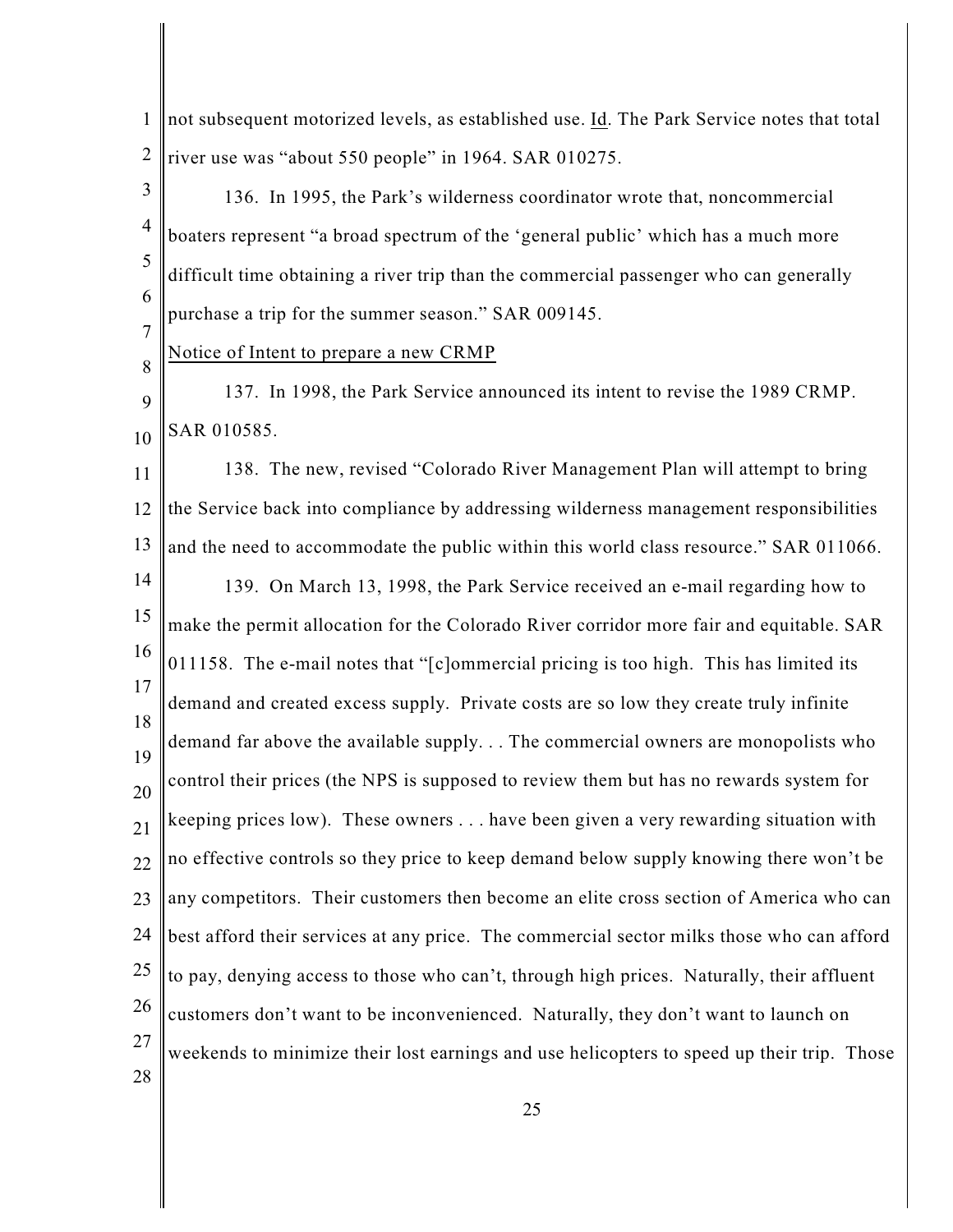not subsequent motorized levels, as established use. Id. The Park Service notes that total river use was "about 550 people" in 1964. SAR 010275.

136. In 1995, the Park's wilderness coordinator wrote that, noncommercial boaters represent "a broad spectrum of the 'general public' which has a much more difficult time obtaining a river trip than the commercial passenger who can generally purchase a trip for the summer season." SAR 009145.

Notice of Intent to prepare a new CRMP

137. In 1998, the Park Service announced its intent to revise the 1989 CRMP. SAR 010585.

138. The new, revised "Colorado River Management Plan will attempt to bring the Service back into compliance by addressing wilderness management responsibilities and the need to accommodate the public within this world class resource." SAR 011066.

139. On March 13, 1998, the Park Service received an e-mail regarding how to make the permit allocation for the Colorado River corridor more fair and equitable. SAR 011158. The e-mail notes that "[c]ommercial pricing is too high. This has limited its demand and created excess supply. Private costs are so low they create truly infinite demand far above the available supply. . . The commercial owners are monopolists who control their prices (the NPS is supposed to review them but has no rewards system for keeping prices low). These owners . . . have been given a very rewarding situation with no effective controls so they price to keep demand below supply knowing there won't be any competitors. Their customers then become an elite cross section of America who can best afford their services at any price. The commercial sector milks those who can afford to pay, denying access to those who can't, through high prices. Naturally, their affluent customers don't want to be inconvenienced. Naturally, they don't want to launch on weekends to minimize their lost earnings and use helicopters to speed up their trip. Those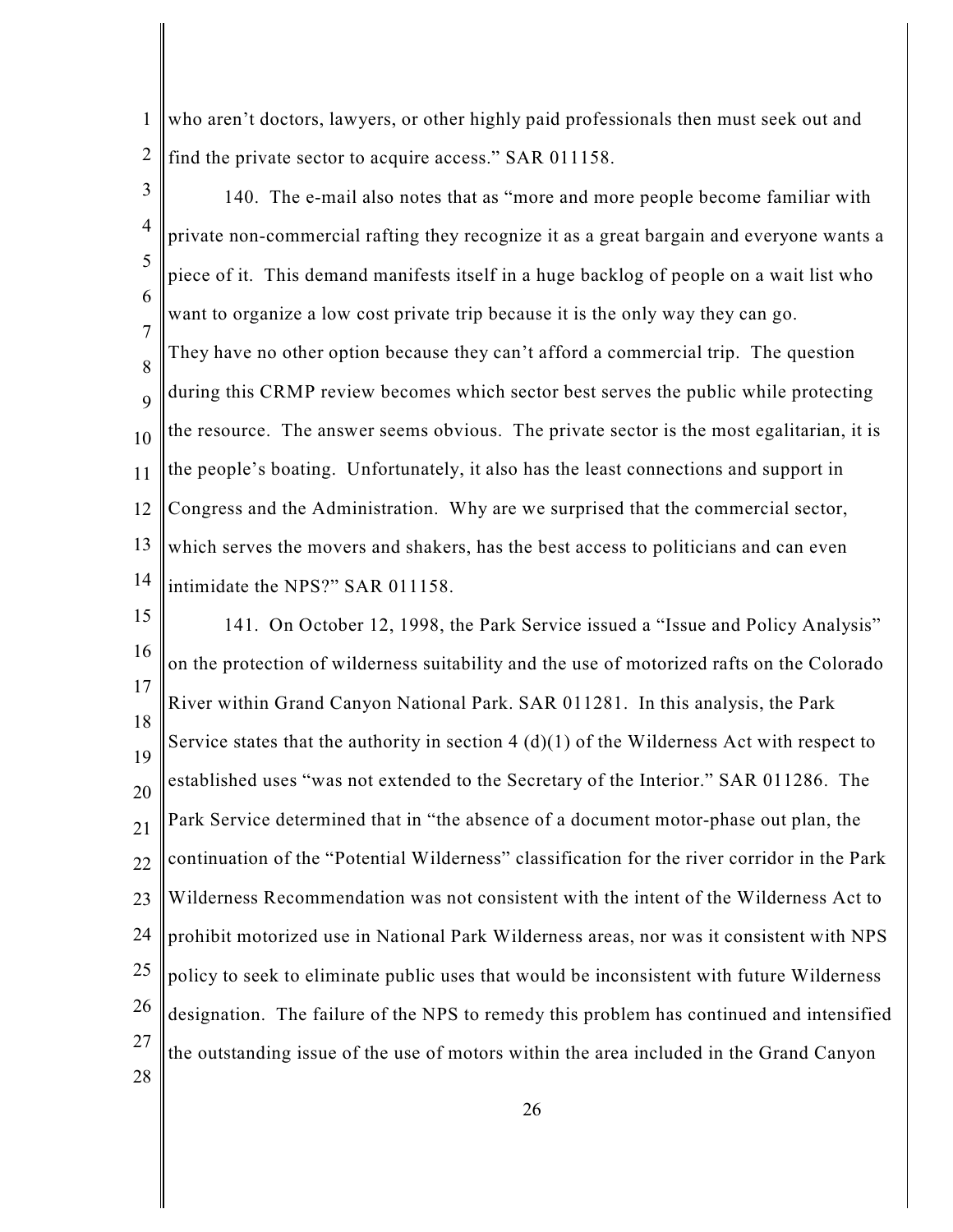who aren't doctors, lawyers, or other highly paid professionals then must seek out and find the private sector to acquire access." SAR 011158.

140. The e-mail also notes that as "more and more people become familiar with private non-commercial rafting they recognize it as a great bargain and everyone wants a piece of it. This demand manifests itself in a huge backlog of people on a wait list who want to organize a low cost private trip because it is the only way they can go. They have no other option because they can't afford a commercial trip. The question during this CRMP review becomes which sector best serves the public while protecting the resource. The answer seems obvious. The private sector is the most egalitarian, it is the people's boating. Unfortunately, it also has the least connections and support in Congress and the Administration. Why are we surprised that the commercial sector, which serves the movers and shakers, has the best access to politicians and can even intimidate the NPS?" SAR 011158.

141. On October 12, 1998, the Park Service issued a "Issue and Policy Analysis" on the protection of wilderness suitability and the use of motorized rafts on the Colorado River within Grand Canyon National Park. SAR 011281. In this analysis, the Park Service states that the authority in section 4 (d)(1) of the Wilderness Act with respect to established uses "was not extended to the Secretary of the Interior." SAR 011286. The Park Service determined that in "the absence of a document motor-phase out plan, the continuation of the "Potential Wilderness" classification for the river corridor in the Park Wilderness Recommendation was not consistent with the intent of the Wilderness Act to prohibit motorized use in National Park Wilderness areas, nor was it consistent with NPS policy to seek to eliminate public uses that would be inconsistent with future Wilderness designation. The failure of the NPS to remedy this problem has continued and intensified the outstanding issue of the use of motors within the area included in the Grand Canyon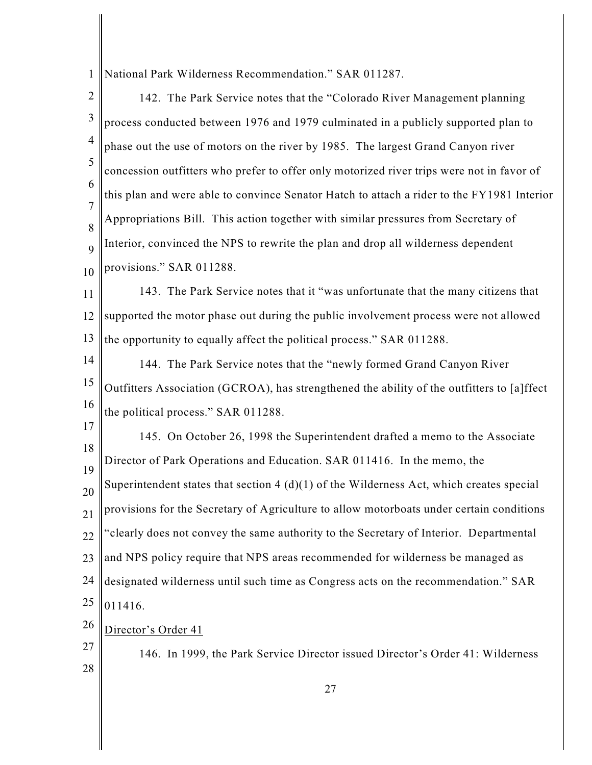National Park Wilderness Recommendation." SAR 011287.

142. The Park Service notes that the "Colorado River Management planning process conducted between 1976 and 1979 culminated in a publicly supported plan to phase out the use of motors on the river by 1985. The largest Grand Canyon river concession outfitters who prefer to offer only motorized river trips were not in favor of this plan and were able to convince Senator Hatch to attach a rider to the FY1981 Interior Appropriations Bill. This action together with similar pressures from Secretary of Interior, convinced the NPS to rewrite the plan and drop all wilderness dependent provisions." SAR 011288.

143. The Park Service notes that it "was unfortunate that the many citizens that supported the motor phase out during the public involvement process were not allowed the opportunity to equally affect the political process." SAR 011288.

144. The Park Service notes that the "newly formed Grand Canyon River Outfitters Association (GCROA), has strengthened the ability of the outfitters to [a]ffect the political process." SAR 011288.

145. On October 26, 1998 the Superintendent drafted a memo to the Associate Director of Park Operations and Education. SAR 011416. In the memo, the Superintendent states that section 4 (d)(1) of the Wilderness Act, which creates special provisions for the Secretary of Agriculture to allow motorboats under certain conditions "clearly does not convey the same authority to the Secretary of Interior. Departmental and NPS policy require that NPS areas recommended for wilderness be managed as designated wilderness until such time as Congress acts on the recommendation." SAR 011416.

Director's Order 41

146. In 1999, the Park Service Director issued Director's Order 41: Wilderness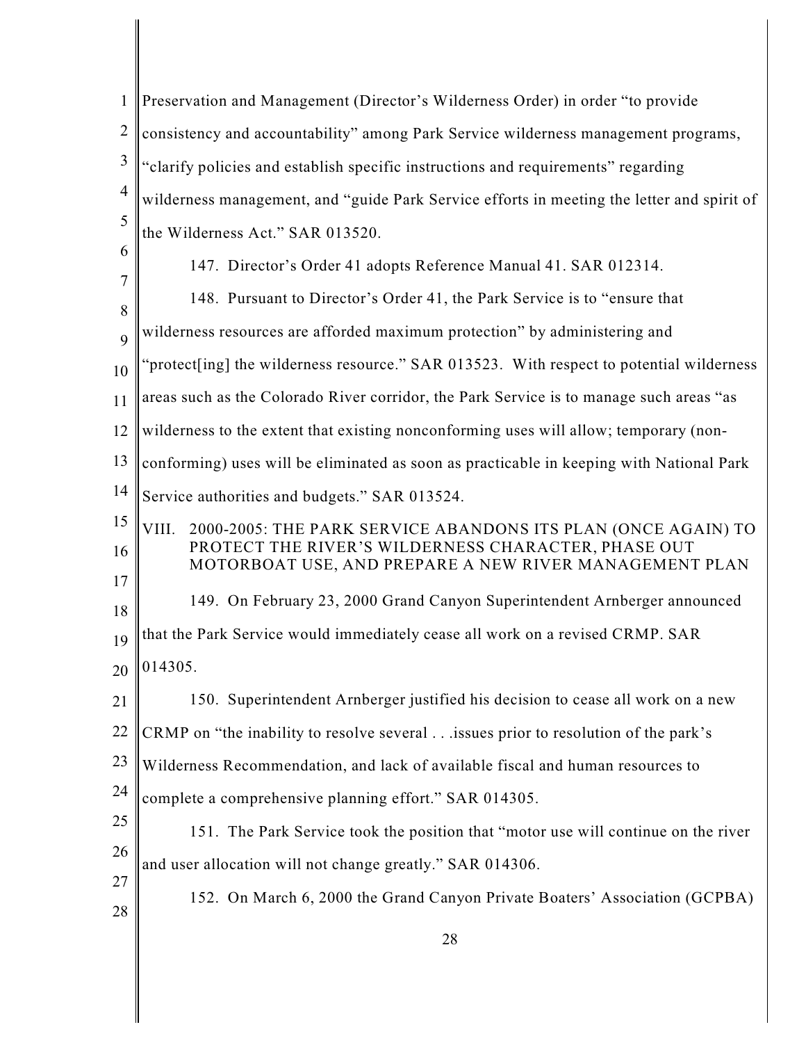Preservation and Management (Director's Wilderness Order) in order "to provide consistency and accountability" among Park Service wilderness management programs, "clarify policies and establish specific instructions and requirements" regarding wilderness management, and "guide Park Service efforts in meeting the letter and spirit of the Wilderness Act." SAR 013520.

147. Director's Order 41 adopts Reference Manual 41. SAR 012314.

148. Pursuant to Director's Order 41, the Park Service is to "ensure that wilderness resources are afforded maximum protection" by administering and "protect[ing] the wilderness resource." SAR 013523. With respect to potential wilderness areas such as the Colorado River corridor, the Park Service is to manage such areas "as wilderness to the extent that existing nonconforming uses will allow; temporary (non-conforming) uses will be eliminated as soon as practicable in keeping with National Park Service authorities and budgets." SAR 013524.

## VIII. 2000-2005: THE PARK SERVICE ABANDONS ITS PLAN (ONCE AGAIN) TO PROTECT THE RIVER'S WILDERNESS CHARACTER, PHASE OUT MOTORBOAT USE, AND PREPARE A NEW RIVER MANAGEMENT PLAN

149. On February 23, 2000 Grand Canyon Superintendent Arnberger announced that the Park Service would immediately cease all work on a revised CRMP. SAR 014305.

150. Superintendent Arnberger justified his decision to cease all work on a new CRMP on "the inability to resolve several . . .issues prior to resolution of the park's Wilderness Recommendation, and lack of available fiscal and human resources to complete a comprehensive planning effort." SAR 014305.

151. The Park Service took the position that "motor use will continue on the river and user allocation will not change greatly." SAR 014306.

152. On March 6, 2000 the Grand Canyon Private Boaters' Association (GCPBA)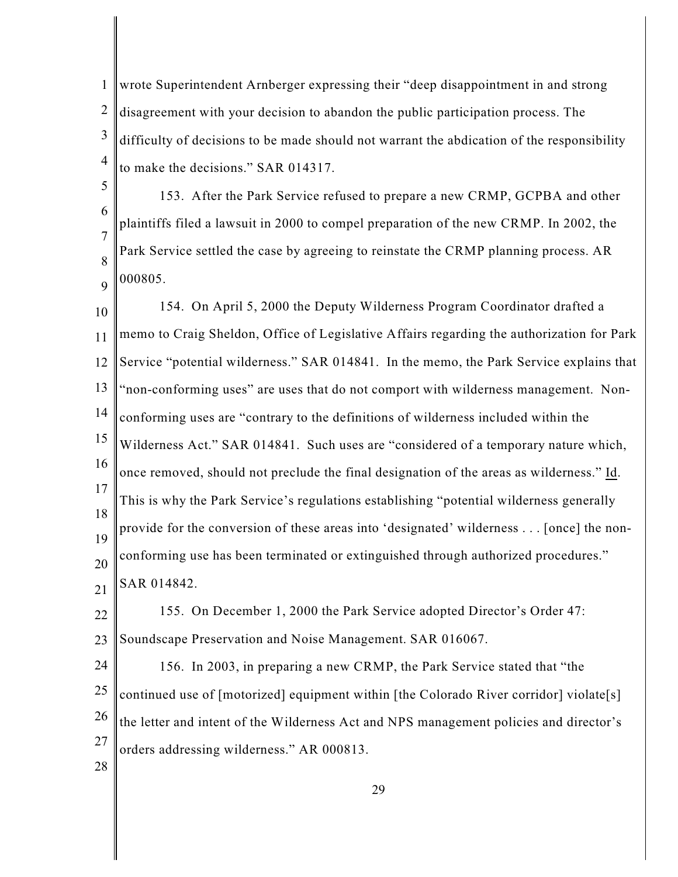wrote Superintendent Arnberger expressing their "deep disappointment in and strong disagreement with your decision to abandon the public participation process. The difficulty of decisions to be made should not warrant the abdication of the responsibility to make the decisions." SAR 014317.

153. After the Park Service refused to prepare a new CRMP, GCPBA and other plaintiffs filed a lawsuit in 2000 to compel preparation of the new CRMP. In 2002, the Park Service settled the case by agreeing to reinstate the CRMP planning process. AR 000805.

154. On April 5, 2000 the Deputy Wilderness Program Coordinator drafted a memo to Craig Sheldon, Office of Legislative Affairs regarding the authorization for Park Service "potential wilderness." SAR 014841. In the memo, the Park Service explains that "non-conforming uses" are uses that do not comport with wilderness management. Non-conforming uses are "contrary to the definitions of wilderness included within the Wilderness Act." SAR 014841. Such uses are "considered of a temporary nature which, once removed, should not preclude the final designation of the areas as wilderness." Id. This is why the Park Service's regulations establishing "potential wilderness generally provide for the conversion of these areas into 'designated' wilderness . . . [once] the non-conforming use has been terminated or extinguished through authorized procedures." SAR 014842.

155. On December 1, 2000 the Park Service adopted Director's Order 47: Soundscape Preservation and Noise Management. SAR 016067.

156. In 2003, in preparing a new CRMP, the Park Service stated that "the continued use of [motorized] equipment within [the Colorado River corridor] violate[s] the letter and intent of the Wilderness Act and NPS management policies and director's orders addressing wilderness." AR 000813.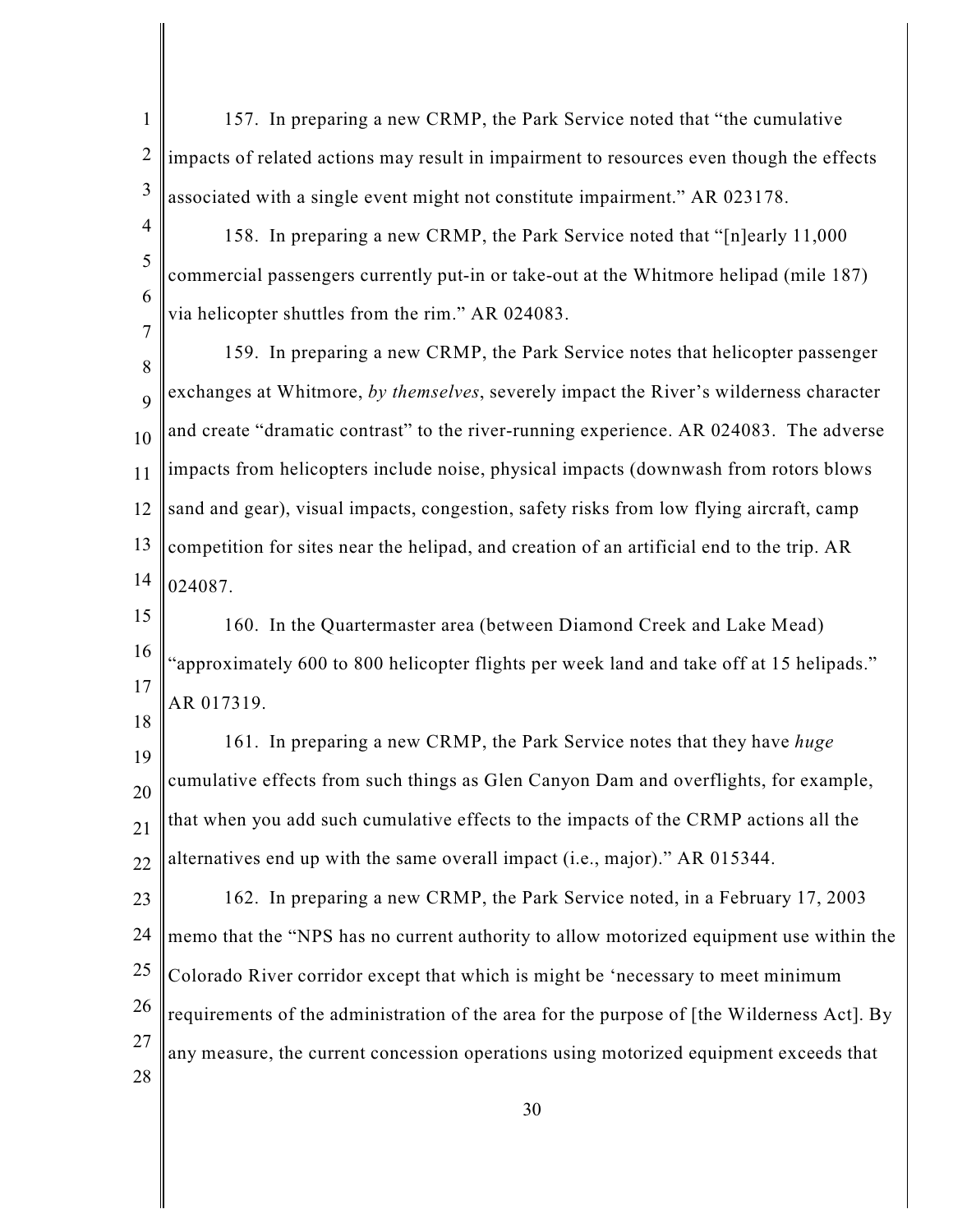157. In preparing a new CRMP, the Park Service noted that "the cumulative impacts of related actions may result in impairment to resources even though the effects associated with a single event might not constitute impairment." AR 023178.

158. In preparing a new CRMP, the Park Service noted that "[n]early 11,000 commercial passengers currently put-in or take-out at the Whitmore helipad (mile 187) via helicopter shuttles from the rim." AR 024083.

159. In preparing a new CRMP, the Park Service notes that helicopter passenger exchanges at Whitmore, *by themselves*, severely impact the River's wilderness character and create "dramatic contrast" to the river-running experience. AR 024083. The adverse impacts from helicopters include noise, physical impacts (downwash from rotors blows sand and gear), visual impacts, congestion, safety risks from low flying aircraft, camp competition for sites near the helipad, and creation of an artificial end to the trip. AR 024087.

160. In the Quartermaster area (between Diamond Creek and Lake Mead) "approximately 600 to 800 helicopter flights per week land and take off at 15 helipads." AR 017319.

161. In preparing a new CRMP, the Park Service notes that they have *huge* cumulative effects from such things as Glen Canyon Dam and overflights, for example, that when you add such cumulative effects to the impacts of the CRMP actions all the alternatives end up with the same overall impact (i.e., major)." AR 015344.

162. In preparing a new CRMP, the Park Service noted, in a February 17, 2003 memo that the "NPS has no current authority to allow motorized equipment use within the Colorado River corridor except that which is might be 'necessary to meet minimum requirements of the administration of the area for the purpose of [the Wilderness Act]. By any measure, the current concession operations using motorized equipment exceeds that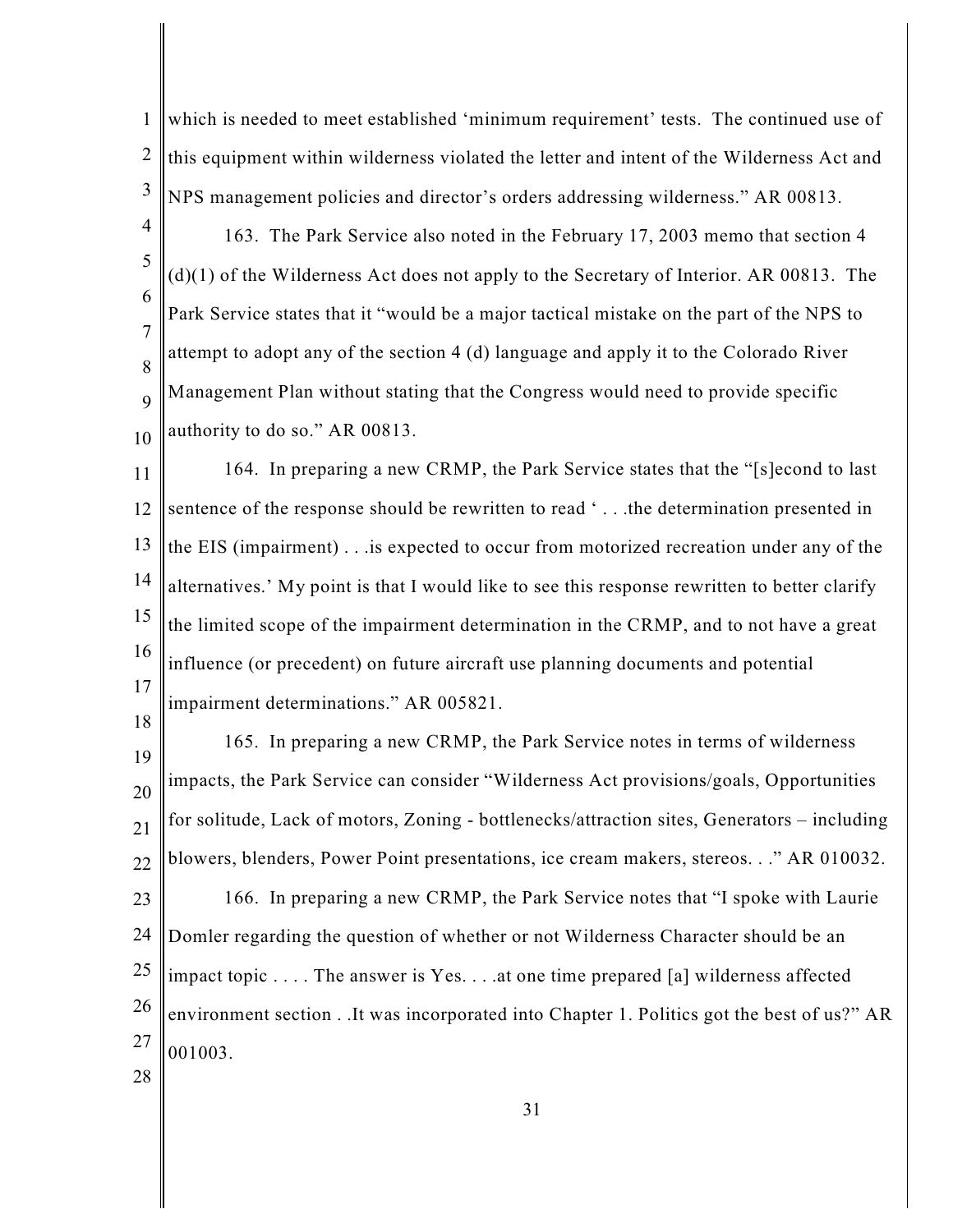which is needed to meet established 'minimum requirement' tests. The continued use of this equipment within wilderness violated the letter and intent of the Wilderness Act and NPS management policies and director's orders addressing wilderness." AR 00813.

163. The Park Service also noted in the February 17, 2003 memo that section 4 (d)(1) of the Wilderness Act does not apply to the Secretary of Interior. AR 00813. The Park Service states that it "would be a major tactical mistake on the part of the NPS to attempt to adopt any of the section 4 (d) language and apply it to the Colorado River Management Plan without stating that the Congress would need to provide specific authority to do so." AR 00813.

164. In preparing a new CRMP, the Park Service states that the "[s]econd to last sentence of the response should be rewritten to read ' . . .the determination presented in the EIS (impairment) . . .is expected to occur from motorized recreation under any of the alternatives.' My point is that I would like to see this response rewritten to better clarify the limited scope of the impairment determination in the CRMP, and to not have a great influence (or precedent) on future aircraft use planning documents and potential impairment determinations." AR 005821.

165. In preparing a new CRMP, the Park Service notes in terms of wilderness impacts, the Park Service can consider "Wilderness Act provisions/goals, Opportunities for solitude, Lack of motors, Zoning - bottlenecks/attraction sites, Generators – including blowers, blenders, Power Point presentations, ice cream makers, stereos. . ." AR 010032.

166. In preparing a new CRMP, the Park Service notes that "I spoke with Laurie Domler regarding the question of whether or not Wilderness Character should be an impact topic . . . . The answer is Yes. . . .at one time prepared [a] wilderness affected environment section . .It was incorporated into Chapter 1. Politics got the best of us?" AR 001003.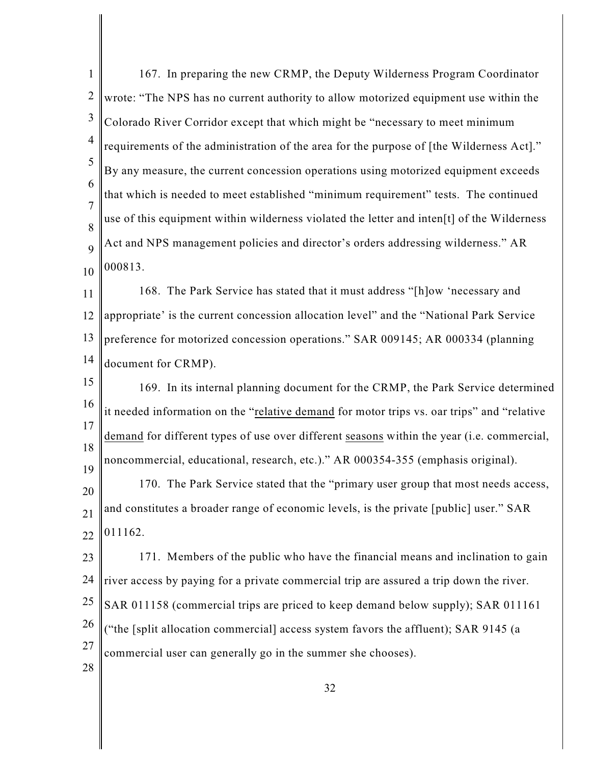167. In preparing the new CRMP, the Deputy Wilderness Program Coordinator wrote: "The NPS has no current authority to allow motorized equipment use within the Colorado River Corridor except that which might be "necessary to meet minimum requirements of the administration of the area for the purpose of [the Wilderness Act]." By any measure, the current concession operations using motorized equipment exceeds that which is needed to meet established "minimum requirement" tests. The continued use of this equipment within wilderness violated the letter and inten[t] of the Wilderness Act and NPS management policies and director's orders addressing wilderness." AR 000813.

168. The Park Service has stated that it must address "[h]ow 'necessary and appropriate' is the current concession allocation level" and the "National Park Service preference for motorized concession operations." SAR 009145; AR 000334 (planning document for CRMP).

169. In its internal planning document for the CRMP, the Park Service determined it needed information on the "<u>relative demand</u> for motor trips vs. oar trips" and "relative <u>demand</u> for different types of use over different <u>seasons</u> within the year (i.e. commercial, noncommercial, educational, research, etc.)." AR 000354-355 (emphasis original).

170. The Park Service stated that the "primary user group that most needs access, and constitutes a broader range of economic levels, is the private [public] user." SAR 011162.

171. Members of the public who have the financial means and inclination to gain river access by paying for a private commercial trip are assured a trip down the river. SAR 011158 (commercial trips are priced to keep demand below supply); SAR 011161 ("the [split allocation commercial] access system favors the affluent); SAR 9145 (a commercial user can generally go in the summer she chooses).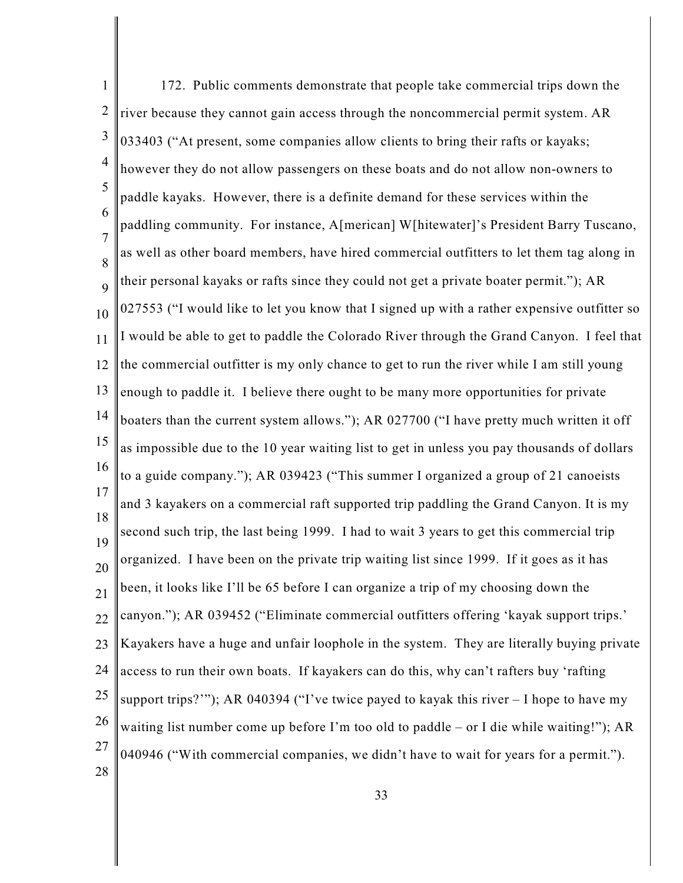172. Public comments demonstrate that people take commercial trips down the river because they cannot gain access through the noncommercial permit system. AR 033403 ("At present, some companies allow clients to bring their rafts or kayaks; however they do not allow passengers on these boats and do not allow non-owners to paddle kayaks. However, there is a definite demand for these services within the paddling community. For instance, A[merican] W[hitewater]'s President Barry Tuscano, as well as other board members, have hired commercial outfitters to let them tag along in their personal kayaks or rafts since they could not get a private boater permit."); AR 027553 ("I would like to let you know that I signed up with a rather expensive outfitter so I would be able to get to paddle the Colorado River through the Grand Canyon. I feel that the commercial outfitter is my only chance to get to run the river while I am still young enough to paddle it. I believe there ought to be many more opportunities for private boaters than the current system allows."); AR 027700 ("I have pretty much written it off as impossible due to the 10 year waiting list to get in unless you pay thousands of dollars to a guide company."); AR 039423 ("This summer I organized a group of 21 canoeists and 3 kayakers on a commercial raft supported trip paddling the Grand Canyon. It is my second such trip, the last being 1999. I had to wait 3 years to get this commercial trip organized. I have been on the private trip waiting list since 1999. If it goes as it has been, it looks like I'll be 65 before I can organize a trip of my choosing down the canyon."); AR 039452 ("Eliminate commercial outfitters offering 'kayak support trips.' Kayakers have a huge and unfair loophole in the system. They are literally buying private access to run their own boats. If kayakers can do this, why can't rafters buy 'rafting support trips?'"); AR 040394 ("I've twice payed to kayak this river – I hope to have my waiting list number come up before I'm too old to paddle – or I die while waiting!"); AR 040946 ("With commercial companies, we didn't have to wait for years for a permit.").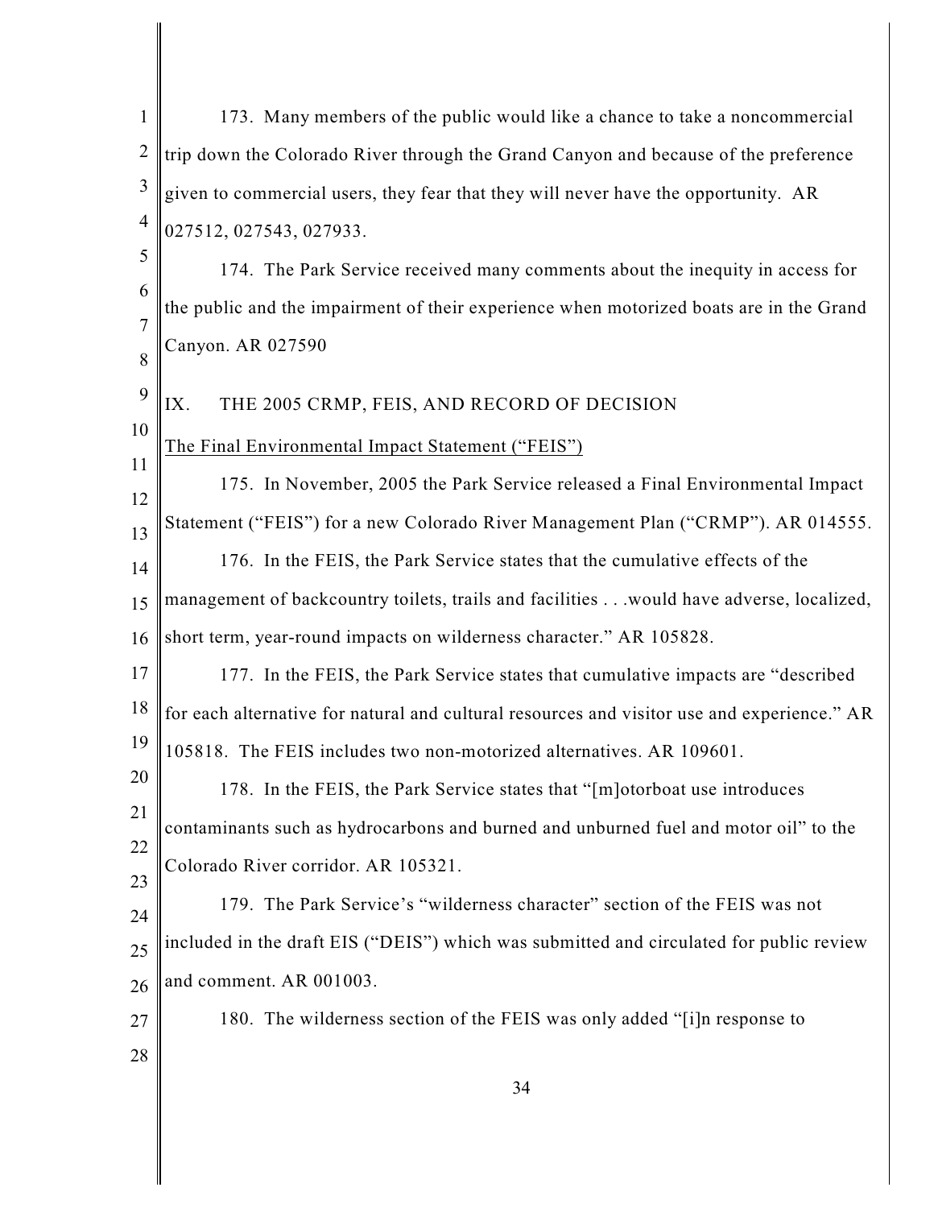173. Many members of the public would like a chance to take a noncommercial trip down the Colorado River through the Grand Canyon and because of the preference given to commercial users, they fear that they will never have the opportunity. AR 027512, 027543, 027933.

174. The Park Service received many comments about the inequity in access for the public and the impairment of their experience when motorized boats are in the Grand Canyon. AR 027590

## IX. THE 2005 CRMP, FEIS, AND RECORD OF DECISION

### The Final Environmental Impact Statement ("FEIS")

175. In November, 2005 the Park Service released a Final Environmental Impact Statement ("FEIS") for a new Colorado River Management Plan ("CRMP"). AR 014555.

176. In the FEIS, the Park Service states that the cumulative effects of the management of backcountry toilets, trails and facilities . . .would have adverse, localized, short term, year-round impacts on wilderness character." AR 105828.

177. In the FEIS, the Park Service states that cumulative impacts are "described for each alternative for natural and cultural resources and visitor use and experience." AR 105818. The FEIS includes two non-motorized alternatives. AR 109601.

178. In the FEIS, the Park Service states that "[m]otorboat use introduces contaminants such as hydrocarbons and burned and unburned fuel and motor oil" to the Colorado River corridor. AR 105321.

179. The Park Service's "wilderness character" section of the FEIS was not included in the draft EIS ("DEIS") which was submitted and circulated for public review and comment. AR 001003.

180. The wilderness section of the FEIS was only added "[i]n response to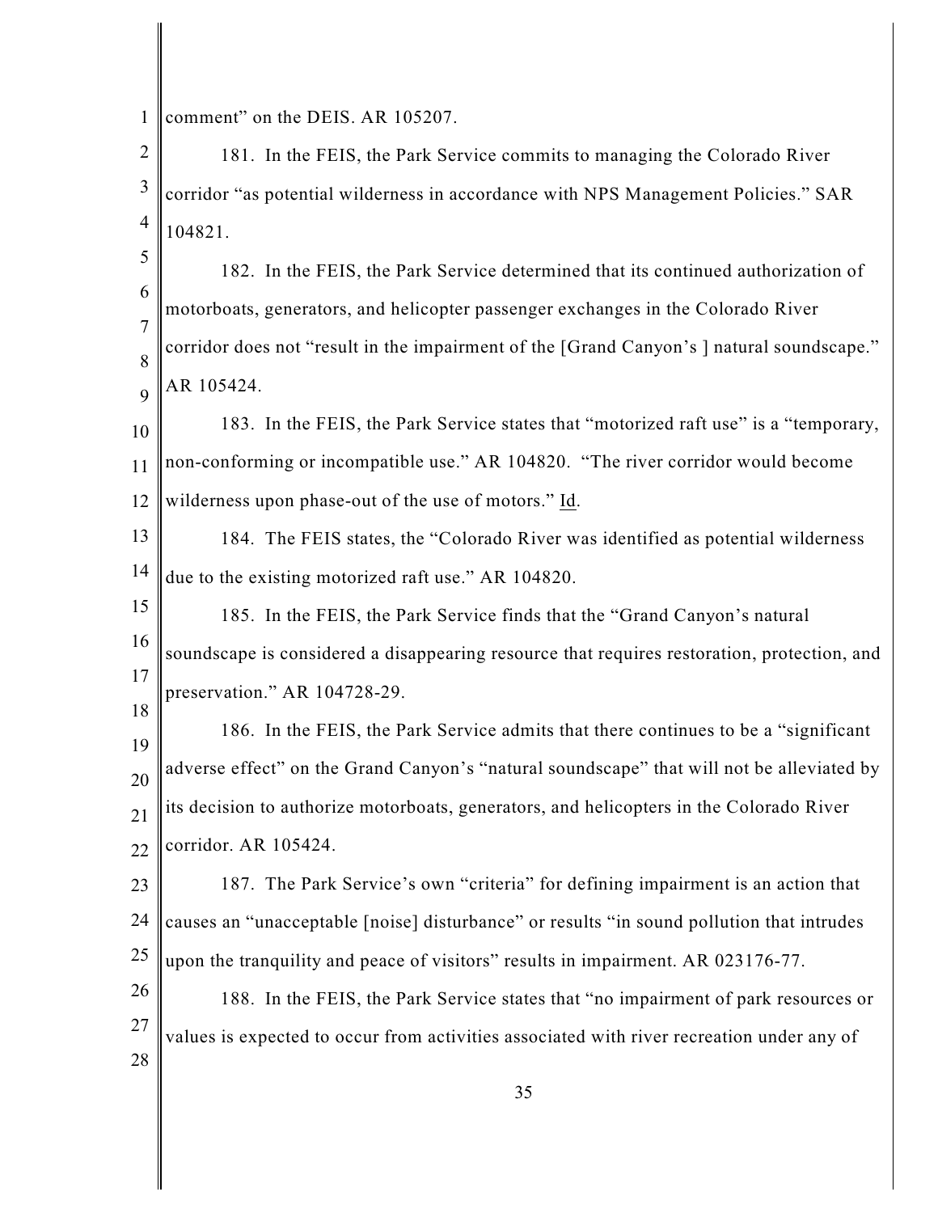comment" on the DEIS. AR 105207.

181. In the FEIS, the Park Service commits to managing the Colorado River corridor "as potential wilderness in accordance with NPS Management Policies." SAR 104821.

182. In the FEIS, the Park Service determined that its continued authorization of motorboats, generators, and helicopter passenger exchanges in the Colorado River corridor does not "result in the impairment of the [Grand Canyon's ] natural soundscape." AR 105424.

183. In the FEIS, the Park Service states that "motorized raft use" is a "temporary, non-conforming or incompatible use." AR 104820. "The river corridor would become wilderness upon phase-out of the use of motors." Id.

184. The FEIS states, the "Colorado River was identified as potential wilderness due to the existing motorized raft use." AR 104820.

185. In the FEIS, the Park Service finds that the "Grand Canyon's natural soundscape is considered a disappearing resource that requires restoration, protection, and preservation." AR 104728-29.

186. In the FEIS, the Park Service admits that there continues to be a "significant adverse effect" on the Grand Canyon's "natural soundscape" that will not be alleviated by its decision to authorize motorboats, generators, and helicopters in the Colorado River corridor. AR 105424.

187. The Park Service's own "criteria" for defining impairment is an action that causes an "unacceptable [noise] disturbance" or results "in sound pollution that intrudes upon the tranquility and peace of visitors" results in impairment. AR 023176-77.

188. In the FEIS, the Park Service states that "no impairment of park resources or values is expected to occur from activities associated with river recreation under any of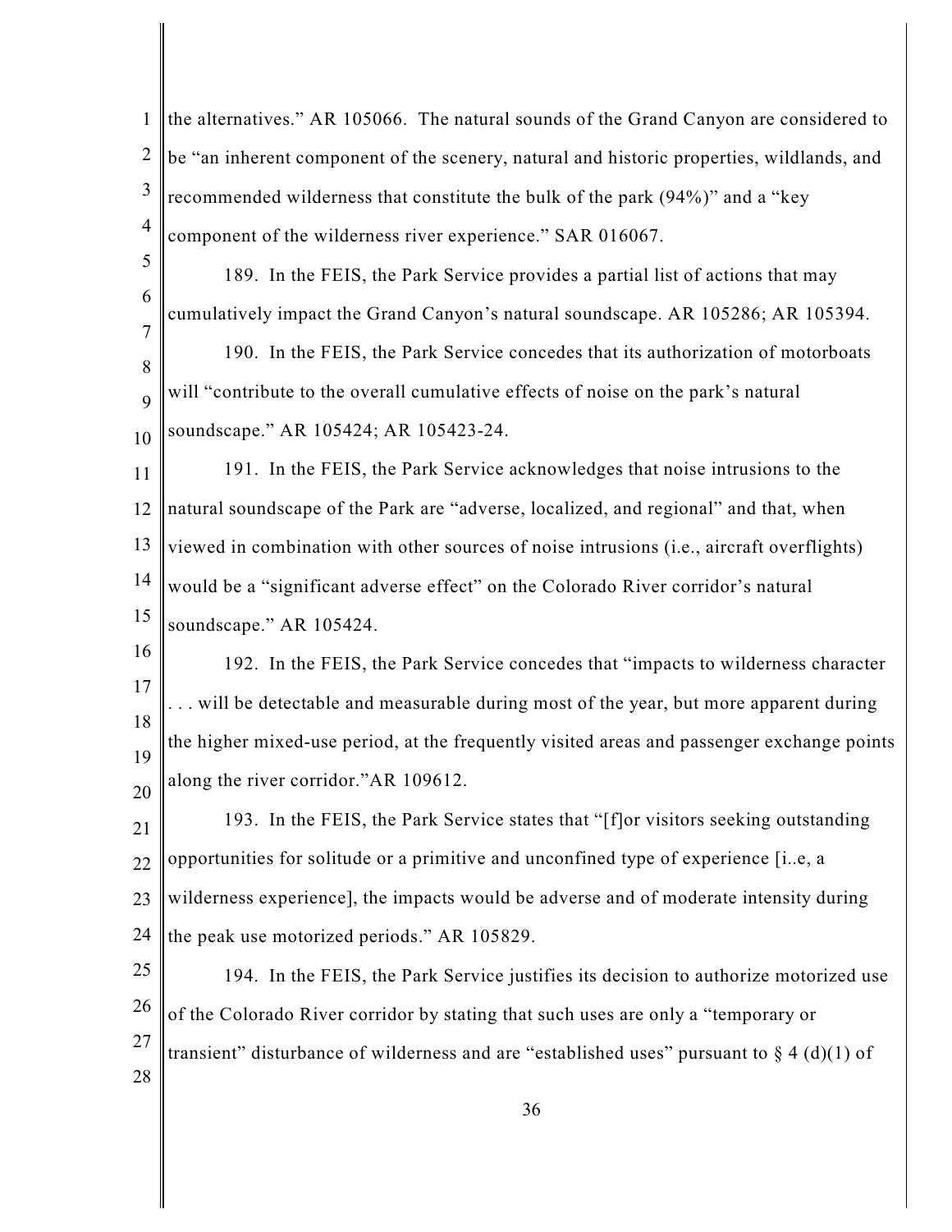the alternatives." AR 105066. The natural sounds of the Grand Canyon are considered to be "an inherent component of the scenery, natural and historic properties, wildlands, and recommended wilderness that constitute the bulk of the park (94%)" and a "key component of the wilderness river experience." SAR 016067.

189. In the FEIS, the Park Service provides a partial list of actions that may cumulatively impact the Grand Canyon's natural soundscape. AR 105286; AR 105394.

190. In the FEIS, the Park Service concedes that its authorization of motorboats will "contribute to the overall cumulative effects of noise on the park's natural soundscape." AR 105424; AR 105423-24.

191. In the FEIS, the Park Service acknowledges that noise intrusions to the natural soundscape of the Park are "adverse, localized, and regional" and that, when viewed in combination with other sources of noise intrusions (i.e., aircraft overflights) would be a "significant adverse effect" on the Colorado River corridor's natural soundscape." AR 105424.

192. In the FEIS, the Park Service concedes that "impacts to wilderness character . . . will be detectable and measurable during most of the year, but more apparent during the higher mixed-use period, at the frequently visited areas and passenger exchange points along the river corridor."AR 109612.

193. In the FEIS, the Park Service states that "[f]or visitors seeking outstanding opportunities for solitude or a primitive and unconfined type of experience [i..e, a wilderness experience], the impacts would be adverse and of moderate intensity during the peak use motorized periods." AR 105829.

194. In the FEIS, the Park Service justifies its decision to authorize motorized use of the Colorado River corridor by stating that such uses are only a "temporary or transient" disturbance of wilderness and are "established uses" pursuant to § 4 (d)(1) of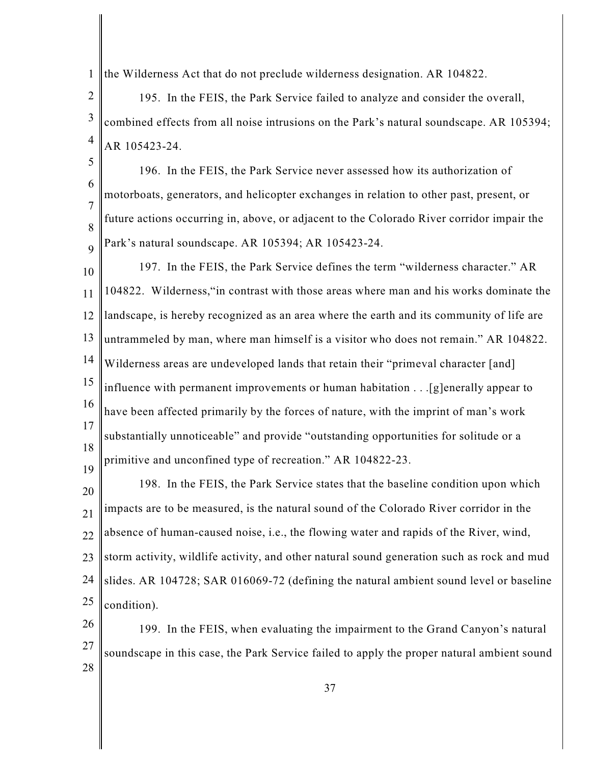the Wilderness Act that do not preclude wilderness designation. AR 104822.

195. In the FEIS, the Park Service failed to analyze and consider the overall, combined effects from all noise intrusions on the Park's natural soundscape. AR 105394; AR 105423-24.

196. In the FEIS, the Park Service never assessed how its authorization of motorboats, generators, and helicopter exchanges in relation to other past, present, or future actions occurring in, above, or adjacent to the Colorado River corridor impair the Park's natural soundscape. AR 105394; AR 105423-24.

197. In the FEIS, the Park Service defines the term "wilderness character." AR 104822. Wilderness,"in contrast with those areas where man and his works dominate the landscape, is hereby recognized as an area where the earth and its community of life are untrammeled by man, where man himself is a visitor who does not remain." AR 104822. Wilderness areas are undeveloped lands that retain their "primeval character [and] influence with permanent improvements or human habitation . . .[g]enerally appear to have been affected primarily by the forces of nature, with the imprint of man's work substantially unnoticeable" and provide "outstanding opportunities for solitude or a primitive and unconfined type of recreation." AR 104822-23.

198. In the FEIS, the Park Service states that the baseline condition upon which impacts are to be measured, is the natural sound of the Colorado River corridor in the absence of human-caused noise, i.e., the flowing water and rapids of the River, wind, storm activity, wildlife activity, and other natural sound generation such as rock and mud slides. AR 104728; SAR 016069-72 (defining the natural ambient sound level or baseline condition).

199. In the FEIS, when evaluating the impairment to the Grand Canyon's natural soundscape in this case, the Park Service failed to apply the proper natural ambient sound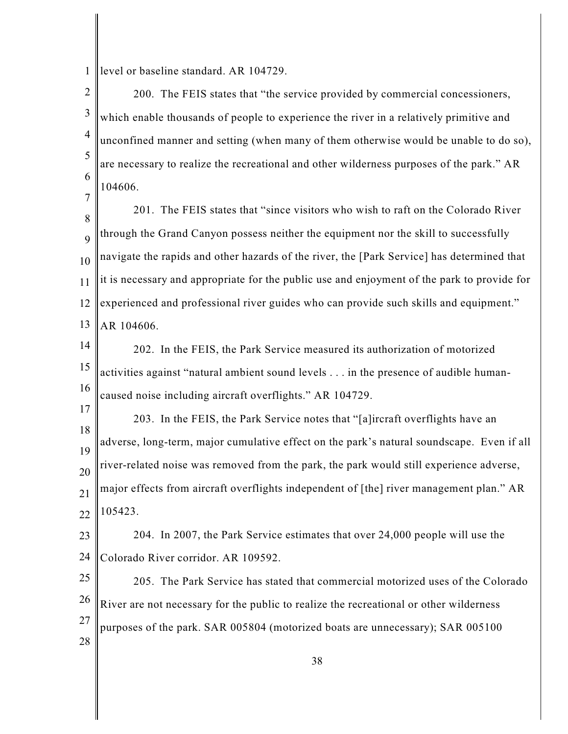level or baseline standard. AR 104729.

200. The FEIS states that "the service provided by commercial concessioners, which enable thousands of people to experience the river in a relatively primitive and unconfined manner and setting (when many of them otherwise would be unable to do so), are necessary to realize the recreational and other wilderness purposes of the park." AR 104606.

201. The FEIS states that "since visitors who wish to raft on the Colorado River through the Grand Canyon possess neither the equipment nor the skill to successfully navigate the rapids and other hazards of the river, the [Park Service] has determined that it is necessary and appropriate for the public use and enjoyment of the park to provide for experienced and professional river guides who can provide such skills and equipment." AR 104606.

202. In the FEIS, the Park Service measured its authorization of motorized activities against "natural ambient sound levels . . . in the presence of audible human-caused noise including aircraft overflights." AR 104729.

203. In the FEIS, the Park Service notes that "[a]ircraft overflights have an adverse, long-term, major cumulative effect on the park's natural soundscape. Even if all river-related noise was removed from the park, the park would still experience adverse, major effects from aircraft overflights independent of [the] river management plan." AR 105423.

204. In 2007, the Park Service estimates that over 24,000 people will use the Colorado River corridor. AR 109592.

205. The Park Service has stated that commercial motorized uses of the Colorado River are not necessary for the public to realize the recreational or other wilderness purposes of the park. SAR 005804 (motorized boats are unnecessary); SAR 005100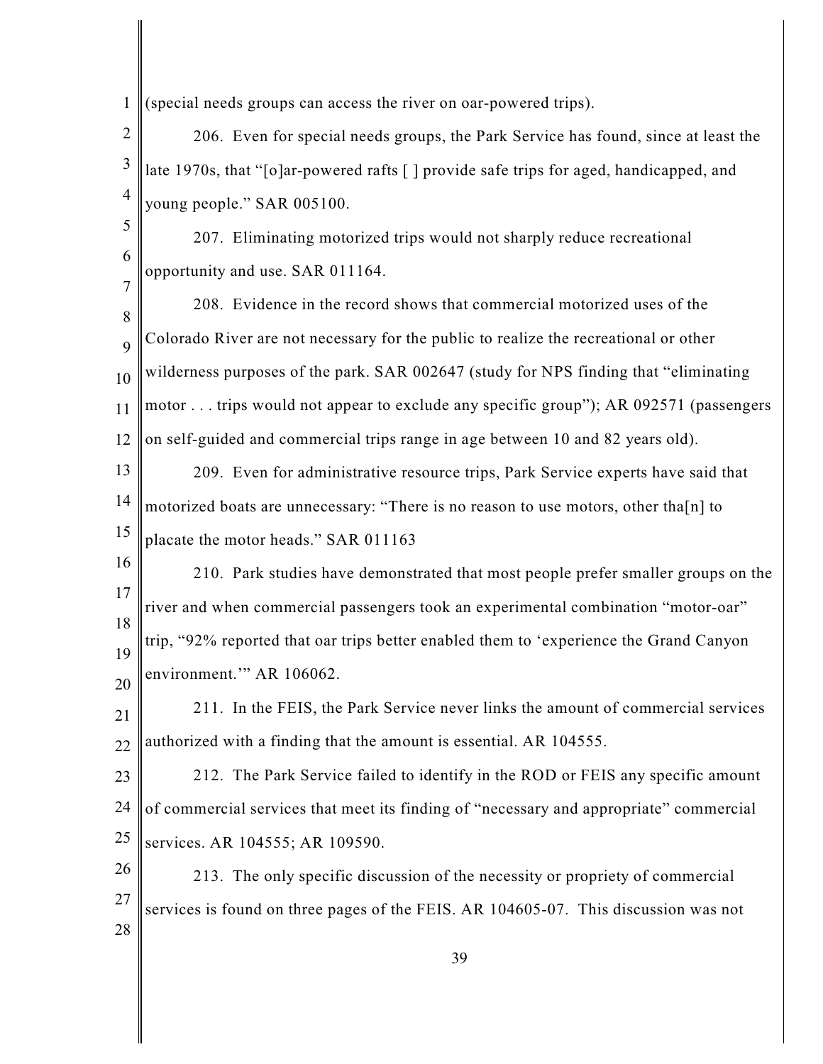(special needs groups can access the river on oar-powered trips).

206. Even for special needs groups, the Park Service has found, since at least the late 1970s, that "[o]ar-powered rafts [ ] provide safe trips for aged, handicapped, and young people." SAR 005100.

207. Eliminating motorized trips would not sharply reduce recreational opportunity and use. SAR 011164.

208. Evidence in the record shows that commercial motorized uses of the Colorado River are not necessary for the public to realize the recreational or other wilderness purposes of the park. SAR 002647 (study for NPS finding that "eliminating motor . . . trips would not appear to exclude any specific group"); AR 092571 (passengers on self-guided and commercial trips range in age between 10 and 82 years old).

209. Even for administrative resource trips, Park Service experts have said that motorized boats are unnecessary: "There is no reason to use motors, other tha[n] to placate the motor heads." SAR 011163

210. Park studies have demonstrated that most people prefer smaller groups on the river and when commercial passengers took an experimental combination "motor-oar" trip, "92% reported that oar trips better enabled them to 'experience the Grand Canyon environment.'" AR 106062.

211. In the FEIS, the Park Service never links the amount of commercial services authorized with a finding that the amount is essential. AR 104555.

212. The Park Service failed to identify in the ROD or FEIS any specific amount of commercial services that meet its finding of "necessary and appropriate" commercial services. AR 104555; AR 109590.

213. The only specific discussion of the necessity or propriety of commercial services is found on three pages of the FEIS. AR 104605-07. This discussion was not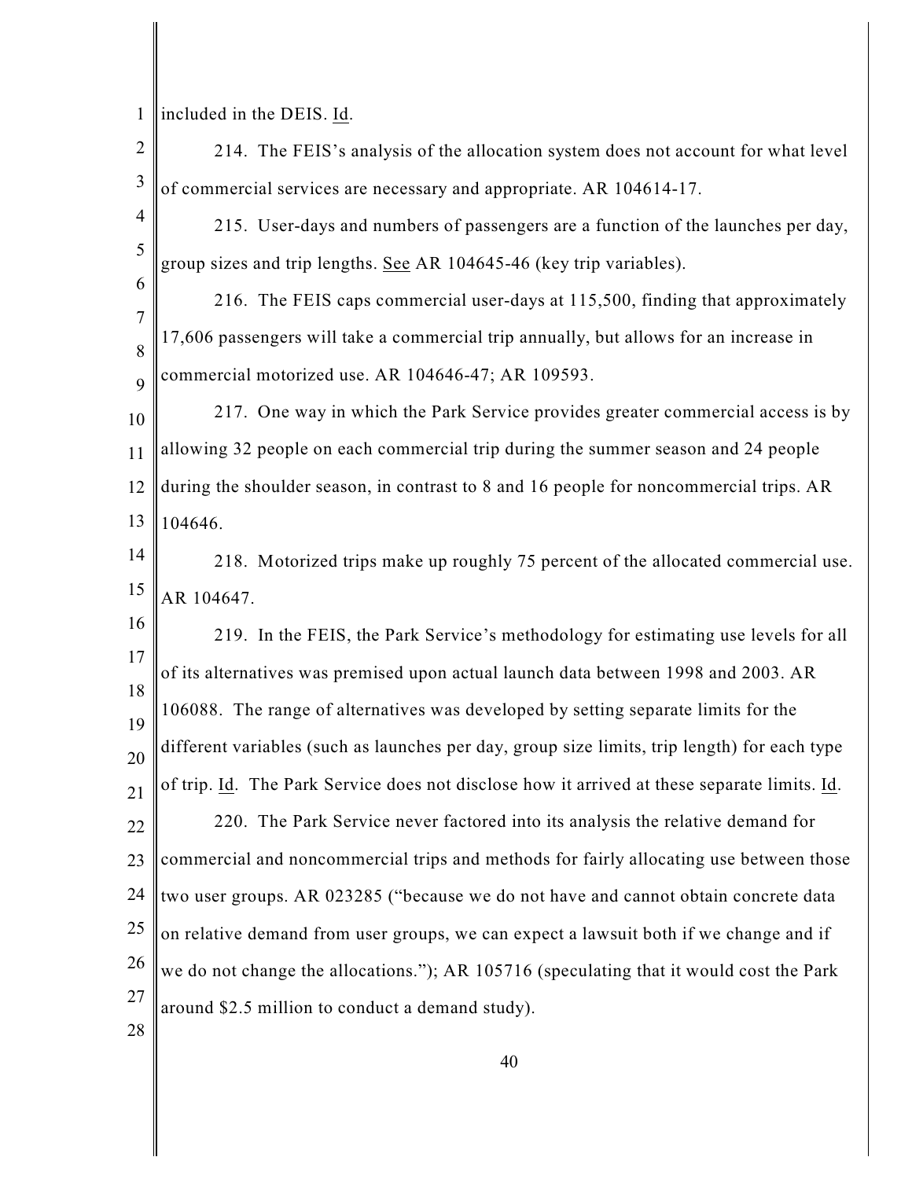included in the DEIS. Id.

214. The FEIS's analysis of the allocation system does not account for what level of commercial services are necessary and appropriate. AR 104614-17.

215. User-days and numbers of passengers are a function of the launches per day, group sizes and trip lengths. See AR 104645-46 (key trip variables).

216. The FEIS caps commercial user-days at 115,500, finding that approximately 17,606 passengers will take a commercial trip annually, but allows for an increase in commercial motorized use. AR 104646-47; AR 109593.

217. One way in which the Park Service provides greater commercial access is by allowing 32 people on each commercial trip during the summer season and 24 people during the shoulder season, in contrast to 8 and 16 people for noncommercial trips. AR 104646.

218. Motorized trips make up roughly 75 percent of the allocated commercial use. AR 104647.

219. In the FEIS, the Park Service's methodology for estimating use levels for all of its alternatives was premised upon actual launch data between 1998 and 2003. AR 106088. The range of alternatives was developed by setting separate limits for the different variables (such as launches per day, group size limits, trip length) for each type of trip. Id. The Park Service does not disclose how it arrived at these separate limits. Id.

220. The Park Service never factored into its analysis the relative demand for commercial and noncommercial trips and methods for fairly allocating use between those two user groups. AR 023285 ("because we do not have and cannot obtain concrete data on relative demand from user groups, we can expect a lawsuit both if we change and if we do not change the allocations."); AR 105716 (speculating that it would cost the Park around $2.5 million to conduct a demand study).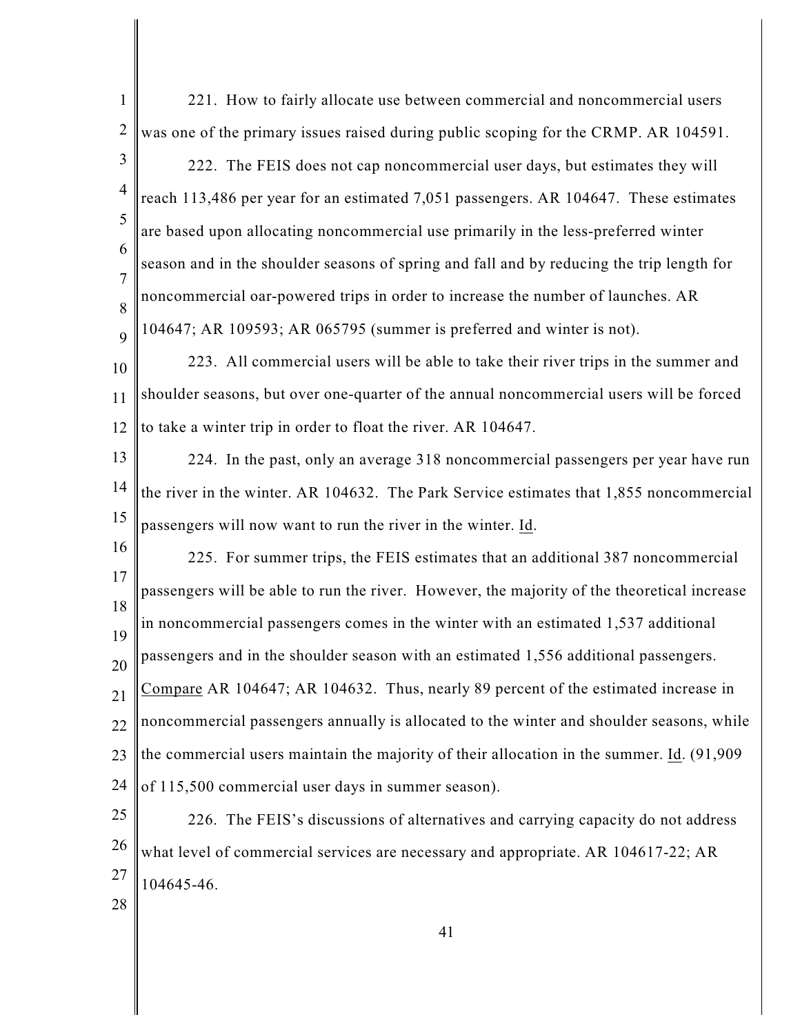221. How to fairly allocate use between commercial and noncommercial users was one of the primary issues raised during public scoping for the CRMP. AR 104591.

222. The FEIS does not cap noncommercial user days, but estimates they will reach 113,486 per year for an estimated 7,051 passengers. AR 104647. These estimates are based upon allocating noncommercial use primarily in the less-preferred winter season and in the shoulder seasons of spring and fall and by reducing the trip length for noncommercial oar-powered trips in order to increase the number of launches. AR 104647; AR 109593; AR 065795 (summer is preferred and winter is not).

223. All commercial users will be able to take their river trips in the summer and shoulder seasons, but over one-quarter of the annual noncommercial users will be forced to take a winter trip in order to float the river. AR 104647.

224. In the past, only an average 318 noncommercial passengers per year have run the river in the winter. AR 104632. The Park Service estimates that 1,855 noncommercial passengers will now want to run the river in the winter. Id.

225. For summer trips, the FEIS estimates that an additional 387 noncommercial passengers will be able to run the river. However, the majority of the theoretical increase in noncommercial passengers comes in the winter with an estimated 1,537 additional passengers and in the shoulder season with an estimated 1,556 additional passengers. Compare AR 104647; AR 104632. Thus, nearly 89 percent of the estimated increase in noncommercial passengers annually is allocated to the winter and shoulder seasons, while the commercial users maintain the majority of their allocation in the summer. Id. (91,909 of 115,500 commercial user days in summer season).

226. The FEIS's discussions of alternatives and carrying capacity do not address what level of commercial services are necessary and appropriate. AR 104617-22; AR 104645-46.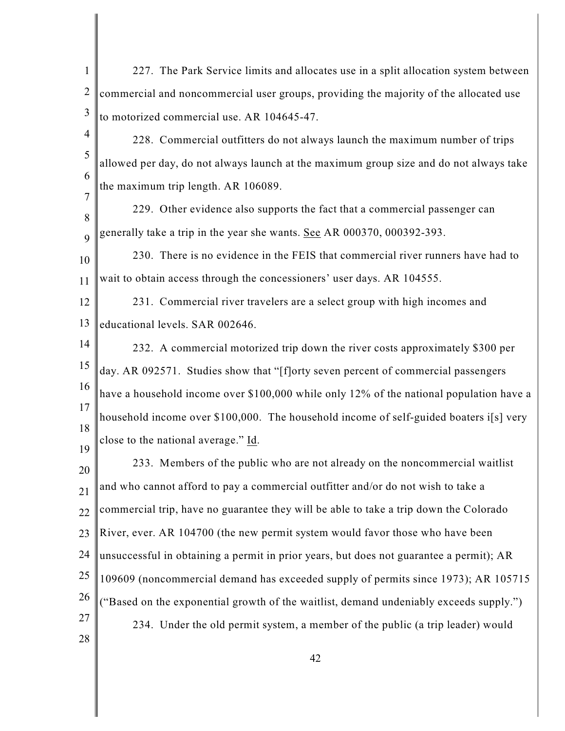227. The Park Service limits and allocates use in a split allocation system between commercial and noncommercial user groups, providing the majority of the allocated use to motorized commercial use. AR 104645-47.

228. Commercial outfitters do not always launch the maximum number of trips allowed per day, do not always launch at the maximum group size and do not always take the maximum trip length. AR 106089.

229. Other evidence also supports the fact that a commercial passenger can generally take a trip in the year she wants. See AR 000370, 000392-393.

230. There is no evidence in the FEIS that commercial river runners have had to wait to obtain access through the concessioners' user days. AR 104555.

231. Commercial river travelers are a select group with high incomes and educational levels. SAR 002646.

232. A commercial motorized trip down the river costs approximately $300 per day. AR 092571. Studies show that "[f]orty seven percent of commercial passengers have a household income over $100,000 while only 12% of the national population have a household income over $100,000. The household income of self-guided boaters i[s] very close to the national average." Id.

233. Members of the public who are not already on the noncommercial waitlist and who cannot afford to pay a commercial outfitter and/or do not wish to take a commercial trip, have no guarantee they will be able to take a trip down the Colorado River, ever. AR 104700 (the new permit system would favor those who have been unsuccessful in obtaining a permit in prior years, but does not guarantee a permit); AR 109609 (noncommercial demand has exceeded supply of permits since 1973); AR 105715 ("Based on the exponential growth of the waitlist, demand undeniably exceeds supply.")

234. Under the old permit system, a member of the public (a trip leader) would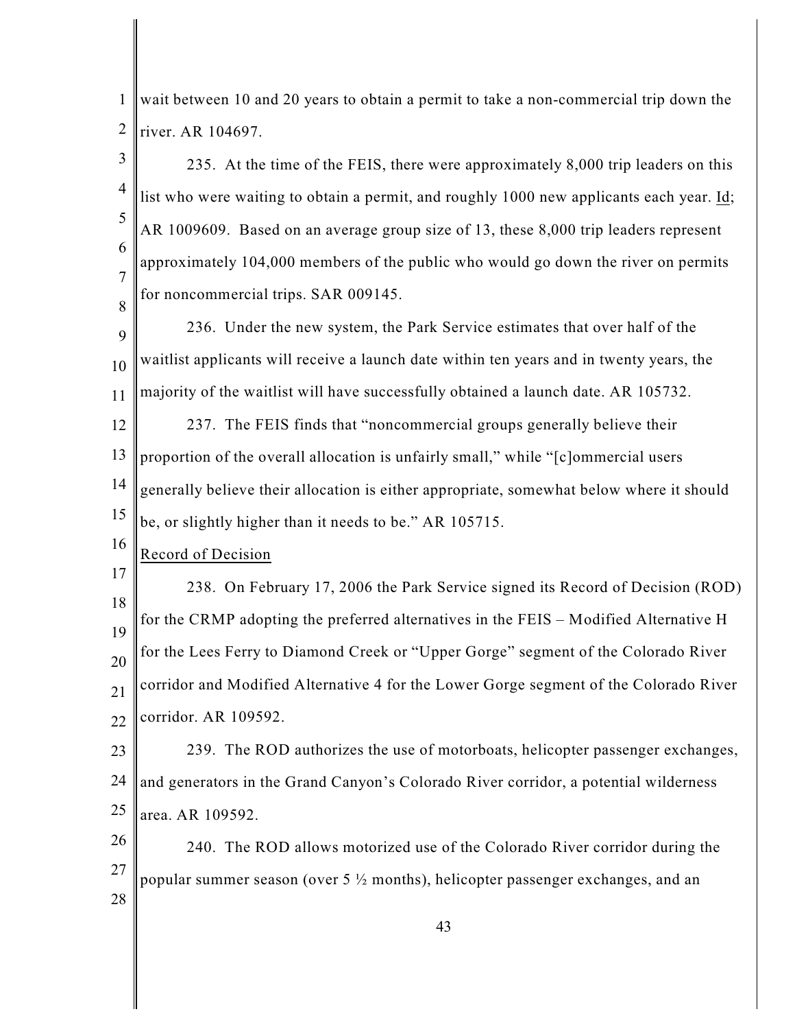wait between 10 and 20 years to obtain a permit to take a non-commercial trip down the river. AR 104697.

235. At the time of the FEIS, there were approximately 8,000 trip leaders on this list who were waiting to obtain a permit, and roughly 1000 new applicants each year. Id; AR 1009609. Based on an average group size of 13, these 8,000 trip leaders represent approximately 104,000 members of the public who would go down the river on permits for noncommercial trips. SAR 009145.

236. Under the new system, the Park Service estimates that over half of the waitlist applicants will receive a launch date within ten years and in twenty years, the majority of the waitlist will have successfully obtained a launch date. AR 105732.

237. The FEIS finds that "noncommercial groups generally believe their proportion of the overall allocation is unfairly small," while "[c]ommercial users generally believe their allocation is either appropriate, somewhat below where it should be, or slightly higher than it needs to be." AR 105715.

Record of Decision

238. On February 17, 2006 the Park Service signed its Record of Decision (ROD) for the CRMP adopting the preferred alternatives in the FEIS – Modified Alternative H for the Lees Ferry to Diamond Creek or "Upper Gorge" segment of the Colorado River corridor and Modified Alternative 4 for the Lower Gorge segment of the Colorado River corridor. AR 109592.

239. The ROD authorizes the use of motorboats, helicopter passenger exchanges, and generators in the Grand Canyon's Colorado River corridor, a potential wilderness area. AR 109592.

240. The ROD allows motorized use of the Colorado River corridor during the popular summer season (over 5 ½ months), helicopter passenger exchanges, and an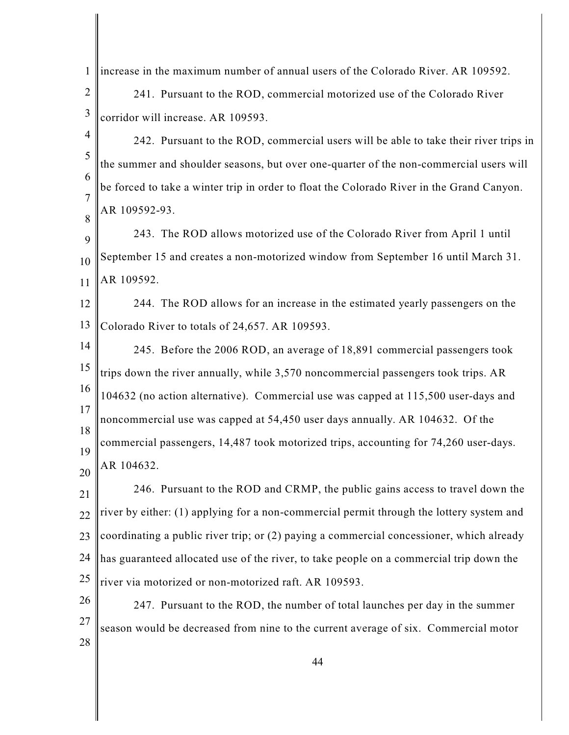increase in the maximum number of annual users of the Colorado River. AR 109592.

241. Pursuant to the ROD, commercial motorized use of the Colorado River corridor will increase. AR 109593.

242. Pursuant to the ROD, commercial users will be able to take their river trips in the summer and shoulder seasons, but over one-quarter of the non-commercial users will be forced to take a winter trip in order to float the Colorado River in the Grand Canyon. AR 109592-93.

243. The ROD allows motorized use of the Colorado River from April 1 until September 15 and creates a non-motorized window from September 16 until March 31. AR 109592.

244. The ROD allows for an increase in the estimated yearly passengers on the Colorado River to totals of 24,657. AR 109593.

245. Before the 2006 ROD, an average of 18,891 commercial passengers took trips down the river annually, while 3,570 noncommercial passengers took trips. AR 104632 (no action alternative). Commercial use was capped at 115,500 user-days and noncommercial use was capped at 54,450 user days annually. AR 104632. Of the commercial passengers, 14,487 took motorized trips, accounting for 74,260 user-days. AR 104632.

246. Pursuant to the ROD and CRMP, the public gains access to travel down the river by either: (1) applying for a non-commercial permit through the lottery system and coordinating a public river trip; or (2) paying a commercial concessioner, which already has guaranteed allocated use of the river, to take people on a commercial trip down the river via motorized or non-motorized raft. AR 109593.

247. Pursuant to the ROD, the number of total launches per day in the summer season would be decreased from nine to the current average of six. Commercial motor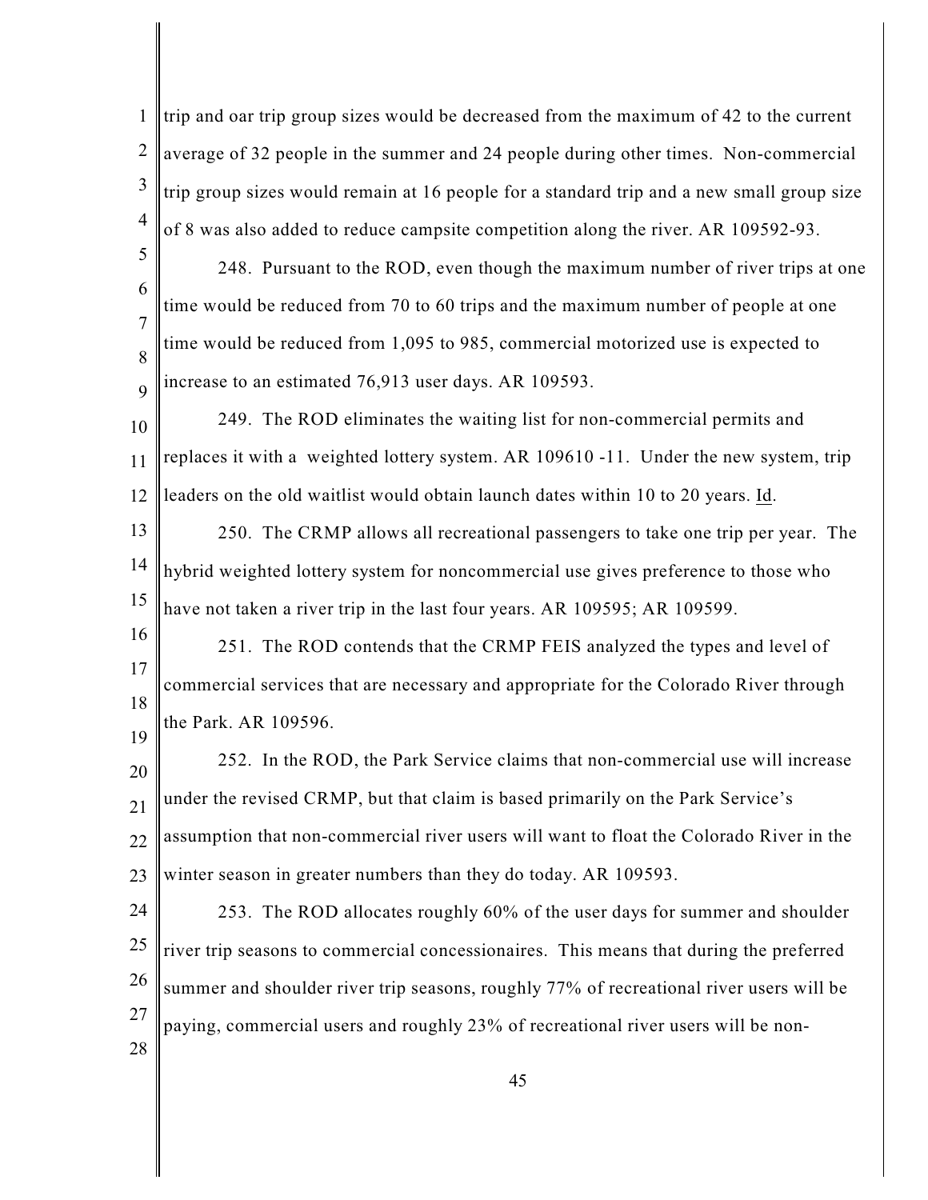trip and oar trip group sizes would be decreased from the maximum of 42 to the current average of 32 people in the summer and 24 people during other times. Non-commercial trip group sizes would remain at 16 people for a standard trip and a new small group size of 8 was also added to reduce campsite competition along the river. AR 109592-93.

248. Pursuant to the ROD, even though the maximum number of river trips at one time would be reduced from 70 to 60 trips and the maximum number of people at one time would be reduced from 1,095 to 985, commercial motorized use is expected to increase to an estimated 76,913 user days. AR 109593.

249. The ROD eliminates the waiting list for non-commercial permits and replaces it with a weighted lottery system. AR 109610 -11. Under the new system, trip leaders on the old waitlist would obtain launch dates within 10 to 20 years. Id.

250. The CRMP allows all recreational passengers to take one trip per year. The hybrid weighted lottery system for noncommercial use gives preference to those who have not taken a river trip in the last four years. AR 109595; AR 109599.

251. The ROD contends that the CRMP FEIS analyzed the types and level of commercial services that are necessary and appropriate for the Colorado River through the Park. AR 109596.

252. In the ROD, the Park Service claims that non-commercial use will increase under the revised CRMP, but that claim is based primarily on the Park Service's assumption that non-commercial river users will want to float the Colorado River in the winter season in greater numbers than they do today. AR 109593.

253. The ROD allocates roughly 60% of the user days for summer and shoulder river trip seasons to commercial concessionaires. This means that during the preferred summer and shoulder river trip seasons, roughly 77% of recreational river users will be paying, commercial users and roughly 23% of recreational river users will be non-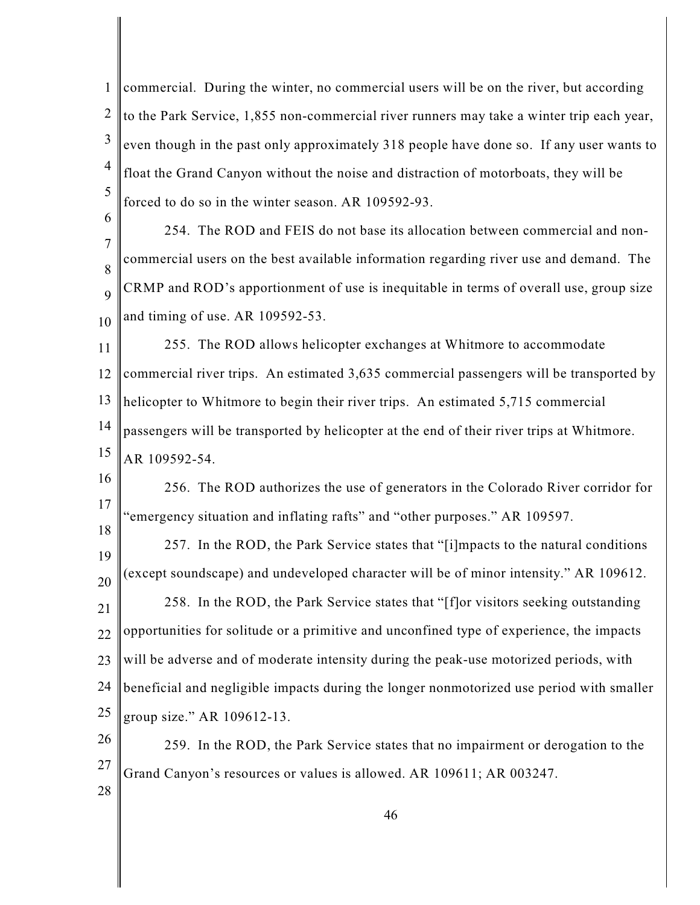commercial. During the winter, no commercial users will be on the river, but according to the Park Service, 1,855 non-commercial river runners may take a winter trip each year, even though in the past only approximately 318 people have done so. If any user wants to float the Grand Canyon without the noise and distraction of motorboats, they will be forced to do so in the winter season. AR 109592-93.

254. The ROD and FEIS do not base its allocation between commercial and non-commercial users on the best available information regarding river use and demand. The CRMP and ROD's apportionment of use is inequitable in terms of overall use, group size and timing of use. AR 109592-53.

255. The ROD allows helicopter exchanges at Whitmore to accommodate commercial river trips. An estimated 3,635 commercial passengers will be transported by helicopter to Whitmore to begin their river trips. An estimated 5,715 commercial passengers will be transported by helicopter at the end of their river trips at Whitmore. AR 109592-54.

256. The ROD authorizes the use of generators in the Colorado River corridor for "emergency situation and inflating rafts" and "other purposes." AR 109597.

257. In the ROD, the Park Service states that "[i]mpacts to the natural conditions (except soundscape) and undeveloped character will be of minor intensity." AR 109612.

258. In the ROD, the Park Service states that "[f]or visitors seeking outstanding opportunities for solitude or a primitive and unconfined type of experience, the impacts will be adverse and of moderate intensity during the peak-use motorized periods, with beneficial and negligible impacts during the longer nonmotorized use period with smaller group size." AR 109612-13.

259. In the ROD, the Park Service states that no impairment or derogation to the Grand Canyon's resources or values is allowed. AR 109611; AR 003247.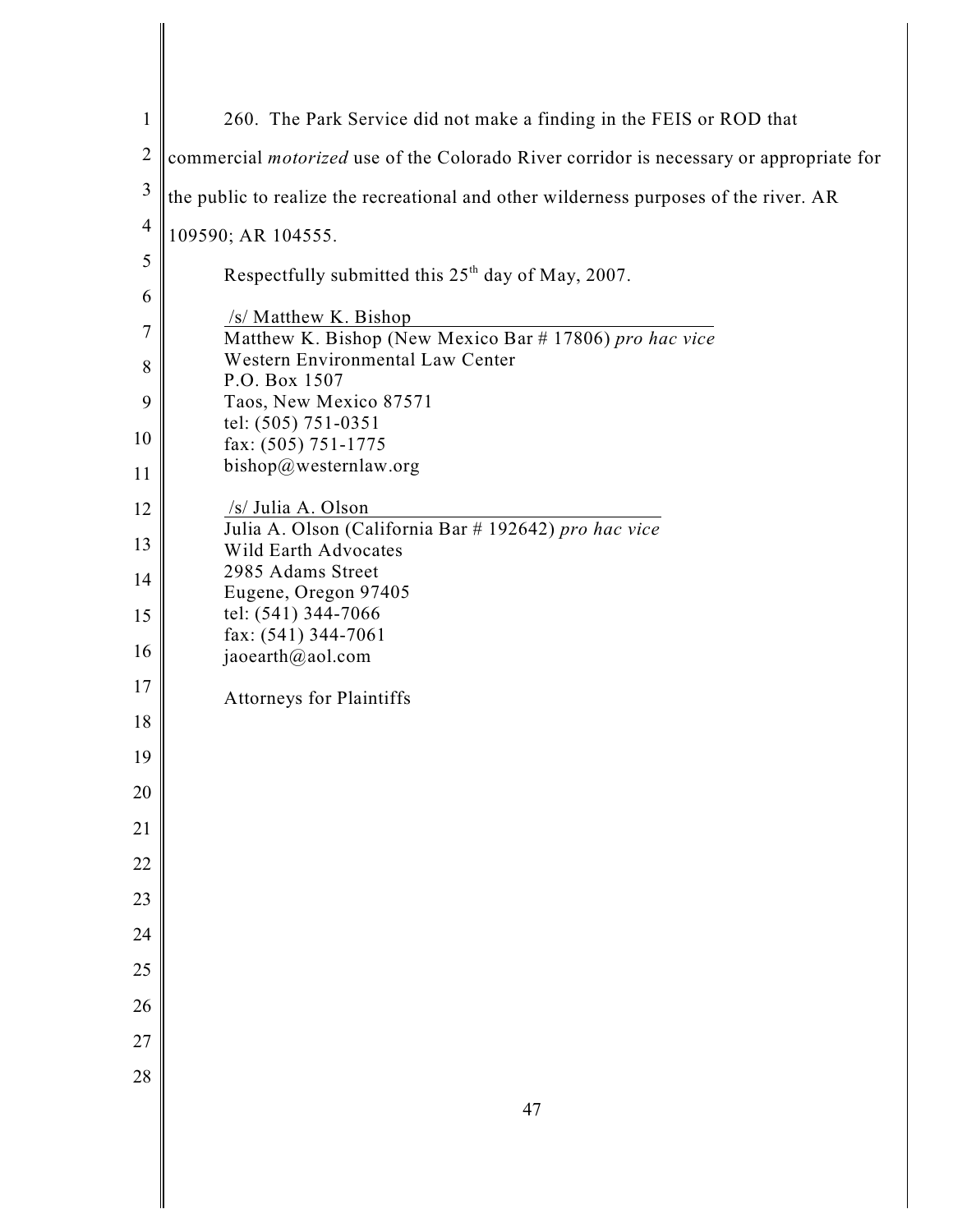260. The Park Service did not make a finding in the FEIS or ROD that commercial *motorized* use of the Colorado River corridor is necessary or appropriate for the public to realize the recreational and other wilderness purposes of the river. AR 109590; AR 104555.

Respectfully submitted this 25th day of May, 2007.

/s/ Matthew K. Bishop
Matthew K. Bishop (New Mexico Bar # 17806) *pro hac vice*
Western Environmental Law Center
P.O. Box 1507
Taos, New Mexico 87571
tel: (505) 751-0351
fax: (505) 751-1775
bishop@westernlaw.org

/s/ Julia A. Olson
Julia A. Olson (California Bar # 192642) *pro hac vice*
Wild Earth Advocates
2985 Adams Street
Eugene, Oregon 97405
tel: (541) 344-7066
fax: (541) 344-7061
jaoearth@aol.com

Attorneys for Plaintiffs